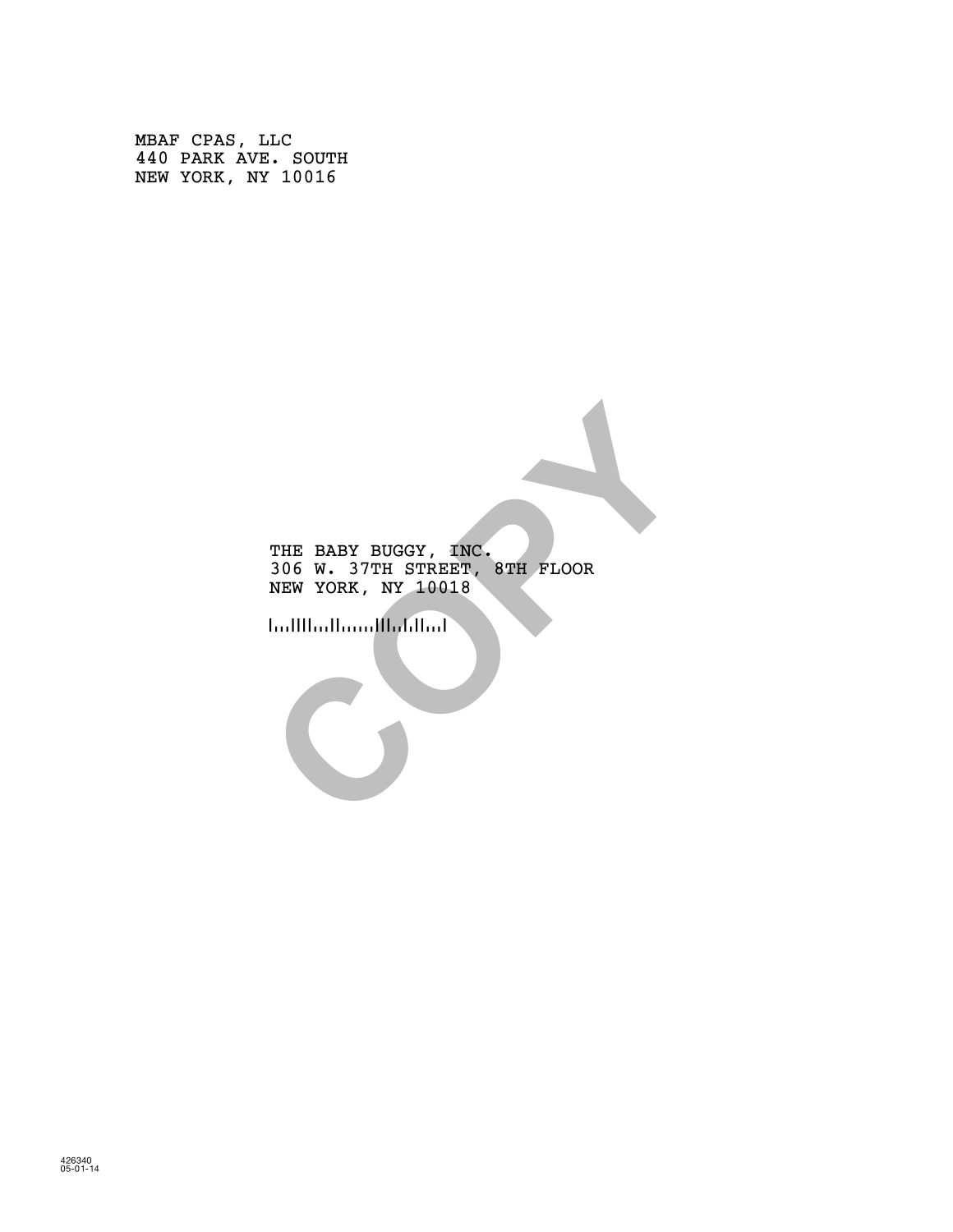MBAF CPAS, LLC
440 PARK AVE. SOUTH
NEW YORK, NY 10016

THE BABY BUGGY, INC.
306 W. 37TH STREET, 8TH FLOOR
NEW YORK, NY 10018

COPY

426340
05-01-14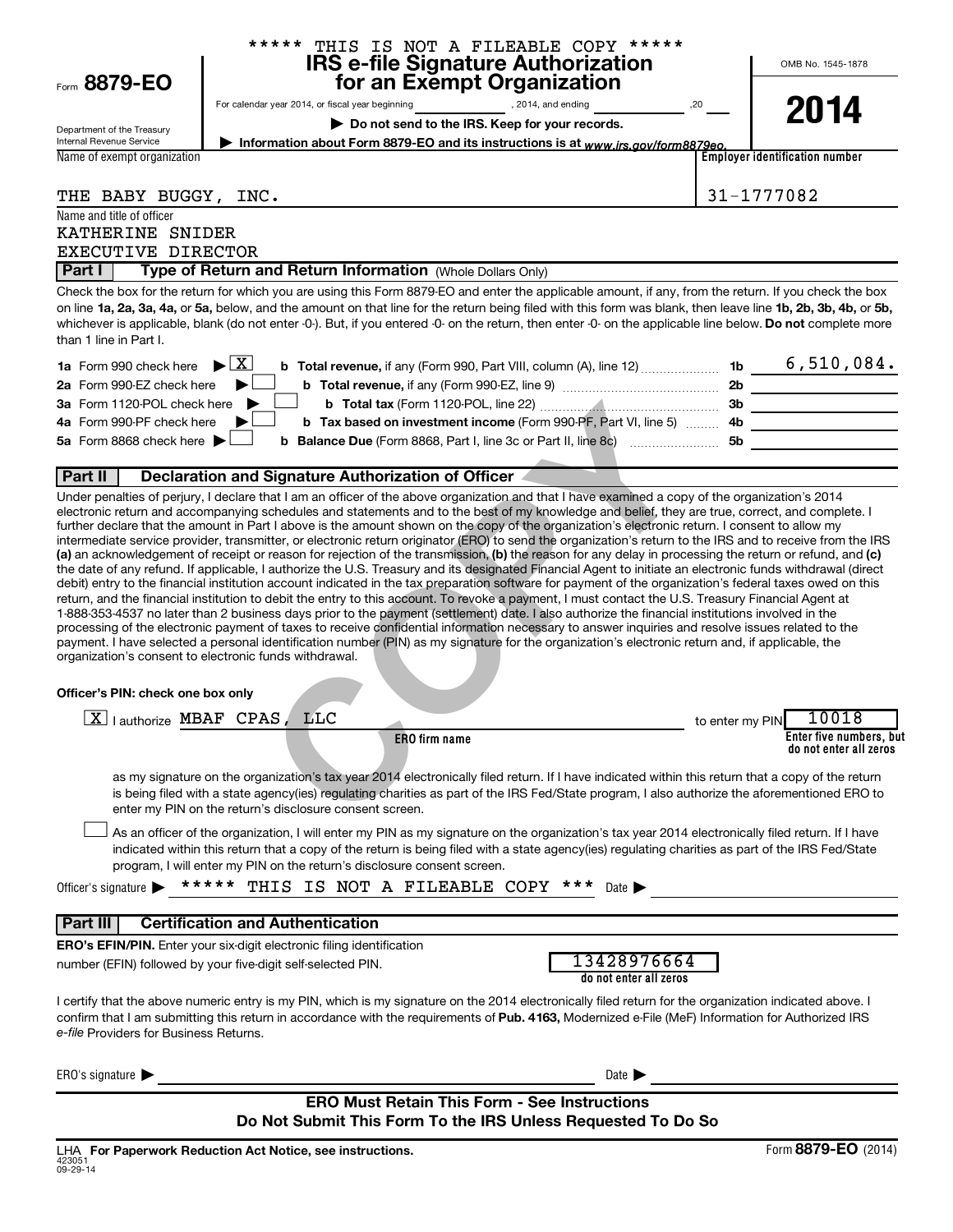***** THIS IS NOT A FILEABLE COPY *****

Form **8879-EO**

Department of the Treasury
Internal Revenue Service

# IRS e-file Signature Authorization for an Exempt Organization

For calendar year 2014, or fiscal year beginning , 2014, and ending , 20

▶ **Do not send to the IRS. Keep for your records.**

▶ **Information about Form 8879-EO and its instructions is at** *www.irs.gov/form8879eo.*

OMB No. 1545-1878

**2014**

| Name of exempt organization | Employer identification number |
|---|---|
| THE BABY BUGGY, INC. | 31-1777082 |

Name and title of officer
KATHERINE SNIDER
EXECUTIVE DIRECTOR

## Part I — Type of Return and Return Information (Whole Dollars Only)

Check the box for the return for which you are using this Form 8879-EO and enter the applicable amount, if any, from the return. If you check the box on line **1a, 2a, 3a, 4a,** or **5a,** below, and the amount on that line for the return being filed with this form was blank, then leave line **1b, 2b, 3b, 4b,** or **5b,** whichever is applicable, blank (do not enter -0-). But, if you entered -0- on the return, then enter -0- on the applicable line below. **Do not** complete more than 1 line in Part I.

| | | | | |
|---|---|---|---|---|
| **1a** Form 990 check here ▶ [X] | **b Total revenue,** if any (Form 990, Part VIII, column (A), line 12) | **1b** | 6,510,084. |
| **2a** Form 990-EZ check here ▶ [ ] | **b Total revenue,** if any (Form 990-EZ, line 9) | **2b** | |
| **3a** Form 1120-POL check here ▶ [ ] | **b Total tax** (Form 1120-POL, line 22) | **3b** | |
| **4a** Form 990-PF check here ▶ [ ] | **b Tax based on investment income** (Form 990-PF, Part VI, line 5) | **4b** | |
| **5a** Form 8868 check here ▶ [ ] | **b Balance Due** (Form 8868, Part I, line 3c or Part II, line 8c) | **5b** | |

## Part II — Declaration and Signature Authorization of Officer

Under penalties of perjury, I declare that I am an officer of the above organization and that I have examined a copy of the organization's 2014 electronic return and accompanying schedules and statements and to the best of my knowledge and belief, they are true, correct, and complete. I further declare that the amount in Part I above is the amount shown on the copy of the organization's electronic return. I consent to allow my intermediate service provider, transmitter, or electronic return originator (ERO) to send the organization's return to the IRS and to receive from the IRS **(a)** an acknowledgement of receipt or reason for rejection of the transmission, **(b)** the reason for any delay in processing the return or refund, and **(c)** the date of any refund. If applicable, I authorize the U.S. Treasury and its designated Financial Agent to initiate an electronic funds withdrawal (direct debit) entry to the financial institution account indicated in the tax preparation software for payment of the organization's federal taxes owed on this return, and the financial institution to debit the entry to this account. To revoke a payment, I must contact the U.S. Treasury Financial Agent at 1-888-353-4537 no later than 2 business days prior to the payment (settlement) date. I also authorize the financial institutions involved in the processing of the electronic payment of taxes to receive confidential information necessary to answer inquiries and resolve issues related to the payment. I have selected a personal identification number (PIN) as my signature for the organization's electronic return and, if applicable, the organization's consent to electronic funds withdrawal.

**Officer's PIN: check one box only**

[X] I authorize MBAF CPAS, LLC (**ERO firm name**) to enter my PIN 10018 (**Enter five numbers, but do not enter all zeros**)

as my signature on the organization's tax year 2014 electronically filed return. If I have indicated within this return that a copy of the return is being filed with a state agency(ies) regulating charities as part of the IRS Fed/State program, I also authorize the aforementioned ERO to enter my PIN on the return's disclosure consent screen.

[ ] As an officer of the organization, I will enter my PIN as my signature on the organization's tax year 2014 electronically filed return. If I have indicated within this return that a copy of the return is being filed with a state agency(ies) regulating charities as part of the IRS Fed/State program, I will enter my PIN on the return's disclosure consent screen.

Officer's signature ▶ ***** THIS IS NOT A FILEABLE COPY *** Date ▶

## Part III — Certification and Authentication

**ERO's EFIN/PIN.** Enter your six-digit electronic filing identification number (EFIN) followed by your five-digit self-selected PIN. 13428976664 (**do not enter all zeros**)

I certify that the above numeric entry is my PIN, which is my signature on the 2014 electronically filed return for the organization indicated above. I confirm that I am submitting this return in accordance with the requirements of **Pub. 4163,** Modernized e-File (MeF) Information for Authorized IRS *e-file* Providers for Business Returns.

ERO's signature ▶ Date ▶

**ERO Must Retain This Form - See Instructions**
**Do Not Submit This Form To the IRS Unless Requested To Do So**

LHA **For Paperwork Reduction Act Notice, see instructions.**
423051
09-29-14

Form **8879-EO** (2014)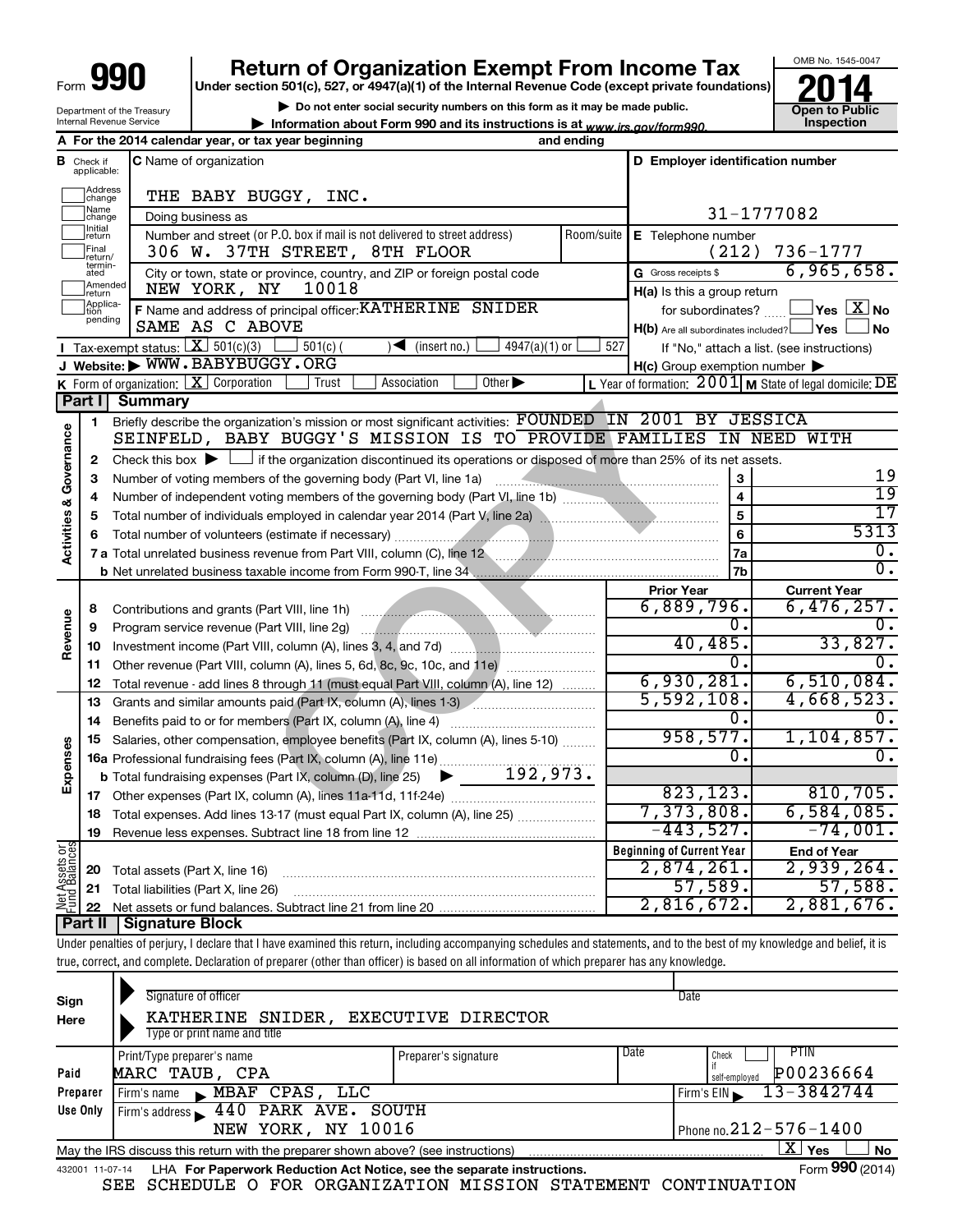Form **990**

# Return of Organization Exempt From Income Tax

**Under section 501(c), 527, or 4947(a)(1) of the Internal Revenue Code (except private foundations)**

▶ Do not enter social security numbers on this form as it may be made public.

▶ Information about Form 990 and its instructions is at www.irs.gov/form990.

Department of the Treasury
Internal Revenue Service

OMB No. 1545-0047

**2014**

**Open to Public Inspection**

**A** For the 2014 calendar year, or tax year beginning and ending

**B** Check if applicable: Address change, Name change, Initial return, Final return/terminated, Amended return, Application pending

**C** Name of organization: THE BABY BUGGY, INC.

Doing business as

Number and street (or P.O. box if mail is not delivered to street address) Room/suite: 306 W. 37TH STREET, 8TH FLOOR

City or town, state or province, country, and ZIP or foreign postal code: NEW YORK, NY 10018

**D** Employer identification number: 31-1777082

**E** Telephone number: (212) 736-1777

**G** Gross receipts $ 6,965,658.

**F** Name and address of principal officer: KATHERINE SNIDER, SAME AS C ABOVE

**H(a)** Is this a group return for subordinates? ☐ Yes ☒ No

**H(b)** Are all subordinates included? ☐ Yes ☐ No — If "No," attach a list. (see instructions)

**H(c)** Group exemption number ▶

**I** Tax-exempt status: ☒ 501(c)(3) ☐ 501(c) ( ) ◀ (insert no.) ☐ 4947(a)(1) or ☐ 527

**J** Website: ▶ WWW.BABYBUGGY.ORG

**K** Form of organization: ☒ Corporation ☐ Trust ☐ Association ☐ Other ▶

**L** Year of formation: 2001 **M** State of legal domicile: DE

## Part I Summary

**Activities & Governance**

1 Briefly describe the organization's mission or most significant activities: FOUNDED IN 2001 BY JESSICA SEINFELD, BABY BUGGY'S MISSION IS TO PROVIDE FAMILIES IN NEED WITH

2 Check this box ▶ ☐ if the organization discontinued its operations or disposed of more than 25% of its net assets.

| Line | Description | | Value |
|---|---|---|---|
| 3 | Number of voting members of the governing body (Part VI, line 1a) | 3 | 19 |
| 4 | Number of independent voting members of the governing body (Part VI, line 1b) | 4 | 19 |
| 5 | Total number of individuals employed in calendar year 2014 (Part V, line 2a) | 5 | 17 |
| 6 | Total number of volunteers (estimate if necessary) | 6 | 5313 |
| 7a | Total unrelated business revenue from Part VIII, column (C), line 12 | 7a | 0. |
| b | Net unrelated business taxable income from Form 990-T, line 34 | 7b | 0. |

| | Line | Description | Prior Year | Current Year |
|---|---|---|---|---|
| Revenue | 8 | Contributions and grants (Part VIII, line 1h) | 6,889,796. | 6,476,257. |
| | 9 | Program service revenue (Part VIII, line 2g) | 0. | 0. |
| | 10 | Investment income (Part VIII, column (A), lines 3, 4, and 7d) | 40,485. | 33,827. |
| | 11 | Other revenue (Part VIII, column (A), lines 5, 6d, 8c, 9c, 10c, and 11e) | 0. | 0. |
| | 12 | Total revenue - add lines 8 through 11 (must equal Part VIII, column (A), line 12) | 6,930,281. | 6,510,084. |
| Expenses | 13 | Grants and similar amounts paid (Part IX, column (A), lines 1-3) | 5,592,108. | 4,668,523. |
| | 14 | Benefits paid to or for members (Part IX, column (A), line 4) | 0. | 0. |
| | 15 | Salaries, other compensation, employee benefits (Part IX, column (A), lines 5-10) | 958,577. | 1,104,857. |
| | 16a | Professional fundraising fees (Part IX, column (A), line 11e) | 0. | 0. |
| | b | Total fundraising expenses (Part IX, column (D), line 25) ▶ 192,973. | | |
| | 17 | Other expenses (Part IX, column (A), lines 11a-11d, 11f-24e) | 823,123. | 810,705. |
| | 18 | Total expenses. Add lines 13-17 (must equal Part IX, column (A), line 25) | 7,373,808. | 6,584,085. |
| | 19 | Revenue less expenses. Subtract line 18 from line 12 | -443,527. | -74,001. |

| | Line | Description | Beginning of Current Year | End of Year |
|---|---|---|---|---|
| Net Assets or Fund Balances | 20 | Total assets (Part X, line 16) | 2,874,261. | 2,939,264. |
| | 21 | Total liabilities (Part X, line 26) | 57,589. | 57,588. |
| | 22 | Net assets or fund balances. Subtract line 21 from line 20 | 2,816,672. | 2,881,676. |

## Part II Signature Block

Under penalties of perjury, I declare that I have examined this return, including accompanying schedules and statements, and to the best of my knowledge and belief, it is true, correct, and complete. Declaration of preparer (other than officer) is based on all information of which preparer has any knowledge.

**Sign Here**

Signature of officer — Date

KATHERINE SNIDER, EXECUTIVE DIRECTOR
Type or print name and title

**Paid Preparer Use Only**

| Print/Type preparer's name | Preparer's signature | Date | Check ☐ if self-employed | PTIN |
|---|---|---|---|---|
| MARC TAUB, CPA | | | | P00236664 |

Firm's name ▶ MBAF CPAS, LLC — Firm's EIN ▶ 13-3842744

Firm's address ▶ 440 PARK AVE. SOUTH, NEW YORK, NY 10016 — Phone no. 212-576-1400

May the IRS discuss this return with the preparer shown above? (see instructions) ☒ Yes ☐ No

432001 11-07-14 LHA **For Paperwork Reduction Act Notice, see the separate instructions.** Form **990** (2014)

SEE SCHEDULE O FOR ORGANIZATION MISSION STATEMENT CONTINUATION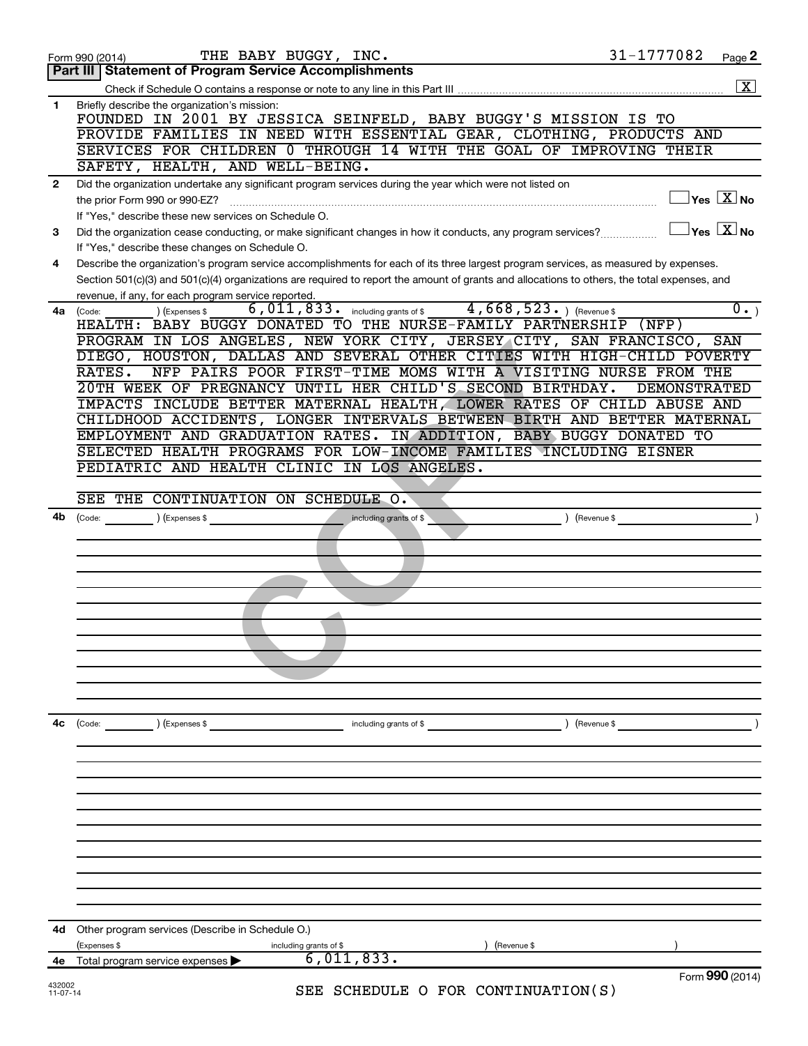Form 990 (2014) THE BABY BUGGY, INC. 31-1777082 Page **2**

## Part III | Statement of Program Service Accomplishments

Check if Schedule O contains a response or note to any line in this Part III .......... [X]

**1** Briefly describe the organization's mission:

FOUNDED IN 2001 BY JESSICA SEINFELD, BABY BUGGY'S MISSION IS TO PROVIDE FAMILIES IN NEED WITH ESSENTIAL GEAR, CLOTHING, PRODUCTS AND SERVICES FOR CHILDREN 0 THROUGH 14 WITH THE GOAL OF IMPROVING THEIR SAFETY, HEALTH, AND WELL-BEING.

**2** Did the organization undertake any significant program services during the year which were not listed on the prior Form 990 or 990-EZ? .......... [ ] Yes [X] No

If "Yes," describe these new services on Schedule O.

**3** Did the organization cease conducting, or make significant changes in how it conducts, any program services? .......... [ ] Yes [X] No

If "Yes," describe these changes on Schedule O.

**4** Describe the organization's program service accomplishments for each of its three largest program services, as measured by expenses. Section 501(c)(3) and 501(c)(4) organizations are required to report the amount of grants and allocations to others, the total expenses, and revenue, if any, for each program service reported.

**4a** (Code: ) (Expenses $ 6,011,833. including grants of $ 4,668,523. ) (Revenue $ 0. )

HEALTH: BABY BUGGY DONATED TO THE NURSE-FAMILY PARTNERSHIP (NFP) PROGRAM IN LOS ANGELES, NEW YORK CITY, JERSEY CITY, SAN FRANCISCO, SAN DIEGO, HOUSTON, DALLAS AND SEVERAL OTHER CITIES WITH HIGH-CHILD POVERTY RATES. NFP PAIRS POOR FIRST-TIME MOMS WITH A VISITING NURSE FROM THE 20TH WEEK OF PREGNANCY UNTIL HER CHILD'S SECOND BIRTHDAY. DEMONSTRATED IMPACTS INCLUDE BETTER MATERNAL HEALTH, LOWER RATES OF CHILD ABUSE AND CHILDHOOD ACCIDENTS, LONGER INTERVALS BETWEEN BIRTH AND BETTER MATERNAL EMPLOYMENT AND GRADUATION RATES. IN ADDITION, BABY BUGGY DONATED TO SELECTED HEALTH PROGRAMS FOR LOW-INCOME FAMILIES INCLUDING EISNER PEDIATRIC AND HEALTH CLINIC IN LOS ANGELES.

SEE THE CONTINUATION ON SCHEDULE O.

**4b** (Code: ) (Expenses $ including grants of $ ) (Revenue $ )

**4c** (Code: ) (Expenses $ including grants of $ ) (Revenue $ )

**4d** Other program services (Describe in Schedule O.)

(Expenses $ including grants of $ ) (Revenue $ )

**4e** Total program services expenses ▶ 6,011,833.

SEE SCHEDULE O FOR CONTINUATION(S)

Form **990** (2014)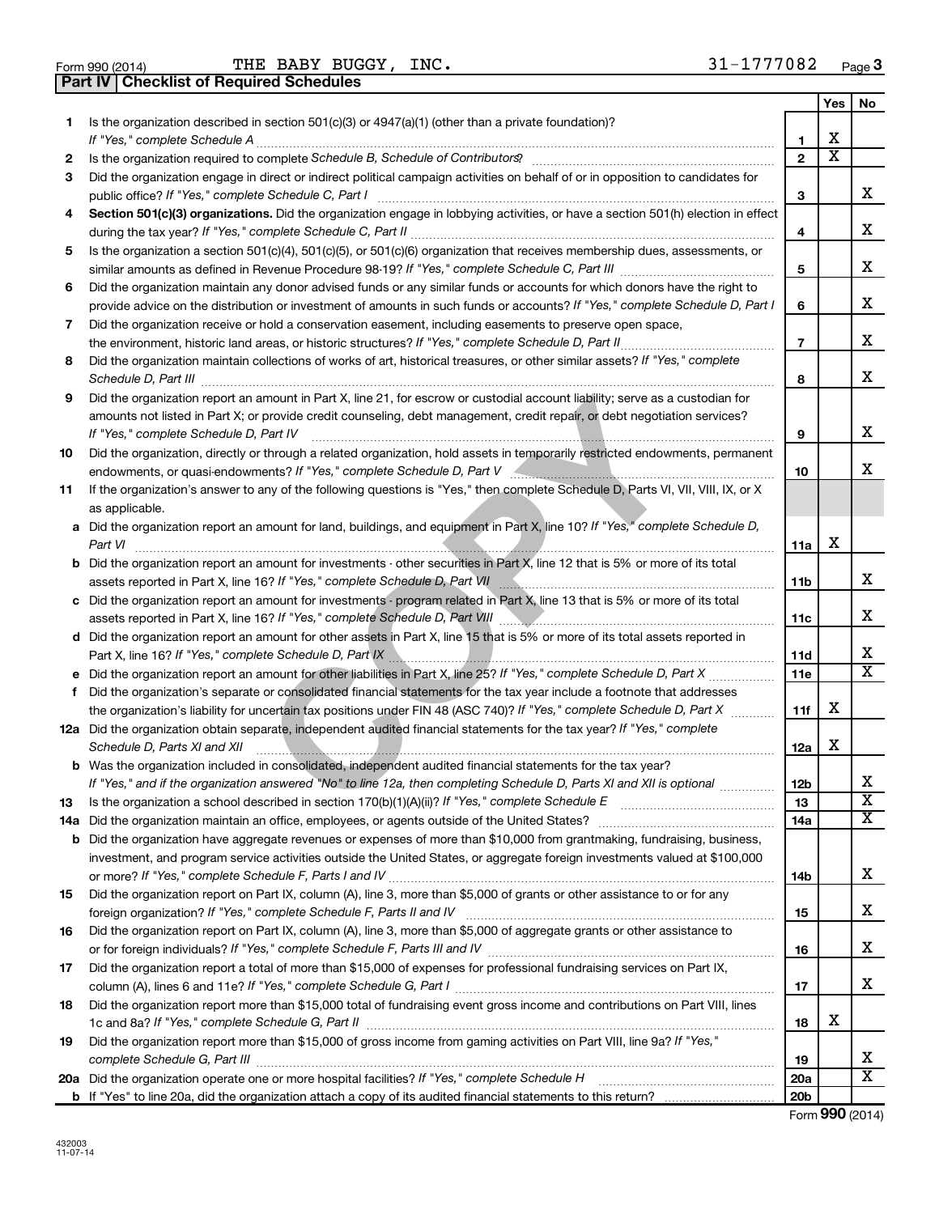Form 990 (2014) THE BABY BUGGY, INC. 31-1777082 Page **3**

## Part IV Checklist of Required Schedules

| | | | Yes | No |
|---|---|---|---|---|
| 1 | Is the organization described in section 501(c)(3) or 4947(a)(1) (other than a private foundation)? *If "Yes," complete Schedule A* | 1 | X | |
| 2 | Is the organization required to complete *Schedule B, Schedule of Contributors*? | 2 | X | |
| 3 | Did the organization engage in direct or indirect political campaign activities on behalf of or in opposition to candidates for public office? *If "Yes," complete Schedule C, Part I* | 3 | | X |
| 4 | **Section 501(c)(3) organizations.** Did the organization engage in lobbying activities, or have a section 501(h) election in effect during the tax year? *If "Yes," complete Schedule C, Part II* | 4 | | X |
| 5 | Is the organization a section 501(c)(4), 501(c)(5), or 501(c)(6) organization that receives membership dues, assessments, or similar amounts as defined in Revenue Procedure 98-19? *If "Yes," complete Schedule C, Part III* | 5 | | X |
| 6 | Did the organization maintain any donor advised funds or any similar funds or accounts for which donors have the right to provide advice on the distribution or investment of amounts in such funds or accounts? *If "Yes," complete Schedule D, Part I* | 6 | | X |
| 7 | Did the organization receive or hold a conservation easement, including easements to preserve open space, the environment, historic land areas, or historic structures? *If "Yes," complete Schedule D, Part II* | 7 | | X |
| 8 | Did the organization maintain collections of works of art, historical treasures, or other similar assets? *If "Yes," complete Schedule D, Part III* | 8 | | X |
| 9 | Did the organization report an amount in Part X, line 21, for escrow or custodial account liability; serve as a custodian for amounts not listed in Part X; or provide credit counseling, debt management, credit repair, or debt negotiation services? *If "Yes," complete Schedule D, Part IV* | 9 | | X |
| 10 | Did the organization, directly or through a related organization, hold assets in temporarily restricted endowments, permanent endowments, or quasi-endowments? *If "Yes," complete Schedule D, Part V* | 10 | | X |
| 11 | If the organization's answer to any of the following questions is "Yes," then complete Schedule D, Parts VI, VII, VIII, IX, or X as applicable. | | | |
| a | Did the organization report an amount for land, buildings, and equipment in Part X, line 10? *If "Yes," complete Schedule D, Part VI* | 11a | X | |
| b | Did the organization report an amount for investments - other securities in Part X, line 12 that is 5% or more of its total assets reported in Part X, line 16? *If "Yes," complete Schedule D, Part VII* | 11b | | X |
| c | Did the organization report an amount for investments - program related in Part X, line 13 that is 5% or more of its total assets reported in Part X, line 16? *If "Yes," complete Schedule D, Part VIII* | 11c | | X |
| d | Did the organization report an amount for other assets in Part X, line 15 that is 5% or more of its total assets reported in Part X, line 16? *If "Yes," complete Schedule D, Part IX* | 11d | | X |
| e | Did the organization report an amount for other liabilities in Part X, line 25? *If "Yes," complete Schedule D, Part X* | 11e | | X |
| f | Did the organization's separate or consolidated financial statements for the tax year include a footnote that addresses the organization's liability for uncertain tax positions under FIN 48 (ASC 740)? *If "Yes," complete Schedule D, Part X* | 11f | X | |
| 12a | Did the organization obtain separate, independent audited financial statements for the tax year? *If "Yes," complete Schedule D, Parts XI and XII* | 12a | X | |
| b | Was the organization included in consolidated, independent audited financial statements for the tax year? *If "Yes," and if the organization answered "No" to line 12a, then completing Schedule D, Parts XI and XII is optional* | 12b | | X |
| 13 | Is the organization a school described in section 170(b)(1)(A)(ii)? *If "Yes," complete Schedule E* | 13 | | X |
| 14a | Did the organization maintain an office, employees, or agents outside of the United States? | 14a | | X |
| b | Did the organization have aggregate revenues or expenses of more than $10,000 from grantmaking, fundraising, business, investment, and program service activities outside the United States, or aggregate foreign investments valued at $100,000 or more? *If "Yes," complete Schedule F, Parts I and IV* | 14b | | X |
| 15 | Did the organization report on Part IX, column (A), line 3, more than $5,000 of grants or other assistance to or for any foreign organization? *If "Yes," complete Schedule F, Parts II and IV* | 15 | | X |
| 16 | Did the organization report on Part IX, column (A), line 3, more than $5,000 of aggregate grants or other assistance to or for foreign individuals? *If "Yes," complete Schedule F, Parts III and IV* | 16 | | X |
| 17 | Did the organization report a total of more than $15,000 of expenses for professional fundraising services on Part IX, column (A), lines 6 and 11e? *If "Yes," complete Schedule G, Part I* | 17 | | X |
| 18 | Did the organization report more than $15,000 total of fundraising event gross income and contributions on Part VIII, lines 1c and 8a? *If "Yes," complete Schedule G, Part II* | 18 | X | |
| 19 | Did the organization report more than $15,000 of gross income from gaming activities on Part VIII, line 9a? *If "Yes," complete Schedule G, Part III* | 19 | | X |
| 20a | Did the organization operate one or more hospital facilities? *If "Yes," complete Schedule H* | 20a | | X |
| b | If "Yes" to line 20a, did the organization attach a copy of its audited financial statements to this return? | 20b | | |

Form **990** (2014)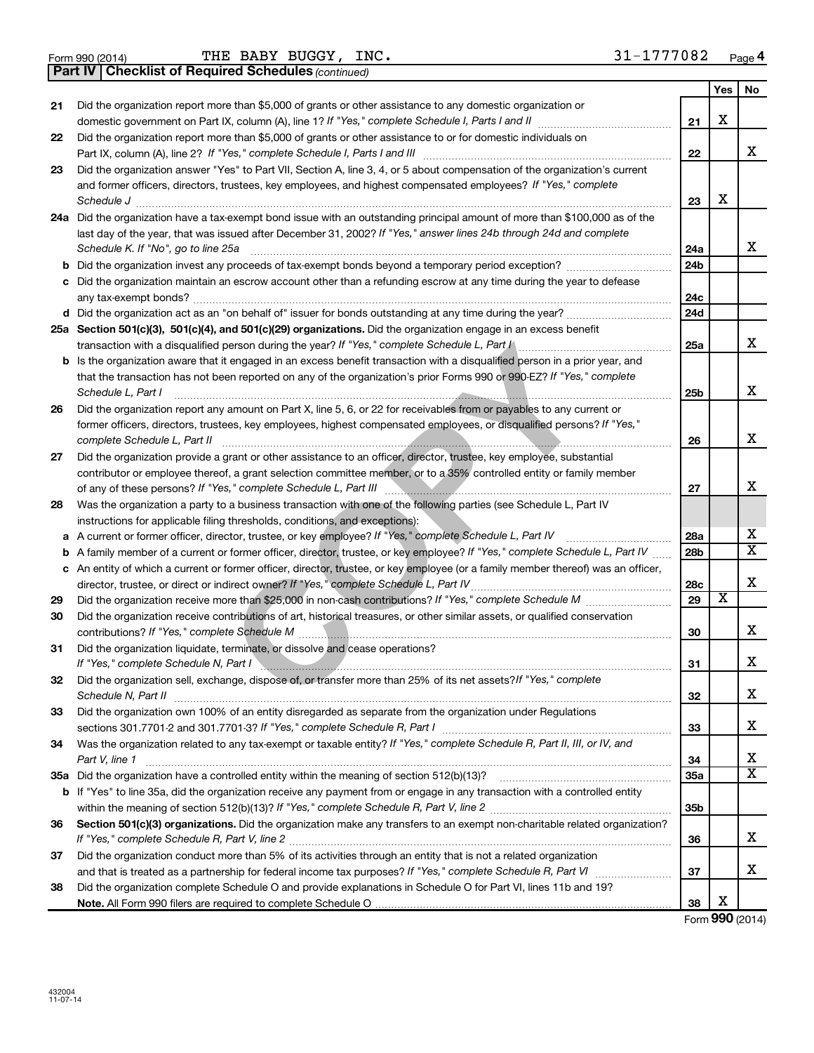Form 990 (2014) THE BABY BUGGY, INC. 31-1777082 Page 4

**Part IV | Checklist of Required Schedules** *(continued)*

| | | | Yes | No |
|---|---|---|---|---|
| 21 | Did the organization report more than $5,000 of grants or other assistance to any domestic organization or domestic government on Part IX, column (A), line 1? *If "Yes," complete Schedule I, Parts I and II* | 21 | X | |
| 22 | Did the organization report more than $5,000 of grants or other assistance to or for domestic individuals on Part IX, column (A), line 2? *If "Yes," complete Schedule I, Parts I and III* | 22 | | X |
| 23 | Did the organization answer "Yes" to Part VII, Section A, line 3, 4, or 5 about compensation of the organization's current and former officers, directors, trustees, key employees, and highest compensated employees? *If "Yes," complete Schedule J* | 23 | X | |
| 24a | Did the organization have a tax-exempt bond issue with an outstanding principal amount of more than $100,000 as of the last day of the year, that was issued after December 31, 2002? *If "Yes," answer lines 24b through 24d and complete Schedule K. If "No", go to line 25a* | 24a | | X |
| b | Did the organization invest any proceeds of tax-exempt bonds beyond a temporary period exception? | 24b | | |
| c | Did the organization maintain an escrow account other than a refunding escrow at any time during the year to defease any tax-exempt bonds? | 24c | | |
| d | Did the organization act as an "on behalf of" issuer for bonds outstanding at any time during the year? | 24d | | |
| 25a | **Section 501(c)(3), 501(c)(4), and 501(c)(29) organizations.** Did the organization engage in an excess benefit transaction with a disqualified person during the year? *If "Yes," complete Schedule L, Part I* | 25a | | X |
| b | Is the organization aware that it engaged in an excess benefit transaction with a disqualified person in a prior year, and that the transaction has not been reported on any of the organization's prior Forms 990 or 990-EZ? *If "Yes," complete Schedule L, Part I* | 25b | | X |
| 26 | Did the organization report any amount on Part X, line 5, 6, or 22 for receivables from or payables to any current or former officers, directors, trustees, key employees, highest compensated employees, or disqualified persons? *If "Yes," complete Schedule L, Part II* | 26 | | X |
| 27 | Did the organization provide a grant or other assistance to an officer, director, trustee, key employee, substantial contributor or employee thereof, a grant selection committee member, or to a 35% controlled entity or family member of any of these persons? *If "Yes," complete Schedule L, Part III* | 27 | | X |
| 28 | Was the organization a party to a business transaction with one of the following parties (see Schedule L, Part IV instructions for applicable filing thresholds, conditions, and exceptions): | | | |
| a | A current or former officer, director, trustee, or key employee? *If "Yes," complete Schedule L, Part IV* | 28a | | X |
| b | A family member of a current or former officer, director, trustee, or key employee? *If "Yes," complete Schedule L, Part IV* | 28b | | X |
| c | An entity of which a current or former officer, director, trustee, or key employee (or a family member thereof) was an officer, director, trustee, or direct or indirect owner? *If "Yes," complete Schedule L, Part IV* | 28c | | X |
| 29 | Did the organization receive more than $25,000 in non-cash contributions? *If "Yes," complete Schedule M* | 29 | X | |
| 30 | Did the organization receive contributions of art, historical treasures, or other similar assets, or qualified conservation contributions? *If "Yes," complete Schedule M* | 30 | | X |
| 31 | Did the organization liquidate, terminate, or dissolve and cease operations? *If "Yes," complete Schedule N, Part I* | 31 | | X |
| 32 | Did the organization sell, exchange, dispose of, or transfer more than 25% of its net assets? *If "Yes," complete Schedule N, Part II* | 32 | | X |
| 33 | Did the organization own 100% of an entity disregarded as separate from the organization under Regulations sections 301.7701-2 and 301.7701-3? *If "Yes," complete Schedule R, Part I* | 33 | | X |
| 34 | Was the organization related to any tax-exempt or taxable entity? *If "Yes," complete Schedule R, Part II, III, or IV, and Part V, line 1* | 34 | | X |
| 35a | Did the organization have a controlled entity within the meaning of section 512(b)(13)? | 35a | | X |
| b | If "Yes" to line 35a, did the organization receive any payment from or engage in any transaction with a controlled entity within the meaning of section 512(b)(13)? *If "Yes," complete Schedule R, Part V, line 2* | 35b | | |
| 36 | **Section 501(c)(3) organizations.** Did the organization make any transfers to an exempt non-charitable related organization? *If "Yes," complete Schedule R, Part V, line 2* | 36 | | X |
| 37 | Did the organization conduct more than 5% of its activities through an entity that is not a related organization and that is treated as a partnership for federal income tax purposes? *If "Yes," complete Schedule R, Part VI* | 37 | | X |
| 38 | Did the organization complete Schedule O and provide explanations in Schedule O for Part VI, lines 11b and 19? **Note.** All Form 990 filers are required to complete Schedule O | 38 | X | |

Form **990** (2014)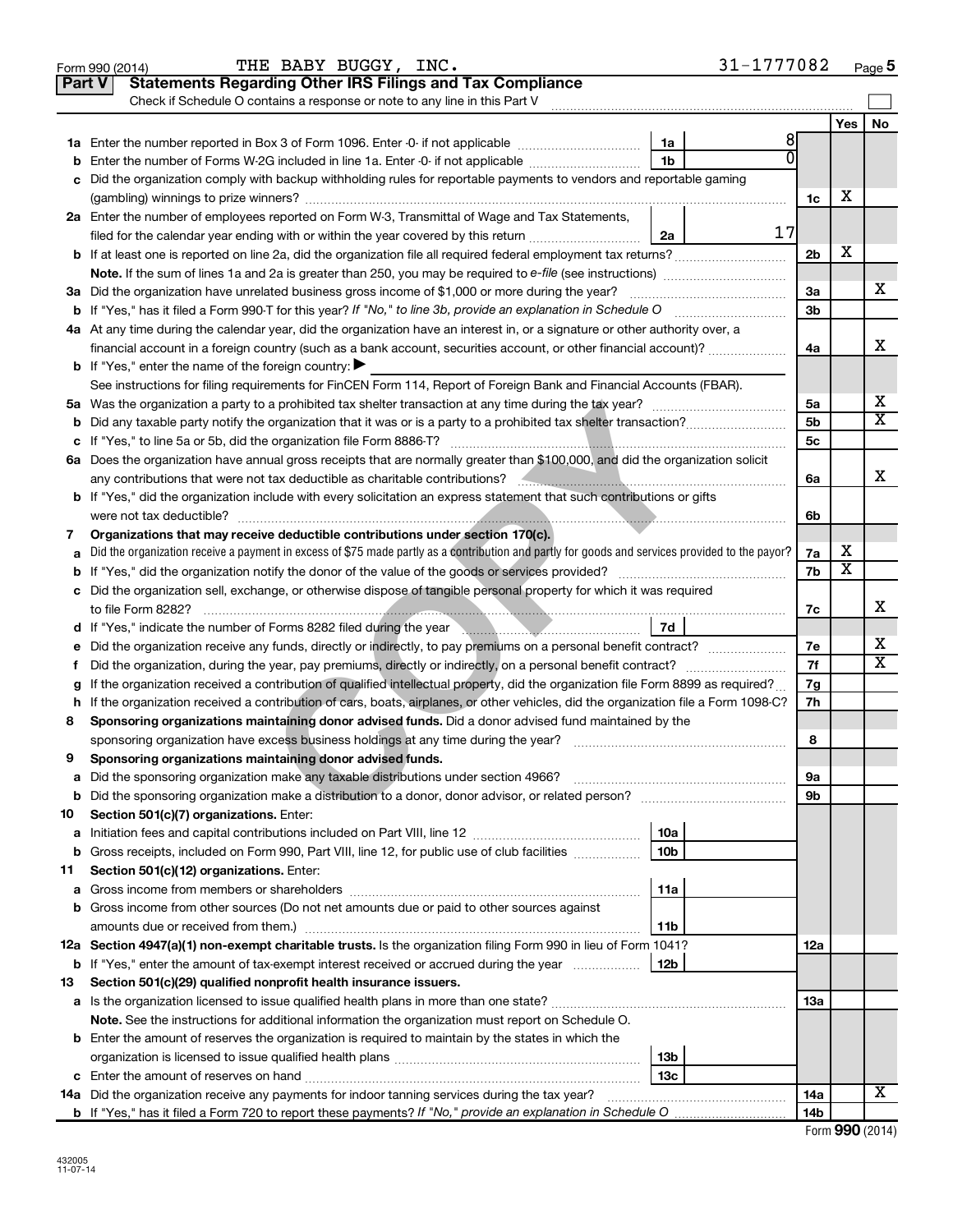Form 990 (2014) THE BABY BUGGY, INC. 31-1777082 Page 5

**Part V Statements Regarding Other IRS Filings and Tax Compliance**

Check if Schedule O contains a response or note to any line in this Part V

| | | | | Line | Yes | No |
|---|---|---|---|---|---|---|
| **1a** | Enter the number reported in Box 3 of Form 1096. Enter -0- if not applicable | 1a | 8 | | | |
| **b** | Enter the number of Forms W-2G included in line 1a. Enter -0- if not applicable | 1b | 0 | | | |
| **c** | Did the organization comply with backup withholding rules for reportable payments to vendors and reportable gaming (gambling) winnings to prize winners? | | | 1c | X | |
| **2a** | Enter the number of employees reported on Form W-3, Transmittal of Wage and Tax Statements, filed for the calendar year ending with or within the year covered by this return | 2a | 17 | | | |
| **b** | If at least one is reported on line 2a, did the organization file all required federal employment tax returns? | | | 2b | X | |
| | **Note.** If the sum of lines 1a and 2a is greater than 250, you may be required to *e-file* (see instructions) | | | | | |
| **3a** | Did the organization have unrelated business gross income of $1,000 or more during the year? | | | 3a | | X |
| **b** | If "Yes," has it filed a Form 990-T for this year? *If "No," to line 3b, provide an explanation in Schedule O* | | | 3b | | |
| **4a** | At any time during the calendar year, did the organization have an interest in, or a signature or other authority over, a financial account in a foreign country (such as a bank account, securities account, or other financial account)? | | | 4a | | X |
| **b** | If "Yes," enter the name of the foreign country: ▶ | | | | | |
| | See instructions for filing requirements for FinCEN Form 114, Report of Foreign Bank and Financial Accounts (FBAR). | | | | | |
| **5a** | Was the organization a party to a prohibited tax shelter transaction at any time during the tax year? | | | 5a | | X |
| **b** | Did any taxable party notify the organization that it was or is a party to a prohibited tax shelter transaction? | | | 5b | | X |
| **c** | If "Yes," to line 5a or 5b, did the organization file Form 8886-T? | | | 5c | | |
| **6a** | Does the organization have annual gross receipts that are normally greater than $100,000, and did the organization solicit any contributions that were not tax deductible as charitable contributions? | | | 6a | | X |
| **b** | If "Yes," did the organization include with every solicitation an express statement that such contributions or gifts were not tax deductible? | | | 6b | | |
| **7** | **Organizations that may receive deductible contributions under section 170(c).** | | | | | |
| **a** | Did the organization receive a payment in excess of $75 made partly as a contribution and partly for goods and services provided to the payor? | | | 7a | X | |
| **b** | If "Yes," did the organization notify the donor of the value of the goods or services provided? | | | 7b | X | |
| **c** | Did the organization sell, exchange, or otherwise dispose of tangible personal property for which it was required to file Form 8282? | | | 7c | | X |
| **d** | If "Yes," indicate the number of Forms 8282 filed during the year | 7d | | | | |
| **e** | Did the organization receive any funds, directly or indirectly, to pay premiums on a personal benefit contract? | | | 7e | | X |
| **f** | Did the organization, during the year, pay premiums, directly or indirectly, on a personal benefit contract? | | | 7f | | X |
| **g** | If the organization received a contribution of qualified intellectual property, did the organization file Form 8899 as required? | | | 7g | | |
| **h** | If the organization received a contribution of cars, boats, airplanes, or other vehicles, did the organization file a Form 1098-C? | | | 7h | | |
| **8** | **Sponsoring organizations maintaining donor advised funds.** Did a donor advised fund maintained by the sponsoring organization have excess business holdings at any time during the year? | | | 8 | | |
| **9** | **Sponsoring organizations maintaining donor advised funds.** | | | | | |
| **a** | Did the sponsoring organization make any taxable distributions under section 4966? | | | 9a | | |
| **b** | Did the sponsoring organization make a distribution to a donor, donor advisor, or related person? | | | 9b | | |
| **10** | **Section 501(c)(7) organizations.** Enter: | | | | | |
| **a** | Initiation fees and capital contributions included on Part VIII, line 12 | 10a | | | | |
| **b** | Gross receipts, included on Form 990, Part VIII, line 12, for public use of club facilities | 10b | | | | |
| **11** | **Section 501(c)(12) organizations.** Enter: | | | | | |
| **a** | Gross income from members or shareholders | 11a | | | | |
| **b** | Gross income from other sources (Do not net amounts due or paid to other sources against amounts due or received from them.) | 11b | | | | |
| **12a** | **Section 4947(a)(1) non-exempt charitable trusts.** Is the organization filing Form 990 in lieu of Form 1041? | | | 12a | | |
| **b** | If "Yes," enter the amount of tax-exempt interest received or accrued during the year | 12b | | | | |
| **13** | **Section 501(c)(29) qualified nonprofit health insurance issuers.** | | | | | |
| **a** | Is the organization licensed to issue qualified health plans in more than one state? | | | 13a | | |
| | **Note.** See the instructions for additional information the organization must report on Schedule O. | | | | | |
| **b** | Enter the amount of reserves the organization is required to maintain by the states in which the organization is licensed to issue qualified health plans | 13b | | | | |
| **c** | Enter the amount of reserves on hand | 13c | | | | |
| **14a** | Did the organization receive any payments for indoor tanning services during the tax year? | | | 14a | | X |
| **b** | If "Yes," has it filed a Form 720 to report these payments? *If "No," provide an explanation in Schedule O* | | | 14b | | |

Form **990** (2014)

432005 11-07-14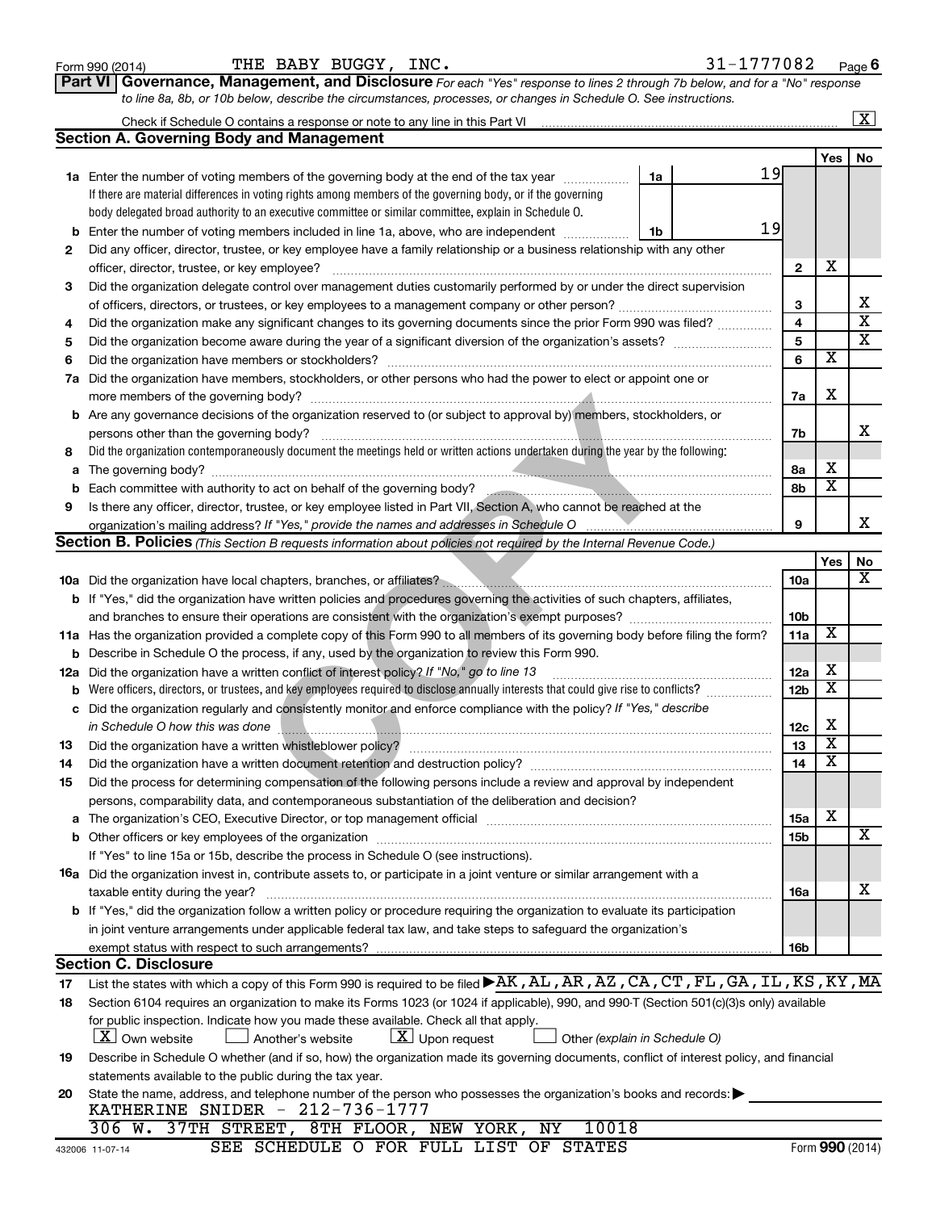Form 990 (2014) THE BABY BUGGY, INC. 31-1777082 Page 6

## Part VI Governance, Management, and Disclosure

*For each "Yes" response to lines 2 through 7b below, and for a "No" response to line 8a, 8b, or 10b below, describe the circumstances, processes, or changes in Schedule O. See instructions.*

Check if Schedule O contains a response or note to any line in this Part VI ... [X]

### Section A. Governing Body and Management

| | | | Yes | No |
|---|---|---|---|---|
| **1a** | Enter the number of voting members of the governing body at the end of the tax year ... **1a** 19<br>If there are material differences in voting rights among members of the governing body, or if the governing body delegated broad authority to an executive committee or similar committee, explain in Schedule O. | | | |
| **b** | Enter the number of voting members included in line 1a, above, who are independent ... **1b** 19 | | | |
| **2** | Did any officer, director, trustee, or key employee have a family relationship or a business relationship with any other officer, director, trustee, or key employee? | 2 | X | |
| **3** | Did the organization delegate control over management duties customarily performed by or under the direct supervision of officers, directors, or trustees, or key employees to a management company or other person? | 3 | | X |
| **4** | Did the organization make any significant changes to its governing documents since the prior Form 990 was filed? | 4 | | X |
| **5** | Did the organization become aware during the year of a significant diversion of the organization's assets? | 5 | | X |
| **6** | Did the organization have members or stockholders? | 6 | X | |
| **7a** | Did the organization have members, stockholders, or other persons who had the power to elect or appoint one or more members of the governing body? | 7a | X | |
| **b** | Are any governance decisions of the organization reserved to (or subject to approval by) members, stockholders, or persons other than the governing body? | 7b | | X |
| **8** | Did the organization contemporaneously document the meetings held or written actions undertaken during the year by the following: | | | |
| **a** | The governing body? | 8a | X | |
| **b** | Each committee with authority to act on behalf of the governing body? | 8b | X | |
| **9** | Is there any officer, director, trustee, or key employee listed in Part VII, Section A, who cannot be reached at the organization's mailing address? *If "Yes," provide the names and addresses in Schedule O* | 9 | | X |

### Section B. Policies *(This Section B requests information about policies not required by the Internal Revenue Code.)*

| | | | Yes | No |
|---|---|---|---|---|
| **10a** | Did the organization have local chapters, branches, or affiliates? | 10a | | X |
| **b** | If "Yes," did the organization have written policies and procedures governing the activities of such chapters, affiliates, and branches to ensure their operations are consistent with the organization's exempt purposes? | 10b | | |
| **11a** | Has the organization provided a complete copy of this Form 990 to all members of its governing body before filing the form? | 11a | X | |
| **b** | Describe in Schedule O the process, if any, used by the organization to review this Form 990. | | | |
| **12a** | Did the organization have a written conflict of interest policy? *If "No," go to line 13* | 12a | X | |
| **b** | Were officers, directors, or trustees, and key employees required to disclose annually interests that could give rise to conflicts? | 12b | X | |
| **c** | Did the organization regularly and consistently monitor and enforce compliance with the policy? *If "Yes," describe in Schedule O how this was done* | 12c | X | |
| **13** | Did the organization have a written whistleblower policy? | 13 | X | |
| **14** | Did the organization have a written document retention and destruction policy? | 14 | X | |
| **15** | Did the process for determining compensation of the following persons include a review and approval by independent persons, comparability data, and contemporaneous substantiation of the deliberation and decision? | | | |
| **a** | The organization's CEO, Executive Director, or top management official | 15a | X | |
| **b** | Other officers or key employees of the organization | 15b | | X |
| | If "Yes" to line 15a or 15b, describe the process in Schedule O (see instructions). | | | |
| **16a** | Did the organization invest in, contribute assets to, or participate in a joint venture or similar arrangement with a taxable entity during the year? | 16a | | X |
| **b** | If "Yes," did the organization follow a written policy or procedure requiring the organization to evaluate its participation in joint venture arrangements under applicable federal tax law, and take steps to safeguard the organization's exempt status with respect to such arrangements? | 16b | | |

### Section C. Disclosure

**17** List the states with which a copy of this Form 990 is required to be filed ▶ AK, AL, AR, AZ, CA, CT, FL, GA, IL, KS, KY, MA

**18** Section 6104 requires an organization to make its Forms 1023 (or 1024 if applicable), 990, and 990-T (Section 501(c)(3)s only) available for public inspection. Indicate how you made these available. Check all that apply.

[X] Own website [ ] Another's website [X] Upon request [ ] Other *(explain in Schedule O)*

**19** Describe in Schedule O whether (and if so, how) the organization made its governing documents, conflict of interest policy, and financial statements available to the public during the tax year.

**20** State the name, address, and telephone number of the person who possesses the organization's books and records: ▶

KATHERINE SNIDER - 212-736-1777

306 W. 37TH STREET, 8TH FLOOR, NEW YORK, NY 10018

SEE SCHEDULE O FOR FULL LIST OF STATES

432006 11-07-14 Form 990 (2014)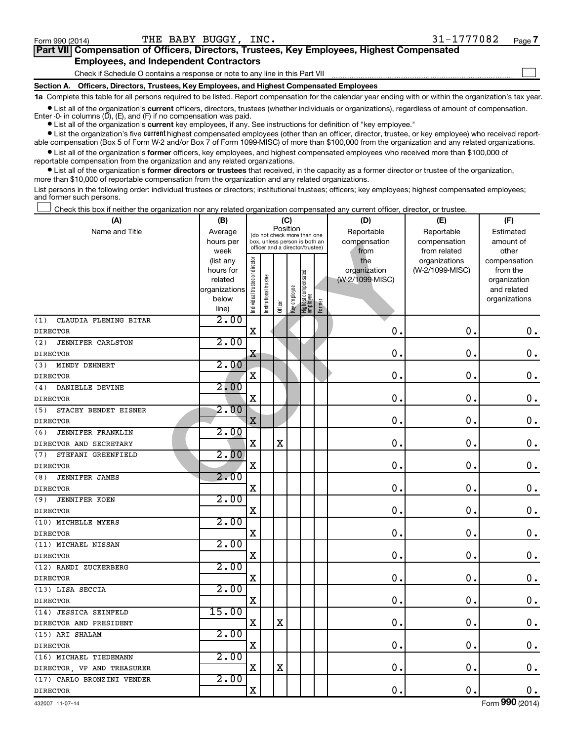Form 990 (2014) THE BABY BUGGY, INC. 31-1777082

## Part VII Compensation of Officers, Directors, Trustees, Key Employees, Highest Compensated Employees, and Independent Contractors

Check if Schedule O contains a response or note to any line in this Part VII ☐

### Section A. Officers, Directors, Trustees, Key Employees, and Highest Compensated Employees

**1a** Complete this table for all persons required to be listed. Report compensation for the calendar year ending with or within the organization's tax year.

- List all of the organization's **current** officers, directors, trustees (whether individuals or organizations), regardless of amount of compensation. Enter -0- in columns (D), (E), and (F) if no compensation was paid.
- List all of the organization's **current** key employees, if any. See instructions for definition of "key employee."
- List the organization's five **current** highest compensated employees (other than an officer, director, trustee, or key employee) who received reportable compensation (Box 5 of Form W-2 and/or Box 7 of Form 1099-MISC) of more than $100,000 from the organization and any related organizations.
- List all of the organization's **former** officers, key employees, and highest compensated employees who received more than $100,000 of reportable compensation from the organization and any related organizations.
- List all of the organization's **former directors or trustees** that received, in the capacity as a former director or trustee of the organization, more than $10,000 of reportable compensation from the organization and any related organizations.

List persons in the following order: individual trustees or directors; institutional trustees; officers; key employees; highest compensated employees; and former such persons.

☐ Check this box if neither the organization nor any related organization compensated any current officer, director, or trustee.

| (A) Name and Title | (B) Average hours per week (list any hours for related organizations below line) | (C) Position: Individual trustee or director | Institutional trustee | Officer | Key employee | Highest compensated employee | Former | (D) Reportable compensation from the organization (W-2/1099-MISC) | (E) Reportable compensation from related organizations (W-2/1099-MISC) | (F) Estimated amount of other compensation from the organization and related organizations |
|---|---|---|---|---|---|---|---|---|---|---|
| (1) CLAUDIA FLEMING BITAR<br>DIRECTOR | 2.00 | X | | | | | | 0. | 0. | 0. |
| (2) JENNIFER CARLSTON<br>DIRECTOR | 2.00 | X | | | | | | 0. | 0. | 0. |
| (3) MINDY DEHNERT<br>DIRECTOR | 2.00 | X | | | | | | 0. | 0. | 0. |
| (4) DANIELLE DEVINE<br>DIRECTOR | 2.00 | X | | | | | | 0. | 0. | 0. |
| (5) STACEY BENDET EISNER<br>DIRECTOR | 2.00 | X | | | | | | 0. | 0. | 0. |
| (6) JENNIFER FRANKLIN<br>DIRECTOR AND SECRETARY | 2.00 | X | | X | | | | 0. | 0. | 0. |
| (7) STEFANI GREENFIELD<br>DIRECTOR | 2.00 | X | | | | | | 0. | 0. | 0. |
| (8) JENNIFER JAMES<br>DIRECTOR | 2.00 | X | | | | | | 0. | 0. | 0. |
| (9) JENNIFER KOEN<br>DIRECTOR | 2.00 | X | | | | | | 0. | 0. | 0. |
| (10) MICHELLE MYERS<br>DIRECTOR | 2.00 | X | | | | | | 0. | 0. | 0. |
| (11) MICHAEL NISSAN<br>DIRECTOR | 2.00 | X | | | | | | 0. | 0. | 0. |
| (12) RANDI ZUCKERBERG<br>DIRECTOR | 2.00 | X | | | | | | 0. | 0. | 0. |
| (13) LISA SECCIA<br>DIRECTOR | 2.00 | X | | | | | | 0. | 0. | 0. |
| (14) JESSICA SEINFELD<br>DIRECTOR AND PRESIDENT | 15.00 | X | | X | | | | 0. | 0. | 0. |
| (15) ARI SHALAM<br>DIRECTOR | 2.00 | X | | | | | | 0. | 0. | 0. |
| (16) MICHAEL TIEDEMANN<br>DIRECTOR, VP AND TREASURER | 2.00 | X | | X | | | | 0. | 0. | 0. |
| (17) CARLO BRONZINI VENDER<br>DIRECTOR | 2.00 | X | | | | | | 0. | 0. | 0. |

432007 11-07-14 Form 990 (2014)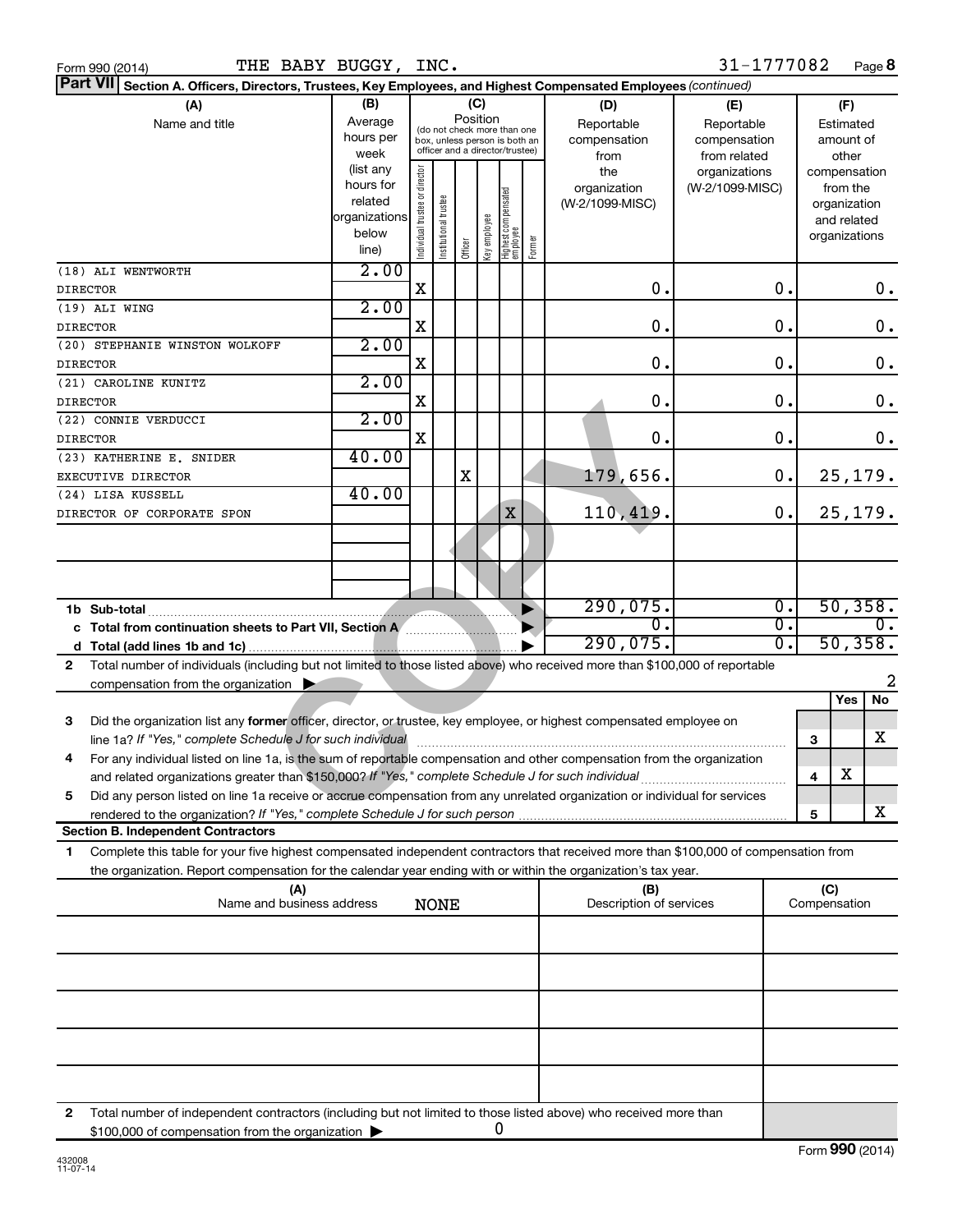Form 990 (2014) THE BABY BUGGY, INC. 31-1777082 Page **8**

**Part VII** **Section A. Officers, Directors, Trustees, Key Employees, and Highest Compensated Employees** *(continued)*

| (A) Name and title | (B) Average hours per week (list any hours for related organizations below line) | (C) Position: Individual trustee or director | Institutional trustee | Officer | Key employee | Highest compensated employee | Former | (D) Reportable compensation from the organization (W-2/1099-MISC) | (E) Reportable compensation from related organizations (W-2/1099-MISC) | (F) Estimated amount of other compensation from the organization and related organizations |
|---|---|---|---|---|---|---|---|---|---|---|
| (18) ALI WENTWORTH<br>DIRECTOR | 2.00 | X | | | | | | 0. | 0. | 0. |
| (19) ALI WING<br>DIRECTOR | 2.00 | X | | | | | | 0. | 0. | 0. |
| (20) STEPHANIE WINSTON WOLKOFF<br>DIRECTOR | 2.00 | X | | | | | | 0. | 0. | 0. |
| (21) CAROLINE KUNITZ<br>DIRECTOR | 2.00 | X | | | | | | 0. | 0. | 0. |
| (22) CONNIE VERDUCCI<br>DIRECTOR | 2.00 | X | | | | | | 0. | 0. | 0. |
| (23) KATHERINE E. SNIDER<br>EXECUTIVE DIRECTOR | 40.00 | | | X | | | | 179,656. | 0. | 25,179. |
| (24) LISA KUSSELL<br>DIRECTOR OF CORPORATE SPON | 40.00 | | | | | X | | 110,419. | 0. | 25,179. |
| | | | | | | | | | | |
| | | | | | | | | | | |
| **1b Sub-total** | | | | | | | | 290,075. | 0. | 50,358. |
| **c Total from continuation sheets to Part VII, Section A** | | | | | | | | 0. | 0. | 0. |
| **d Total (add lines 1b and 1c)** | | | | | | | | 290,075. | 0. | 50,358. |

**2** Total number of individuals (including but not limited to those listed above) who received more than $100,000 of reportable compensation from the organization ▶ 2

| | | Yes | No |
|---|---|---|---|
| **3** Did the organization list any **former** officer, director, or trustee, key employee, or highest compensated employee on line 1a? *If "Yes," complete Schedule J for such individual* | 3 | | X |
| **4** For any individual listed on line 1a, is the sum of reportable compensation and other compensation from the organization and related organizations greater than $150,000? *If "Yes," complete Schedule J for such individual* | 4 | X | |
| **5** Did any person listed on line 1a receive or accrue compensation from any unrelated organization or individual for services rendered to the organization? *If "Yes," complete Schedule J for such person* | 5 | | X |

**Section B. Independent Contractors**

**1** Complete this table for your five highest compensated independent contractors that received more than $100,000 of compensation from the organization. Report compensation for the calendar year ending with or within the organization's tax year.

| (A) Name and business address | (B) Description of services | (C) Compensation |
|---|---|---|
| NONE | | |
| | | |
| | | |
| | | |
| | | |

**2** Total number of independent contractors (including but not limited to those listed above) who received more than $100,000 of compensation from the organization ▶ 0

Form **990** (2014)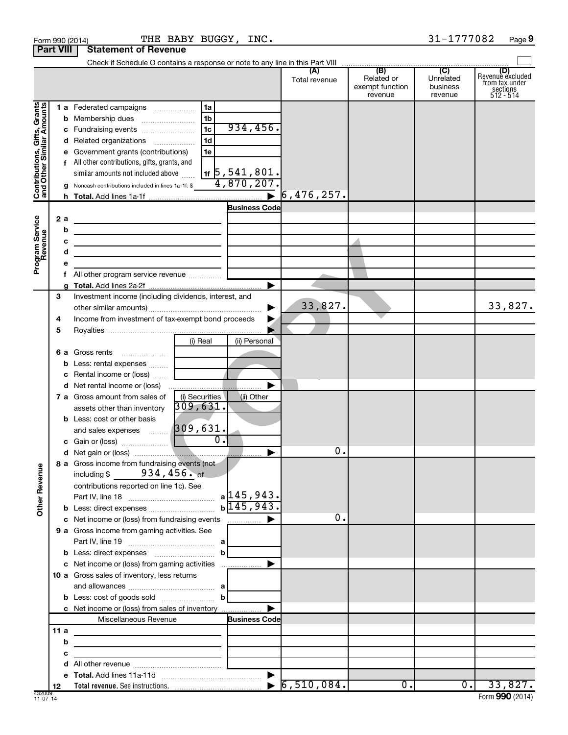Form 990 (2014) THE BABY BUGGY, INC. 31-1777082 Page 9

**Part VIII Statement of Revenue**

Check if Schedule O contains a response or note to any line in this Part VIII ☐

| | | | | (A) Total revenue | (B) Related or exempt function revenue | (C) Unrelated business revenue | (D) Revenue excluded from tax under sections 512 - 514 |
|---|---|---|---|---|---|---|---|
| **Contributions, Gifts, Grants and Other Similar Amounts** | 1 a Federated campaigns | 1a | | | | | |
| | b Membership dues | 1b | | | | | |
| | c Fundraising events | 1c | 934,456. | | | | |
| | d Related organizations | 1d | | | | | |
| | e Government grants (contributions) | 1e | | | | | |
| | f All other contributions, gifts, grants, and similar amounts not included above | 1f | 5,541,801. | | | | |
| | g Noncash contributions included in lines 1a-1f: $ | | 4,870,207. | | | | |
| | h **Total.** Add lines 1a-1f | | ▶ | 6,476,257. | | | |
| **Program Service Revenue** | | | **Business Code** | | | | |
| | 2 a | | | | | | |
| | b | | | | | | |
| | c | | | | | | |
| | d | | | | | | |
| | e | | | | | | |
| | f All other program service revenue | | | | | | |
| | g **Total.** Add lines 2a-2f | | ▶ | | | | |
| **Other Revenue** | 3 Investment income (including dividends, interest, and other similar amounts) | | ▶ | 33,827. | | | 33,827. |
| | 4 Income from investment of tax-exempt bond proceeds | | ▶ | | | | |
| | 5 Royalties | | ▶ | | | | |
| | | (i) Real | (ii) Personal | | | | |
| | 6 a Gross rents | | | | | | |
| | b Less: rental expenses | | | | | | |
| | c Rental income or (loss) | | | | | | |
| | d Net rental income or (loss) | | ▶ | | | | |
| | 7 a Gross amount from sales of assets other than inventory | (i) Securities 309,631. | (ii) Other | | | | |
| | b Less: cost or other basis and sales expenses | 309,631. | | | | | |
| | c Gain or (loss) | 0. | | | | | |
| | d Net gain or (loss) | | ▶ | 0. | | | |
| | 8 a Gross income from fundraising events (not including $ 934,456. of contributions reported on line 1c). See Part IV, line 18 | a | 145,943. | | | | |
| | b Less: direct expenses | b | 145,943. | | | | |
| | c Net income or (loss) from fundraising events | | ▶ | 0. | | | |
| | 9 a Gross income from gaming activities. See Part IV, line 19 | a | | | | | |
| | b Less: direct expenses | b | | | | | |
| | c Net income or (loss) from gaming activities | | ▶ | | | | |
| | 10 a Gross sales of inventory, less returns and allowances | a | | | | | |
| | b Less: cost of goods sold | b | | | | | |
| | c Net income or (loss) from sales of inventory | | ▶ | | | | |
| | Miscellaneous Revenue | | **Business Code** | | | | |
| | 11 a | | | | | | |
| | b | | | | | | |
| | c | | | | | | |
| | d All other revenue | | | | | | |
| | e **Total.** Add lines 11a-11d | | ▶ | | | | |
| | 12 **Total revenue.** See instructions. | | ▶ | 6,510,084. | 0. | 0. | 33,827. |

432009 11-07-14

Form **990** (2014)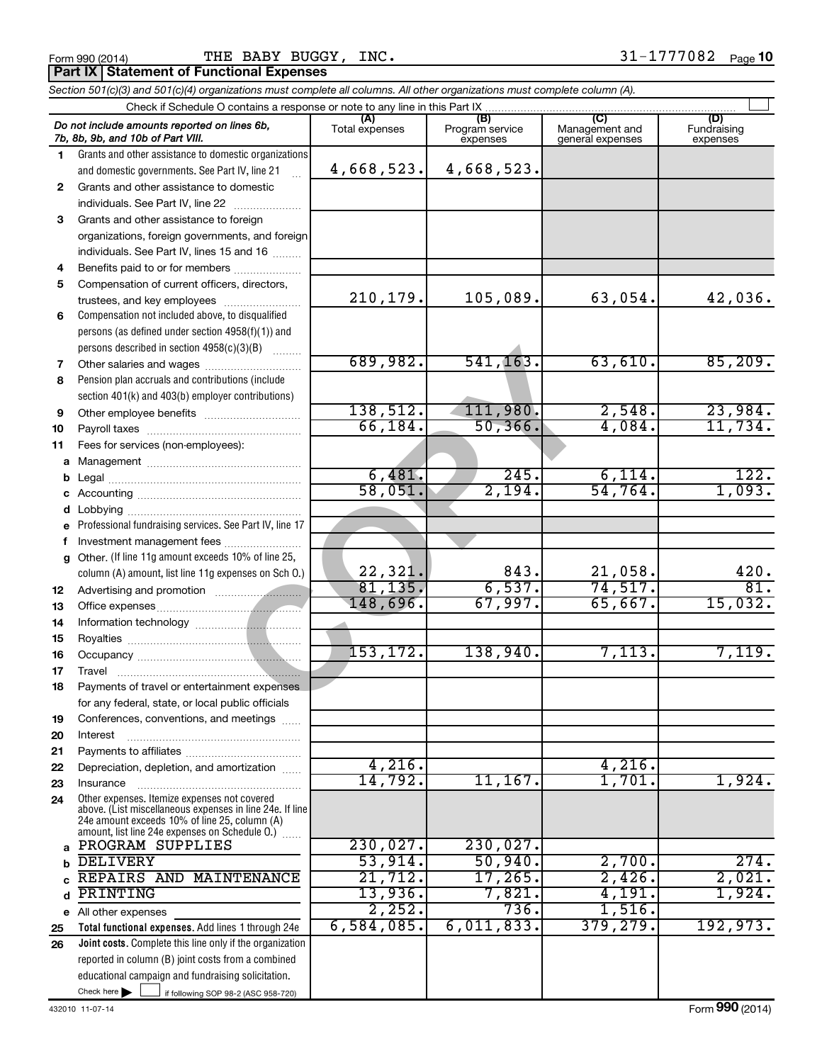Form 990 (2014) THE BABY BUGGY, INC. 31-1777082

## Part IX Statement of Functional Expenses

*Section 501(c)(3) and 501(c)(4) organizations must complete all columns. All other organizations must complete column (A).*

Check if Schedule O contains a response or note to any line in this Part IX

| *Do not include amounts reported on lines 6b, 7b, 8b, 9b, and 10b of Part VIII.* | (A) Total expenses | (B) Program service expenses | (C) Management and general expenses | (D) Fundraising expenses |
|---|---|---|---|---|
| **1** Grants and other assistance to domestic organizations and domestic governments. See Part IV, line 21 | 4,668,523. | 4,668,523. | | |
| **2** Grants and other assistance to domestic individuals. See Part IV, line 22 | | | | |
| **3** Grants and other assistance to foreign organizations, foreign governments, and foreign individuals. See Part IV, lines 15 and 16 | | | | |
| **4** Benefits paid to or for members | | | | |
| **5** Compensation of current officers, directors, trustees, and key employees | 210,179. | 105,089. | 63,054. | 42,036. |
| **6** Compensation not included above, to disqualified persons (as defined under section 4958(f)(1)) and persons described in section 4958(c)(3)(B) | | | | |
| **7** Other salaries and wages | 689,982. | 541,163. | 63,610. | 85,209. |
| **8** Pension plan accruals and contributions (include section 401(k) and 403(b) employer contributions) | | | | |
| **9** Other employee benefits | 138,512. | 111,980. | 2,548. | 23,984. |
| **10** Payroll taxes | 66,184. | 50,366. | 4,084. | 11,734. |
| **11** Fees for services (non-employees): | | | | |
| **a** Management | | | | |
| **b** Legal | 6,481. | 245. | 6,114. | 122. |
| **c** Accounting | 58,051. | 2,194. | 54,764. | 1,093. |
| **d** Lobbying | | | | |
| **e** Professional fundraising services. See Part IV, line 17 | | | | |
| **f** Investment management fees | | | | |
| **g** Other. (If line 11g amount exceeds 10% of line 25, column (A) amount, list line 11g expenses on Sch O.) | 22,321. | 843. | 21,058. | 420. |
| **12** Advertising and promotion | 81,135. | 6,537. | 74,517. | 81. |
| **13** Office expenses | 148,696. | 67,997. | 65,667. | 15,032. |
| **14** Information technology | | | | |
| **15** Royalties | | | | |
| **16** Occupancy | 153,172. | 138,940. | 7,113. | 7,119. |
| **17** Travel | | | | |
| **18** Payments of travel or entertainment expenses for any federal, state, or local public officials | | | | |
| **19** Conferences, conventions, and meetings | | | | |
| **20** Interest | | | | |
| **21** Payments to affiliates | | | | |
| **22** Depreciation, depletion, and amortization | 4,216. | | 4,216. | |
| **23** Insurance | 14,792. | 11,167. | 1,701. | 1,924. |
| **24** Other expenses. Itemize expenses not covered above. (List miscellaneous expenses in line 24e. If line 24e amount exceeds 10% of line 25, column (A) amount, list line 24e expenses on Schedule O.) | | | | |
| **a** PROGRAM SUPPLIES | 230,027. | 230,027. | | |
| **b** DELIVERY | 53,914. | 50,940. | 2,700. | 274. |
| **c** REPAIRS AND MAINTENANCE | 21,712. | 17,265. | 2,426. | 2,021. |
| **d** PRINTING | 13,936. | 7,821. | 4,191. | 1,924. |
| **e** All other expenses | 2,252. | 736. | 1,516. | |
| **25 Total functional expenses.** Add lines 1 through 24e | 6,584,085. | 6,011,833. | 379,279. | 192,973. |
| **26 Joint costs.** Complete this line only if the organization reported in column (B) joint costs from a combined educational campaign and fundraising solicitation. Check here ☐ if following SOP 98-2 (ASC 958-720) | | | | |

432010 11-07-14

Form **990** (2014)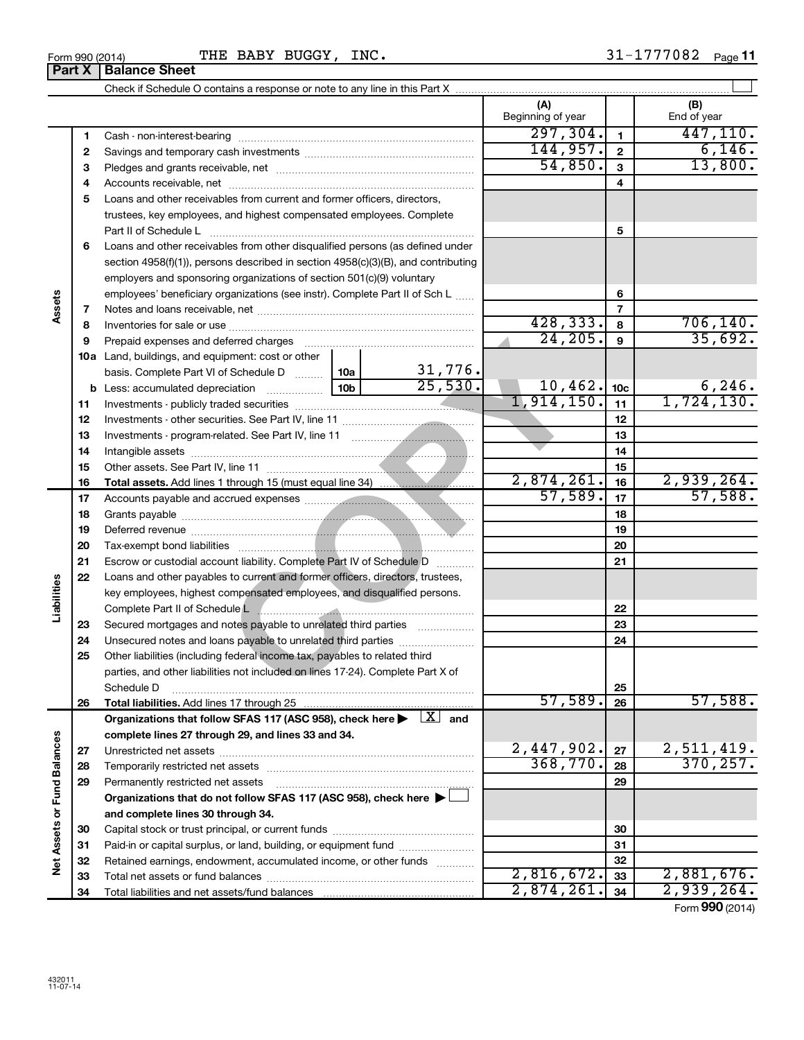Form 990 (2014) THE BABY BUGGY, INC. 31-1777082

## Part X Balance Sheet

Check if Schedule O contains a response or note to any line in this Part X

| | | | (A) Beginning of year | | (B) End of year |
|---|---|---|---|---|---|
| **Assets** | 1 | Cash - non-interest-bearing | 297,304. | 1 | 447,110. |
| | 2 | Savings and temporary cash investments | 144,957. | 2 | 6,146. |
| | 3 | Pledges and grants receivable, net | 54,850. | 3 | 13,800. |
| | 4 | Accounts receivable, net | | 4 | |
| | 5 | Loans and other receivables from current and former officers, directors, trustees, key employees, and highest compensated employees. Complete Part II of Schedule L | | 5 | |
| | 6 | Loans and other receivables from other disqualified persons (as defined under section 4958(f)(1)), persons described in section 4958(c)(3)(B), and contributing employers and sponsoring organizations of section 501(c)(9) voluntary employees' beneficiary organizations (see instr). Complete Part II of Sch L | | 6 | |
| | 7 | Notes and loans receivable, net | | 7 | |
| | 8 | Inventories for sale or use | 428,333. | 8 | 706,140. |
| | 9 | Prepaid expenses and deferred charges | 24,205. | 9 | 35,692. |
| | 10a | Land, buildings, and equipment: cost or other basis. Complete Part VI of Schedule D — 10a: 31,776. | | | |
| | b | Less: accumulated depreciation — 10b: 25,530. | 10,462. | 10c | 6,246. |
| | 11 | Investments - publicly traded securities | 1,914,150. | 11 | 1,724,130. |
| | 12 | Investments - other securities. See Part IV, line 11 | | 12 | |
| | 13 | Investments - program-related. See Part IV, line 11 | | 13 | |
| | 14 | Intangible assets | | 14 | |
| | 15 | Other assets. See Part IV, line 11 | | 15 | |
| | 16 | **Total assets.** Add lines 1 through 15 (must equal line 34) | 2,874,261. | 16 | 2,939,264. |
| **Liabilities** | 17 | Accounts payable and accrued expenses | 57,589. | 17 | 57,588. |
| | 18 | Grants payable | | 18 | |
| | 19 | Deferred revenue | | 19 | |
| | 20 | Tax-exempt bond liabilities | | 20 | |
| | 21 | Escrow or custodial account liability. Complete Part IV of Schedule D | | 21 | |
| | 22 | Loans and other payables to current and former officers, directors, trustees, key employees, highest compensated employees, and disqualified persons. Complete Part II of Schedule L | | 22 | |
| | 23 | Secured mortgages and notes payable to unrelated third parties | | 23 | |
| | 24 | Unsecured notes and loans payable to unrelated third parties | | 24 | |
| | 25 | Other liabilities (including federal income tax, payables to related third parties, and other liabilities not included on lines 17-24). Complete Part X of Schedule D | | 25 | |
| | 26 | **Total liabilities.** Add lines 17 through 25 | 57,589. | 26 | 57,588. |
| **Net Assets or Fund Balances** | | **Organizations that follow SFAS 117 (ASC 958), check here ▶ [X] and complete lines 27 through 29, and lines 33 and 34.** | | | |
| | 27 | Unrestricted net assets | 2,447,902. | 27 | 2,511,419. |
| | 28 | Temporarily restricted net assets | 368,770. | 28 | 370,257. |
| | 29 | Permanently restricted net assets | | 29 | |
| | | **Organizations that do not follow SFAS 117 (ASC 958), check here ▶ [ ] and complete lines 30 through 34.** | | | |
| | 30 | Capital stock or trust principal, or current funds | | 30 | |
| | 31 | Paid-in or capital surplus, or land, building, or equipment fund | | 31 | |
| | 32 | Retained earnings, endowment, accumulated income, or other funds | | 32 | |
| | 33 | Total net assets or fund balances | 2,816,672. | 33 | 2,881,676. |
| | 34 | Total liabilities and net assets/fund balances | 2,874,261. | 34 | 2,939,264. |

Form **990** (2014)

432011 11-07-14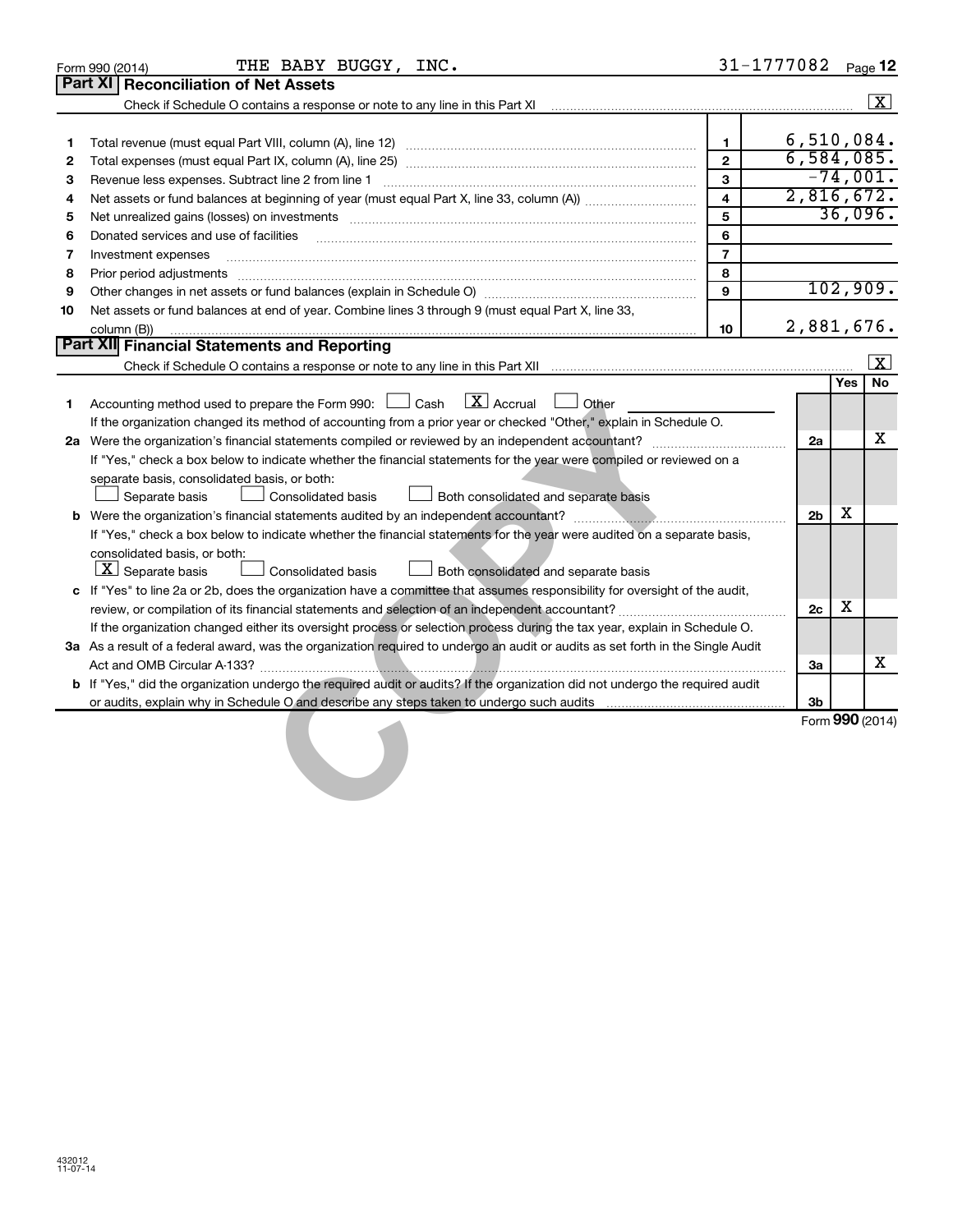Form 990 (2014) THE BABY BUGGY, INC. 31-1777082

## Part XI Reconciliation of Net Assets

Check if Schedule O contains a response or note to any line in this Part XI ... [X]

| | | | |
|---|---|---|---|
| 1 | Total revenue (must equal Part VIII, column (A), line 12) | 1 | 6,510,084. |
| 2 | Total expenses (must equal Part IX, column (A), line 25) | 2 | 6,584,085. |
| 3 | Revenue less expenses. Subtract line 2 from line 1 | 3 | -74,001. |
| 4 | Net assets or fund balances at beginning of year (must equal Part X, line 33, column (A)) | 4 | 2,816,672. |
| 5 | Net unrealized gains (losses) on investments | 5 | 36,096. |
| 6 | Donated services and use of facilities | 6 | |
| 7 | Investment expenses | 7 | |
| 8 | Prior period adjustments | 8 | |
| 9 | Other changes in net assets or fund balances (explain in Schedule O) | 9 | 102,909. |
| 10 | Net assets or fund balances at end of year. Combine lines 3 through 9 (must equal Part X, line 33, column (B)) | 10 | 2,881,676. |

## Part XII Financial Statements and Reporting

Check if Schedule O contains a response or note to any line in this Part XII ... [X]

| | | | Yes | No |
|---|---|---|---|---|
| 1 | Accounting method used to prepare the Form 990: [ ] Cash [X] Accrual [ ] Other ______ <br> If the organization changed its method of accounting from a prior year or checked "Other," explain in Schedule O. | | | |
| 2a | Were the organization's financial statements compiled or reviewed by an independent accountant? | 2a | | X |
| | If "Yes," check a box below to indicate whether the financial statements for the year were compiled or reviewed on a separate basis, consolidated basis, or both: <br> [ ] Separate basis [ ] Consolidated basis [ ] Both consolidated and separate basis | | | |
| b | Were the organization's financial statements audited by an independent accountant? | 2b | X | |
| | If "Yes," check a box below to indicate whether the financial statements for the year were audited on a separate basis, consolidated basis, or both: <br> [X] Separate basis [ ] Consolidated basis [ ] Both consolidated and separate basis | | | |
| c | If "Yes" to line 2a or 2b, does the organization have a committee that assumes responsibility for oversight of the audit, review, or compilation of its financial statements and selection of an independent accountant? | 2c | X | |
| | If the organization changed either its oversight process or selection process during the tax year, explain in Schedule O. | | | |
| 3a | As a result of a federal award, was the organization required to undergo an audit or audits as set forth in the Single Audit Act and OMB Circular A-133? | 3a | | X |
| b | If "Yes," did the organization undergo the required audit or audits? If the organization did not undergo the required audit or audits, explain why in Schedule O and describe any steps taken to undergo such audits | 3b | | |

Form 990 (2014)

432012 11-07-14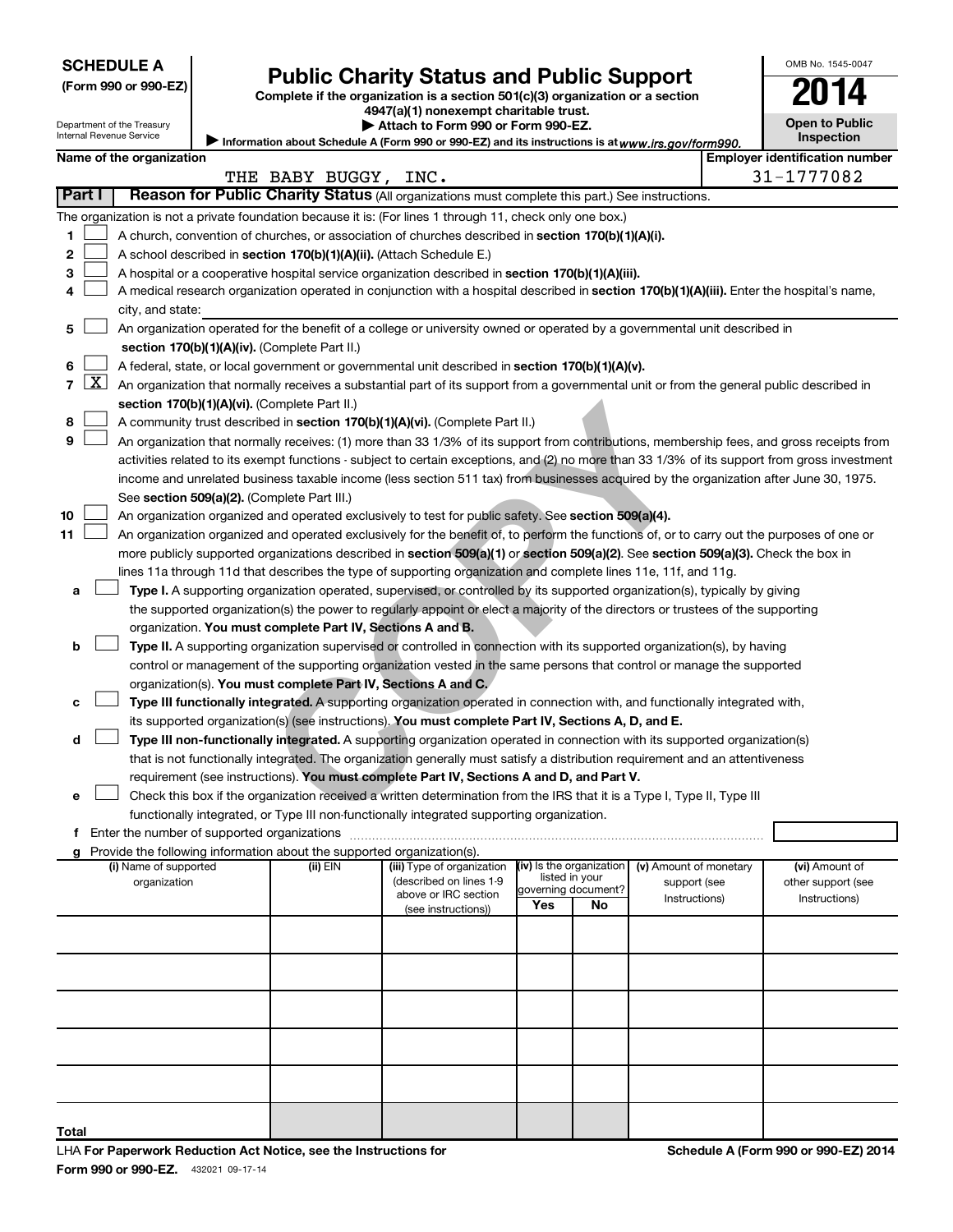**SCHEDULE A**
**(Form 990 or 990-EZ)**

Department of the Treasury
Internal Revenue Service

# Public Charity Status and Public Support

**Complete if the organization is a section 501(c)(3) organization or a section 4947(a)(1) nonexempt charitable trust.**
**▶ Attach to Form 990 or Form 990-EZ.**
**▶ Information about Schedule A (Form 990 or 990-EZ) and its instructions is at** *www.irs.gov/form990.*

OMB No. 1545-0047
**2014**
**Open to Public Inspection**

**Name of the organization:** THE BABY BUGGY, INC.
**Employer identification number:** 31-1777082

**Part I — Reason for Public Charity Status** (All organizations must complete this part.) See instructions.

The organization is not a private foundation because it is: (For lines 1 through 11, check only one box.)

1. ☐ A church, convention of churches, or association of churches described in **section 170(b)(1)(A)(i).**
2. ☐ A school described in **section 170(b)(1)(A)(ii).** (Attach Schedule E.)
3. ☐ A hospital or a cooperative hospital service organization described in **section 170(b)(1)(A)(iii).**
4. ☐ A medical research organization operated in conjunction with a hospital described in **section 170(b)(1)(A)(iii).** Enter the hospital's name, city, and state:
5. ☐ An organization operated for the benefit of a college or university owned or operated by a governmental unit described in **section 170(b)(1)(A)(iv).** (Complete Part II.)
6. ☐ A federal, state, or local government or governmental unit described in **section 170(b)(1)(A)(v).**
7. ☒ An organization that normally receives a substantial part of its support from a governmental unit or from the general public described in **section 170(b)(1)(A)(vi).** (Complete Part II.)
8. ☐ A community trust described in **section 170(b)(1)(A)(vi).** (Complete Part II.)
9. ☐ An organization that normally receives: (1) more than 33 1/3% of its support from contributions, membership fees, and gross receipts from activities related to its exempt functions - subject to certain exceptions, and (2) no more than 33 1/3% of its support from gross investment income and unrelated business taxable income (less section 511 tax) from businesses acquired by the organization after June 30, 1975. See **section 509(a)(2).** (Complete Part III.)
10. ☐ An organization organized and operated exclusively to test for public safety. See **section 509(a)(4).**
11. ☐ An organization organized and operated exclusively for the benefit of, to perform the functions of, or to carry out the purposes of one or more publicly supported organizations described in **section 509(a)(1)** or **section 509(a)(2).** See **section 509(a)(3).** Check the box in lines 11a through 11d that describes the type of supporting organization and complete lines 11e, 11f, and 11g.
   - **a** ☐ **Type I.** A supporting organization operated, supervised, or controlled by its supported organization(s), typically by giving the supported organization(s) the power to regularly appoint or elect a majority of the directors or trustees of the supporting organization. **You must complete Part IV, Sections A and B.**
   - **b** ☐ **Type II.** A supporting organization supervised or controlled in connection with its supported organization(s), by having control or management of the supporting organization vested in the same persons that control or manage the supported organization(s). **You must complete Part IV, Sections A and C.**
   - **c** ☐ **Type III functionally integrated.** A supporting organization operated in connection with, and functionally integrated with, its supported organization(s) (see instructions). **You must complete Part IV, Sections A, D, and E.**
   - **d** ☐ **Type III non-functionally integrated.** A supporting organization operated in connection with its supported organization(s) that is not functionally integrated. The organization generally must satisfy a distribution requirement and an attentiveness requirement (see instructions). **You must complete Part IV, Sections A and D, and Part V.**
   - **e** ☐ Check this box if the organization received a written determination from the IRS that it is a Type I, Type II, Type III functionally integrated, or Type III non-functionally integrated supporting organization.
   - **f** Enter the number of supported organizations
   - **g** Provide the following information about the supported organization(s).

| (i) Name of supported organization | (ii) EIN | (iii) Type of organization (described on lines 1-9 above or IRC section (see instructions)) | (iv) Is the organization listed in your governing document? Yes | No | (v) Amount of monetary support (see Instructions) | (vi) Amount of other support (see Instructions) |
|---|---|---|---|---|---|---|
| | | | | | | |
| | | | | | | |
| | | | | | | |
| | | | | | | |
| | | | | | | |
| **Total** | | | | | | |

LHA **For Paperwork Reduction Act Notice, see the Instructions for Form 990 or 990-EZ.** 432021 09-17-14

**Schedule A (Form 990 or 990-EZ) 2014**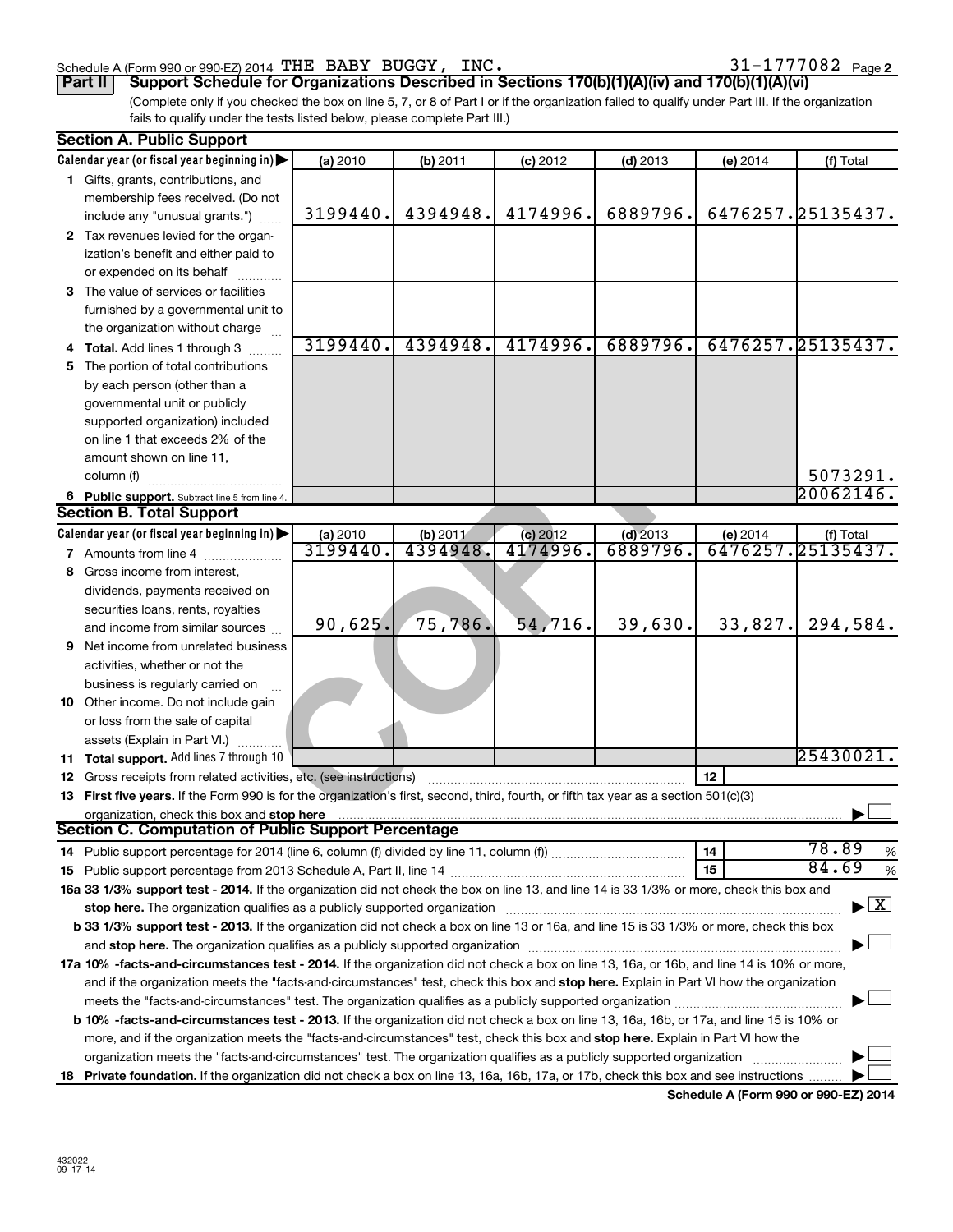Schedule A (Form 990 or 990-EZ) 2014 THE BABY BUGGY, INC. 31-1777082 Page **2**

**Part II** **Support Schedule for Organizations Described in Sections 170(b)(1)(A)(iv) and 170(b)(1)(A)(vi)**

(Complete only if you checked the box on line 5, 7, or 8 of Part I or if the organization failed to qualify under Part III. If the organization fails to qualify under the tests listed below, please complete Part III.)

**Section A. Public Support**

| Calendar year (or fiscal year beginning in) | (a) 2010 | (b) 2011 | (c) 2012 | (d) 2013 | (e) 2014 | (f) Total |
|---|---|---|---|---|---|---|
| **1** Gifts, grants, contributions, and membership fees received. (Do not include any "unusual grants.") | 3199440. | 4394948. | 4174996. | 6889796. | 6476257. | 25135437. |
| **2** Tax revenues levied for the organization's benefit and either paid to or expended on its behalf | | | | | | |
| **3** The value of services or facilities furnished by a governmental unit to the organization without charge | | | | | | |
| **4 Total.** Add lines 1 through 3 | 3199440. | 4394948. | 4174996. | 6889796. | 6476257. | 25135437. |
| **5** The portion of total contributions by each person (other than a governmental unit or publicly supported organization) included on line 1 that exceeds 2% of the amount shown on line 11, column (f) | | | | | | 5073291. |
| **6 Public support.** Subtract line 5 from line 4. | | | | | | 20062146. |

**Section B. Total Support**

| Calendar year (or fiscal year beginning in) | (a) 2010 | (b) 2011 | (c) 2012 | (d) 2013 | (e) 2014 | (f) Total |
|---|---|---|---|---|---|---|
| **7** Amounts from line 4 | 3199440. | 4394948. | 4174996. | 6889796. | 6476257. | 25135437. |
| **8** Gross income from interest, dividends, payments received on securities loans, rents, royalties and income from similar sources | 90,625. | 75,786. | 54,716. | 39,630. | 33,827. | 294,584. |
| **9** Net income from unrelated business activities, whether or not the business is regularly carried on | | | | | | |
| **10** Other income. Do not include gain or loss from the sale of capital assets (Explain in Part VI.) | | | | | | |
| **11 Total support.** Add lines 7 through 10 | | | | | | 25430021. |

**12** Gross receipts from related activities, etc. (see instructions) | **12** |

**13 First five years.** If the Form 990 is for the organization's first, second, third, fourth, or fifth tax year as a section 501(c)(3) organization, check this box and **stop here** ☐

**Section C. Computation of Public Support Percentage**

**14** Public support percentage for 2014 (line 6, column (f) divided by line 11, column (f)) | **14** | 78.89 %

**15** Public support percentage from 2013 Schedule A, Part II, line 14 | **15** | 84.69 %

**16a 33 1/3% support test - 2014.** If the organization did not check the box on line 13, and line 14 is 33 1/3% or more, check this box and **stop here.** The organization qualifies as a publicly supported organization ☒

**b 33 1/3% support test - 2013.** If the organization did not check a box on line 13 or 16a, and line 15 is 33 1/3% or more, check this box and **stop here.** The organization qualifies as a publicly supported organization ☐

**17a 10% -facts-and-circumstances test - 2014.** If the organization did not check a box on line 13, 16a, or 16b, and line 14 is 10% or more, and if the organization meets the "facts-and-circumstances" test, check this box and **stop here.** Explain in Part VI how the organization meets the "facts-and-circumstances" test. The organization qualifies as a publicly supported organization ☐

**b 10% -facts-and-circumstances test - 2013.** If the organization did not check a box on line 13, 16a, 16b, or 17a, and line 15 is 10% or more, and if the organization meets the "facts-and-circumstances" test, check this box and **stop here.** Explain in Part VI how the organization meets the "facts-and-circumstances" test. The organization qualifies as a publicly supported organization ☐

**18 Private foundation.** If the organization did not check a box on line 13, 16a, 16b, 17a, or 17b, check this box and see instructions ☐

**Schedule A (Form 990 or 990-EZ) 2014**

432022
09-17-14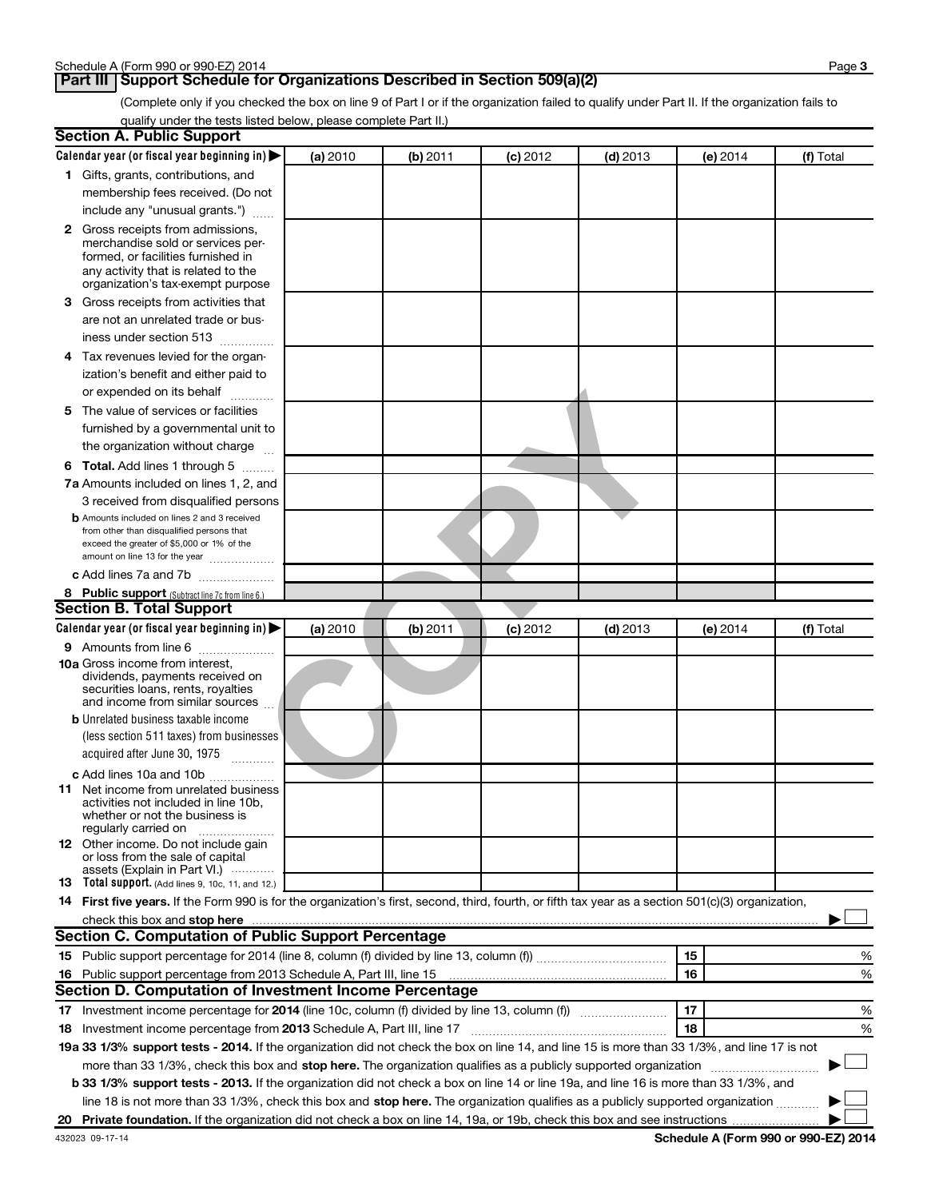## Part III Support Schedule for Organizations Described in Section 509(a)(2)

(Complete only if you checked the box on line 9 of Part I or if the organization failed to qualify under Part II. If the organization fails to qualify under the tests listed below, please complete Part II.)

### Section A. Public Support

| Calendar year (or fiscal year beginning in) ▶ | (a) 2010 | (b) 2011 | (c) 2012 | (d) 2013 | (e) 2014 | (f) Total |
|---|---|---|---|---|---|---|
| **1** Gifts, grants, contributions, and membership fees received. (Do not include any "unusual grants.") | | | | | | |
| **2** Gross receipts from admissions, merchandise sold or services performed, or facilities furnished in any activity that is related to the organization's tax-exempt purpose | | | | | | |
| **3** Gross receipts from activities that are not an unrelated trade or business under section 513 | | | | | | |
| **4** Tax revenues levied for the organization's benefit and either paid to or expended on its behalf | | | | | | |
| **5** The value of services or facilities furnished by a governmental unit to the organization without charge | | | | | | |
| **6 Total.** Add lines 1 through 5 | | | | | | |
| **7a** Amounts included on lines 1, 2, and 3 received from disqualified persons | | | | | | |
| **b** Amounts included on lines 2 and 3 received from other than disqualified persons that exceed the greater of $5,000 or 1% of the amount on line 13 for the year | | | | | | |
| **c** Add lines 7a and 7b | | | | | | |
| **8 Public support** (Subtract line 7c from line 6.) | | | | | | |

### Section B. Total Support

| Calendar year (or fiscal year beginning in) ▶ | (a) 2010 | (b) 2011 | (c) 2012 | (d) 2013 | (e) 2014 | (f) Total |
|---|---|---|---|---|---|---|
| **9** Amounts from line 6 | | | | | | |
| **10a** Gross income from interest, dividends, payments received on securities loans, rents, royalties and income from similar sources | | | | | | |
| **b** Unrelated business taxable income (less section 511 taxes) from businesses acquired after June 30, 1975 | | | | | | |
| **c** Add lines 10a and 10b | | | | | | |
| **11** Net income from unrelated business activities not included in line 10b, whether or not the business is regularly carried on | | | | | | |
| **12** Other income. Do not include gain or loss from the sale of capital assets (Explain in Part VI.) | | | | | | |
| **13 Total support.** (Add lines 9, 10c, 11, and 12.) | | | | | | |

**14 First five years.** If the Form 990 is for the organization's first, second, third, fourth, or fifth tax year as a section 501(c)(3) organization, check this box and **stop here** ▶ ☐

### Section C. Computation of Public Support Percentage

| | | | |
|---|---|---|---|
| **15** | Public support percentage for 2014 (line 8, column (f) divided by line 13, column (f)) | 15 | % |
| **16** | Public support percentage from 2013 Schedule A, Part III, line 15 | 16 | % |

### Section D. Computation of Investment Income Percentage

| | | | |
|---|---|---|---|
| **17** | Investment income percentage for **2014** (line 10c, column (f) divided by line 13, column (f)) | 17 | % |
| **18** | Investment income percentage from **2013** Schedule A, Part III, line 17 | 18 | % |

**19a 33 1/3% support tests - 2014.** If the organization did not check the box on line 14, and line 15 is more than 33 1/3%, and line 17 is not more than 33 1/3%, check this box and **stop here.** The organization qualifies as a publicly supported organization ▶ ☐

**b 33 1/3% support tests - 2013.** If the organization did not check a box on line 14 or line 19a, and line 16 is more than 33 1/3%, and line 18 is not more than 33 1/3%, check this box and **stop here.** The organization qualifies as a publicly supported organization ▶ ☐

**20 Private foundation.** If the organization did not check a box on line 14, 19a, or 19b, check this box and see instructions ▶ ☐

432023 09-17-14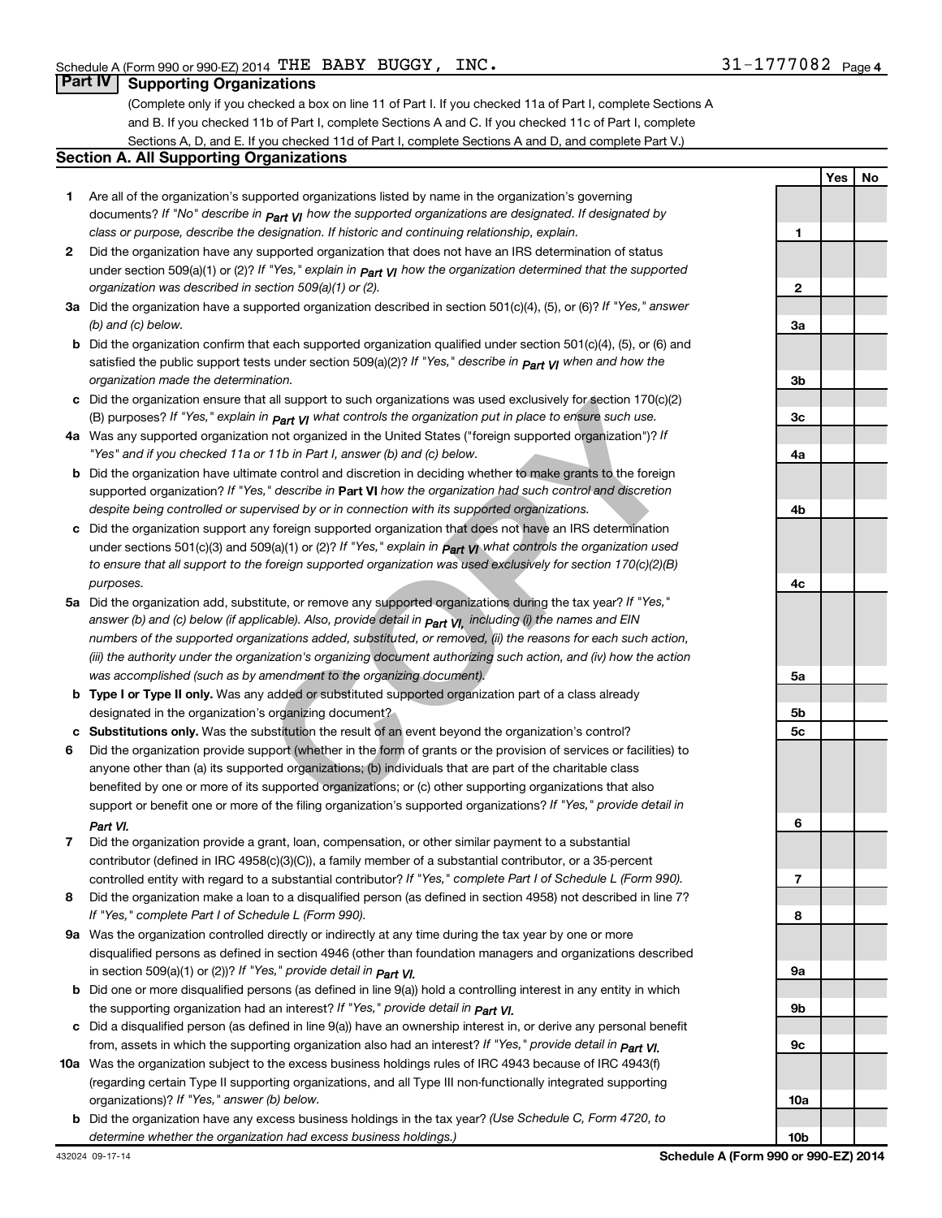Schedule A (Form 990 or 990-EZ) 2014 THE BABY BUGGY, INC. 31-1777082 Page 4

## Part IV Supporting Organizations

(Complete only if you checked a box on line 11 of Part I. If you checked 11a of Part I, complete Sections A and B. If you checked 11b of Part I, complete Sections A and C. If you checked 11c of Part I, complete Sections A, D, and E. If you checked 11d of Part I, complete Sections A and D, and complete Part V.)

### Section A. All Supporting Organizations

| | | | Yes | No |
|---|---|---|---|---|
| 1 | Are all of the organization's supported organizations listed by name in the organization's governing documents? *If "No" describe in Part VI how the supported organizations are designated. If designated by class or purpose, describe the designation. If historic and continuing relationship, explain.* | 1 | | |
| 2 | Did the organization have any supported organization that does not have an IRS determination of status under section 509(a)(1) or (2)? *If "Yes," explain in Part VI how the organization determined that the supported organization was described in section 509(a)(1) or (2).* | 2 | | |
| 3a | Did the organization have a supported organization described in section 501(c)(4), (5), or (6)? *If "Yes," answer (b) and (c) below.* | 3a | | |
| b | Did the organization confirm that each supported organization qualified under section 501(c)(4), (5), or (6) and satisfied the public support tests under section 509(a)(2)? *If "Yes," describe in Part VI when and how the organization made the determination.* | 3b | | |
| c | Did the organization ensure that all support to such organizations was used exclusively for section 170(c)(2)(B) purposes? *If "Yes," explain in Part VI what controls the organization put in place to ensure such use.* | 3c | | |
| 4a | Was any supported organization not organized in the United States ("foreign supported organization")? *If "Yes" and if you checked 11a or 11b in Part I, answer (b) and (c) below.* | 4a | | |
| b | Did the organization have ultimate control and discretion in deciding whether to make grants to the foreign supported organization? *If "Yes," describe in* **Part VI** *how the organization had such control and discretion despite being controlled or supervised by or in connection with its supported organizations.* | 4b | | |
| c | Did the organization support any foreign supported organization that does not have an IRS determination under sections 501(c)(3) and 509(a)(1) or (2)? *If "Yes," explain in Part VI what controls the organization used to ensure that all support to the foreign supported organization was used exclusively for section 170(c)(2)(B) purposes.* | 4c | | |
| 5a | Did the organization add, substitute, or remove any supported organizations during the tax year? *If "Yes," answer (b) and (c) below (if applicable). Also, provide detail in Part VI, including (i) the names and EIN numbers of the supported organizations added, substituted, or removed, (ii) the reasons for each such action, (iii) the authority under the organization's organizing document authorizing such action, and (iv) how the action was accomplished (such as by amendment to the organizing document).* | 5a | | |
| b | **Type I or Type II only.** Was any added or substituted supported organization part of a class already designated in the organization's organizing document? | 5b | | |
| c | **Substitutions only.** Was the substitution the result of an event beyond the organization's control? | 5c | | |
| 6 | Did the organization provide support (whether in the form of grants or the provision of services or facilities) to anyone other than (a) its supported organizations; (b) individuals that are part of the charitable class benefited by one or more of its supported organizations; or (c) other supporting organizations that also support or benefit one or more of the filing organization's supported organizations? *If "Yes," provide detail in Part VI.* | 6 | | |
| 7 | Did the organization provide a grant, loan, compensation, or other similar payment to a substantial contributor (defined in IRC 4958(c)(3)(C)), a family member of a substantial contributor, or a 35-percent controlled entity with regard to a substantial contributor? *If "Yes," complete Part I of Schedule L (Form 990).* | 7 | | |
| 8 | Did the organization make a loan to a disqualified person (as defined in section 4958) not described in line 7? *If "Yes," complete Part I of Schedule L (Form 990).* | 8 | | |
| 9a | Was the organization controlled directly or indirectly at any time during the tax year by one or more disqualified persons as defined in section 4946 (other than foundation managers and organizations described in section 509(a)(1) or (2))? *If "Yes," provide detail in Part VI.* | 9a | | |
| b | Did one or more disqualified persons (as defined in line 9(a)) hold a controlling interest in any entity in which the supporting organization had an interest? *If "Yes," provide detail in Part VI.* | 9b | | |
| c | Did a disqualified person (as defined in line 9(a)) have an ownership interest in, or derive any personal benefit from, assets in which the supporting organization also had an interest? *If "Yes," provide detail in Part VI.* | 9c | | |
| 10a | Was the organization subject to the excess business holdings rules of IRC 4943 because of IRC 4943(f) (regarding certain Type II supporting organizations, and all Type III non-functionally integrated supporting organizations)? *If "Yes," answer (b) below.* | 10a | | |
| b | Did the organization have any excess business holdings in the tax year? *(Use Schedule C, Form 4720, to determine whether the organization had excess business holdings.)* | 10b | | |

432024 09-17-14 **Schedule A (Form 990 or 990-EZ) 2014**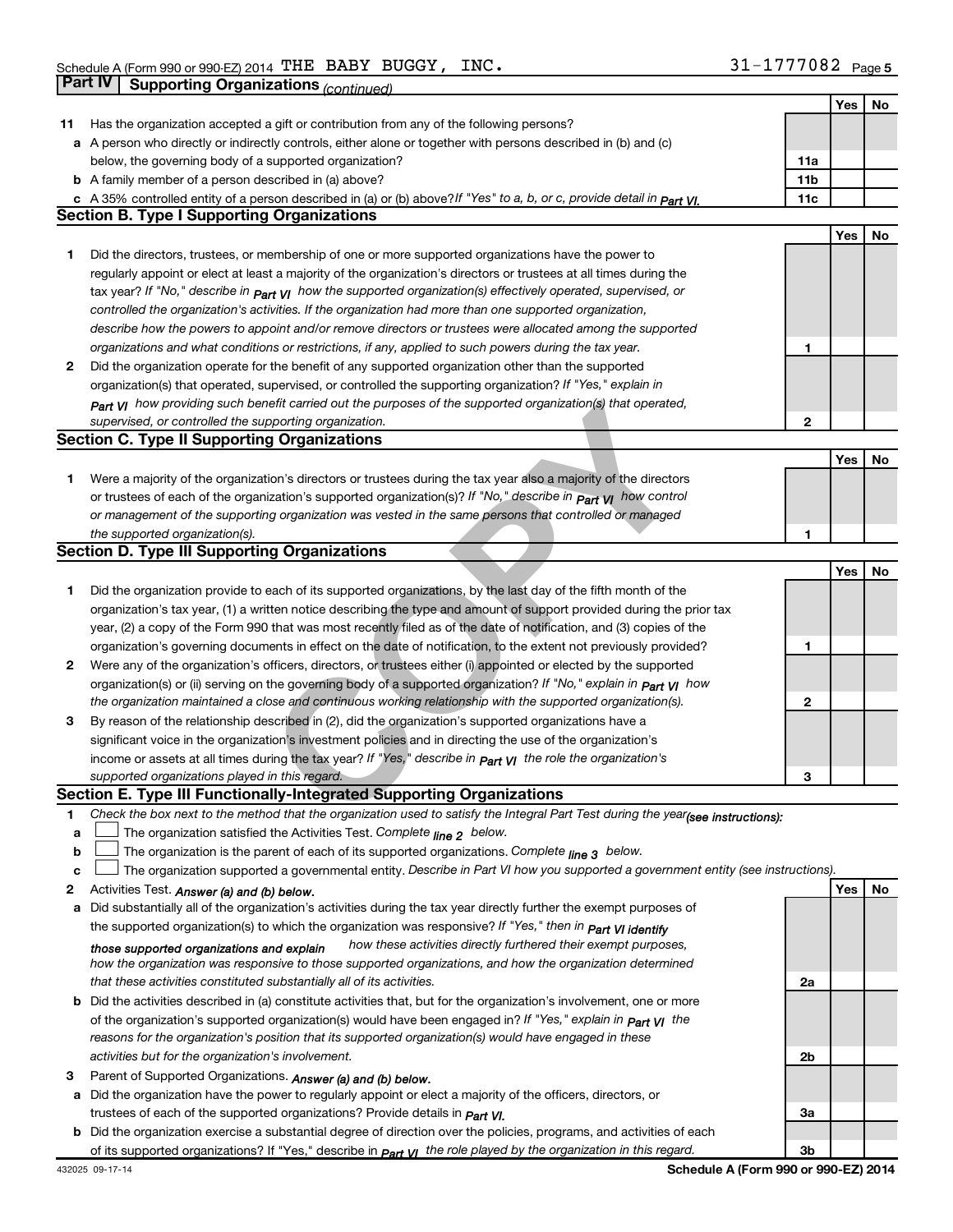Schedule A (Form 990 or 990-EZ) 2014 THE BABY BUGGY, INC. 31-1777082 Page 5

## Part IV Supporting Organizations *(continued)*

| | | | Yes | No |
|---|---|---|---|---|
| 11 | Has the organization accepted a gift or contribution from any of the following persons? | | | |
| a | A person who directly or indirectly controls, either alone or together with persons described in (b) and (c) below, the governing body of a supported organization? | 11a | | |
| b | A family member of a person described in (a) above? | 11b | | |
| c | A 35% controlled entity of a person described in (a) or (b) above? *If "Yes" to a, b, or c, provide detail in Part VI.* | 11c | | |

### Section B. Type I Supporting Organizations

| | | | Yes | No |
|---|---|---|---|---|
| 1 | Did the directors, trustees, or membership of one or more supported organizations have the power to regularly appoint or elect at least a majority of the organization's directors or trustees at all times during the tax year? *If "No," describe in Part VI how the supported organization(s) effectively operated, supervised, or controlled the organization's activities. If the organization had more than one supported organization, describe how the powers to appoint and/or remove directors or trustees were allocated among the supported organizations and what conditions or restrictions, if any, applied to such powers during the tax year.* | 1 | | |
| 2 | Did the organization operate for the benefit of any supported organization other than the supported organization(s) that operated, supervised, or controlled the supporting organization? *If "Yes," explain in Part VI how providing such benefit carried out the purposes of the supported organization(s) that operated, supervised, or controlled the supporting organization.* | 2 | | |

### Section C. Type II Supporting Organizations

| | | | Yes | No |
|---|---|---|---|---|
| 1 | Were a majority of the organization's directors or trustees during the tax year also a majority of the directors or trustees of each of the organization's supported organization(s)? *If "No," describe in Part VI how control or management of the supporting organization was vested in the same persons that controlled or managed the supported organization(s).* | 1 | | |

### Section D. Type III Supporting Organizations

| | | | Yes | No |
|---|---|---|---|---|
| 1 | Did the organization provide to each of its supported organizations, by the last day of the fifth month of the organization's tax year, (1) a written notice describing the type and amount of support provided during the prior tax year, (2) a copy of the Form 990 that was most recently filed as of the date of notification, and (3) copies of the organization's governing documents in effect on the date of notification, to the extent not previously provided? | 1 | | |
| 2 | Were any of the organization's officers, directors, or trustees either (i) appointed or elected by the supported organization(s) or (ii) serving on the governing body of a supported organization? *If "No," explain in Part VI how the organization maintained a close and continuous working relationship with the supported organization(s).* | 2 | | |
| 3 | By reason of the relationship described in (2), did the organization's supported organizations have a significant voice in the organization's investment policies and in directing the use of the organization's income or assets at all times during the tax year? *If "Yes," describe in Part VI the role the organization's supported organizations played in this regard.* | 3 | | |

### Section E. Type III Functionally-Integrated Supporting Organizations

1 *Check the box next to the method that the organization used to satisfy the Integral Part Test during the year (see instructions):*

- a ☐ The organization satisfied the Activities Test. *Complete line 2 below.*
- b ☐ The organization is the parent of each of its supported organizations. *Complete line 3 below.*
- c ☐ The organization supported a governmental entity. *Describe in Part VI how you supported a government entity (see instructions).*

| | | | Yes | No |
|---|---|---|---|---|
| 2 | Activities Test. *Answer (a) and (b) below.* | | | |
| a | Did substantially all of the organization's activities during the tax year directly further the exempt purposes of the supported organization(s) to which the organization was responsive? *If "Yes," then in Part VI identify those supported organizations and explain how these activities directly furthered their exempt purposes, how the organization was responsive to those supported organizations, and how the organization determined that these activities constituted substantially all of its activities.* | 2a | | |
| b | Did the activities described in (a) constitute activities that, but for the organization's involvement, one or more of the organization's supported organization(s) would have been engaged in? *If "Yes," explain in Part VI the reasons for the organization's position that its supported organization(s) would have engaged in these activities but for the organization's involvement.* | 2b | | |
| 3 | Parent of Supported Organizations. *Answer (a) and (b) below.* | | | |
| a | Did the organization have the power to regularly appoint or elect a majority of the officers, directors, or trustees of each of the supported organizations? Provide details in *Part VI.* | 3a | | |
| b | Did the organization exercise a substantial degree of direction over the policies, programs, and activities of each of its supported organizations? If "Yes," describe in *Part VI the role played by the organization in this regard.* | 3b | | |

432025 09-17-14 **Schedule A (Form 990 or 990-EZ) 2014**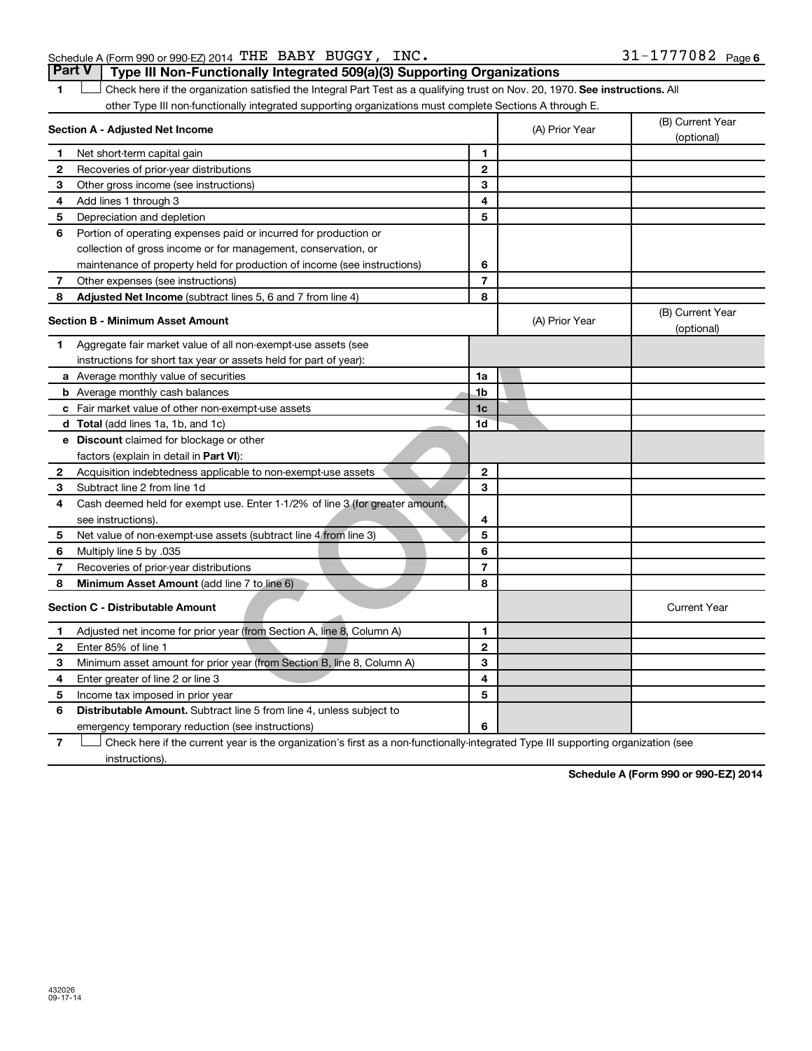Schedule A (Form 990 or 990-EZ) 2014 THE BABY BUGGY, INC. 31-1777082

## Part V Type III Non-Functionally Integrated 509(a)(3) Supporting Organizations

1 ☐ Check here if the organization satisfied the Integral Part Test as a qualifying trust on Nov. 20, 1970. **See instructions.** All other Type III non-functionally integrated supporting organizations must complete Sections A through E.

| **Section A - Adjusted Net Income** | | (A) Prior Year | (B) Current Year (optional) |
|---|---|---|---|
| 1 Net short-term capital gain | 1 | | |
| 2 Recoveries of prior-year distributions | 2 | | |
| 3 Other gross income (see instructions) | 3 | | |
| 4 Add lines 1 through 3 | 4 | | |
| 5 Depreciation and depletion | 5 | | |
| 6 Portion of operating expenses paid or incurred for production or collection of gross income or for management, conservation, or maintenance of property held for production of income (see instructions) | 6 | | |
| 7 Other expenses (see instructions) | 7 | | |
| 8 **Adjusted Net Income** (subtract lines 5, 6 and 7 from line 4) | 8 | | |

| **Section B - Minimum Asset Amount** | | (A) Prior Year | (B) Current Year (optional) |
|---|---|---|---|
| 1 Aggregate fair market value of all non-exempt-use assets (see instructions for short tax year or assets held for part of year): | | | |
| a Average monthly value of securities | 1a | | |
| b Average monthly cash balances | 1b | | |
| c Fair market value of other non-exempt-use assets | 1c | | |
| d **Total** (add lines 1a, 1b, and 1c) | 1d | | |
| e **Discount** claimed for blockage or other factors (explain in detail in **Part VI**): | | | |
| 2 Acquisition indebtedness applicable to non-exempt-use assets | 2 | | |
| 3 Subtract line 2 from line 1d | 3 | | |
| 4 Cash deemed held for exempt use. Enter 1-1/2% of line 3 (for greater amount, see instructions). | 4 | | |
| 5 Net value of non-exempt-use assets (subtract line 4 from line 3) | 5 | | |
| 6 Multiply line 5 by .035 | 6 | | |
| 7 Recoveries of prior-year distributions | 7 | | |
| 8 **Minimum Asset Amount** (add line 7 to line 6) | 8 | | |

| **Section C - Distributable Amount** | | | Current Year |
|---|---|---|---|
| 1 Adjusted net income for prior year (from Section A, line 8, Column A) | 1 | | |
| 2 Enter 85% of line 1 | 2 | | |
| 3 Minimum asset amount for prior year (from Section B, line 8, Column A) | 3 | | |
| 4 Enter greater of line 2 or line 3 | 4 | | |
| 5 Income tax imposed in prior year | 5 | | |
| 6 **Distributable Amount.** Subtract line 5 from line 4, unless subject to emergency temporary reduction (see instructions) | 6 | | |

7 ☐ Check here if the current year is the organization's first as a non-functionally-integrated Type III supporting organization (see instructions).

**Schedule A (Form 990 or 990-EZ) 2014**

432026 09-17-14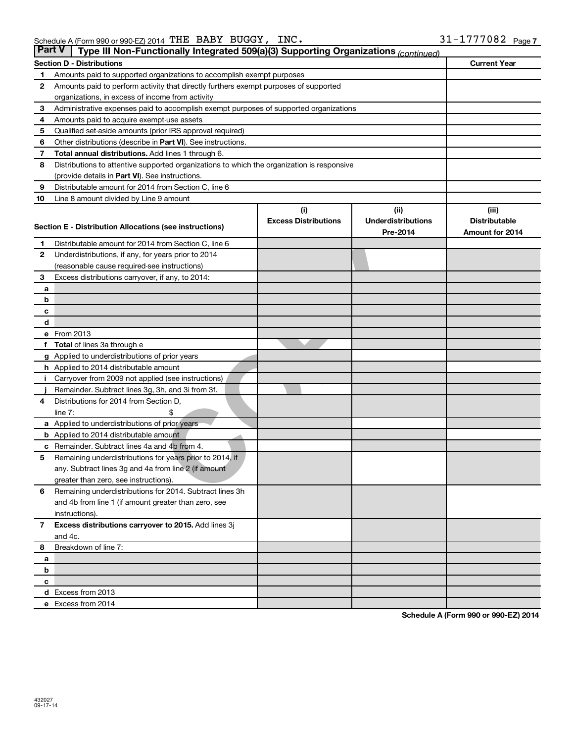Schedule A (Form 990 or 990-EZ) 2014 THE BABY BUGGY, INC. 31-1777082 Page 7

## Part V Type III Non-Functionally Integrated 509(a)(3) Supporting Organizations *(continued)*

| Section D - Distributions | | Current Year |
|---|---|---|
| 1 | Amounts paid to supported organizations to accomplish exempt purposes | |
| 2 | Amounts paid to perform activity that directly furthers exempt purposes of supported organizations, in excess of income from activity | |
| 3 | Administrative expenses paid to accomplish exempt purposes of supported organizations | |
| 4 | Amounts paid to acquire exempt-use assets | |
| 5 | Qualified set-aside amounts (prior IRS approval required) | |
| 6 | Other distributions (describe in **Part VI**). See instructions. | |
| 7 | **Total annual distributions.** Add lines 1 through 6. | |
| 8 | Distributions to attentive supported organizations to which the organization is responsive (provide details in **Part VI**). See instructions. | |
| 9 | Distributable amount for 2014 from Section C, line 6 | |
| 10 | Line 8 amount divided by Line 9 amount | |

| Section E - Distribution Allocations (see instructions) | | (i) Excess Distributions | (ii) Underdistributions Pre-2014 | (iii) Distributable Amount for 2014 |
|---|---|---|---|---|
| 1 | Distributable amount for 2014 from Section C, line 6 | | | |
| 2 | Underdistributions, if any, for years prior to 2014 (reasonable cause required-see instructions) | | | |
| 3 | Excess distributions carryover, if any, to 2014: | | | |
| a | | | | |
| b | | | | |
| c | | | | |
| d | | | | |
| e | From 2013 | | | |
| f | **Total** of lines 3a through e | | | |
| g | Applied to underdistributions of prior years | | | |
| h | Applied to 2014 distributable amount | | | |
| i | Carryover from 2009 not applied (see instructions) | | | |
| j | Remainder. Subtract lines 3g, 3h, and 3i from 3f. | | | |
| 4 | Distributions for 2014 from Section D, line 7: $ | | | |
| a | Applied to underdistributions of prior years | | | |
| b | Applied to 2014 distributable amount | | | |
| c | Remainder. Subtract lines 4a and 4b from 4. | | | |
| 5 | Remaining underdistributions for years prior to 2014, if any. Subtract lines 3g and 4a from line 2 (if amount greater than zero, see instructions). | | | |
| 6 | Remaining underdistributions for 2014. Subtract lines 3h and 4b from line 1 (if amount greater than zero, see instructions). | | | |
| 7 | **Excess distributions carryover to 2015.** Add lines 3j and 4c. | | | |
| 8 | Breakdown of line 7: | | | |
| a | | | | |
| b | | | | |
| c | | | | |
| d | Excess from 2013 | | | |
| e | Excess from 2014 | | | |

**Schedule A (Form 990 or 990-EZ) 2014**

432027
09-17-14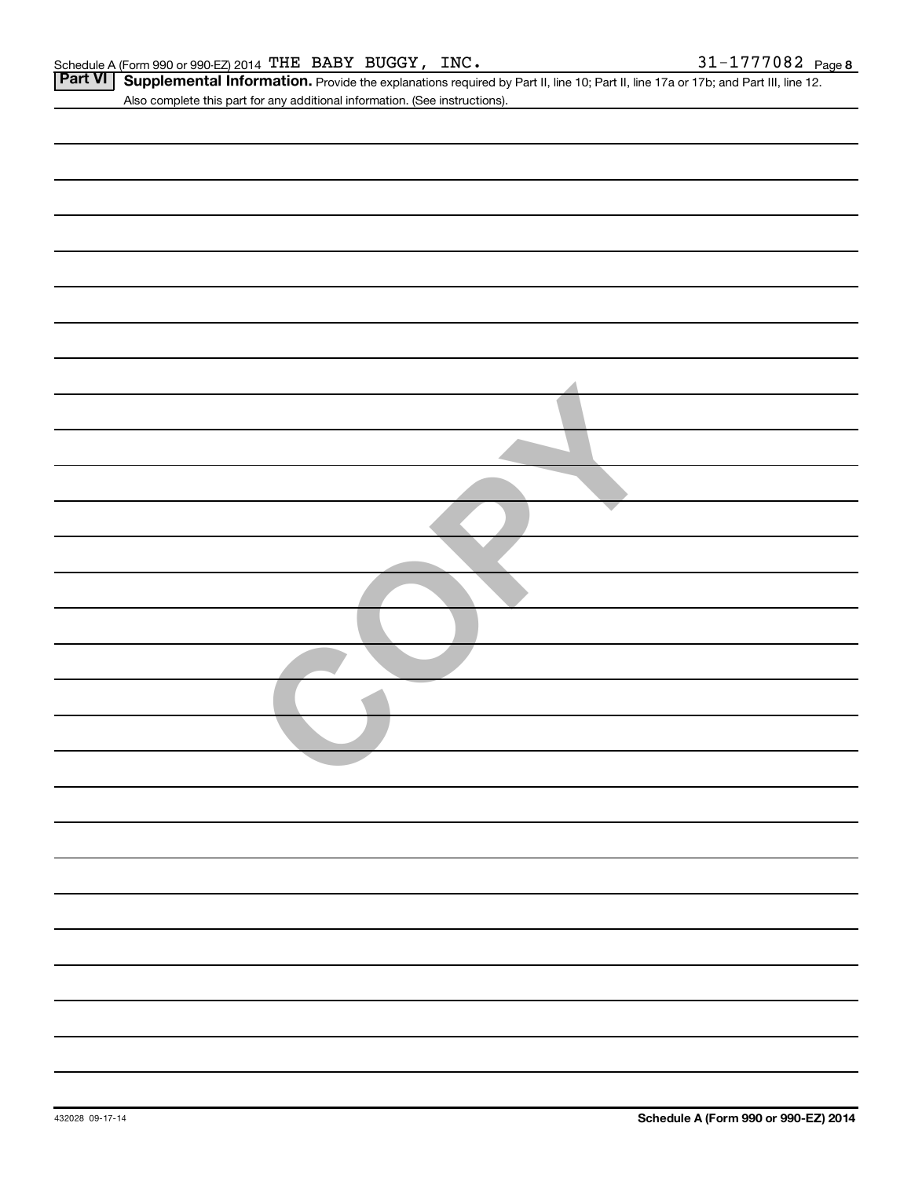Schedule A (Form 990 or 990-EZ) 2014 THE BABY BUGGY, INC. 31-1777082 Page 8

**Part VI** **Supplemental Information.** Provide the explanations required by Part II, line 10; Part II, line 17a or 17b; and Part III, line 12. Also complete this part for any additional information. (See instructions).

COPY

432028 09-17-14

**Schedule A (Form 990 or 990-EZ) 2014**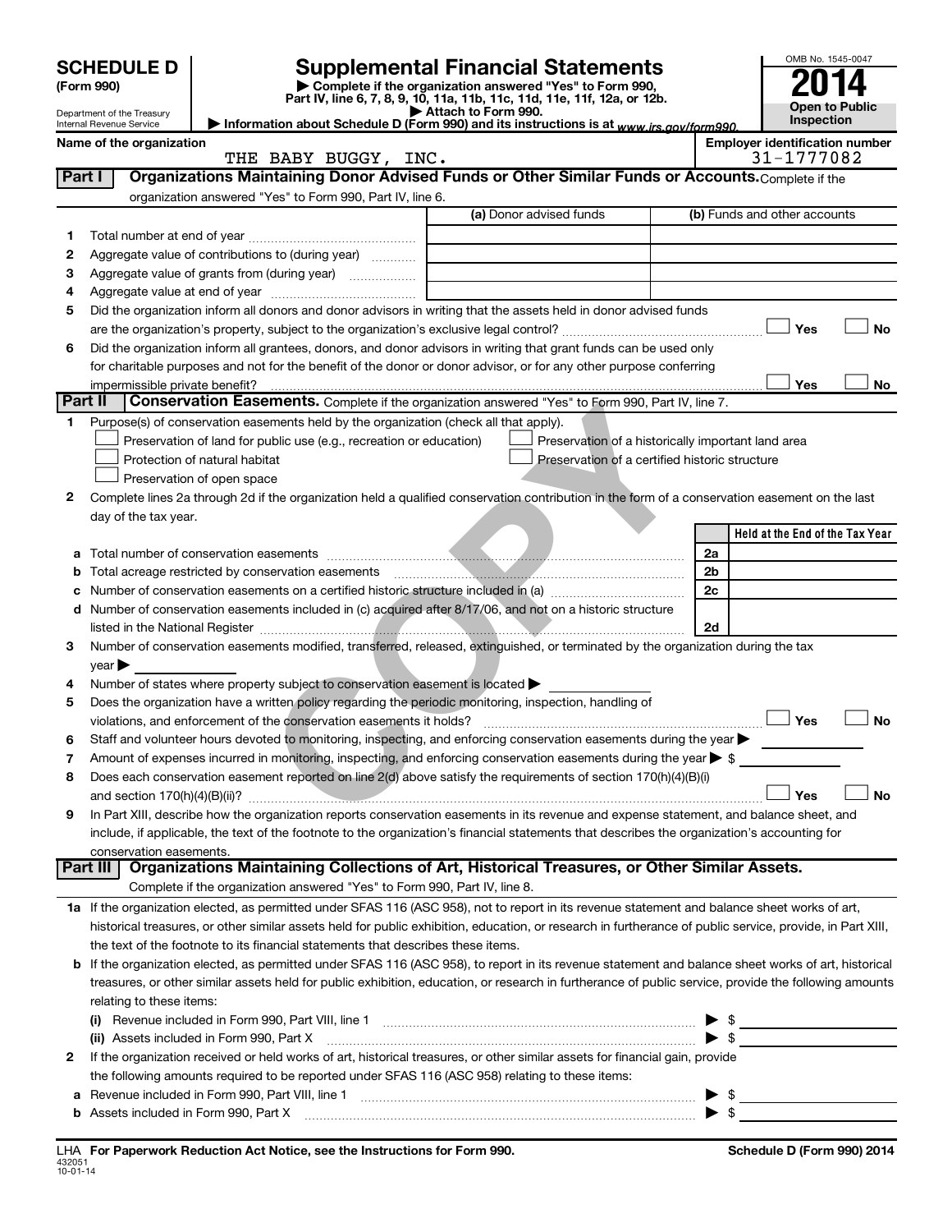# SCHEDULE D (Form 990)

Department of the Treasury
Internal Revenue Service

## Supplemental Financial Statements

▶ Complete if the organization answered "Yes" to Form 990, Part IV, line 6, 7, 8, 9, 10, 11a, 11b, 11c, 11d, 11e, 11f, 12a, or 12b.
▶ Attach to Form 990.
▶ Information about Schedule D (Form 990) and its instructions is at www.irs.gov/form990.

OMB No. 1545-0047
**2014**
**Open to Public Inspection**

**Name of the organization:** THE BABY BUGGY, INC.
**Employer identification number:** 31-1777082

### Part I Organizations Maintaining Donor Advised Funds or Other Similar Funds or Accounts.
Complete if the organization answered "Yes" to Form 990, Part IV, line 6.

| | | (a) Donor advised funds | (b) Funds and other accounts |
|---|---|---|---|
| 1 | Total number at end of year | | |
| 2 | Aggregate value of contributions to (during year) | | |
| 3 | Aggregate value of grants from (during year) | | |
| 4 | Aggregate value at end of year | | |

5 Did the organization inform all donors and donor advisors in writing that the assets held in donor advised funds are the organization's property, subject to the organization's exclusive legal control? ☐ Yes ☐ No

6 Did the organization inform all grantees, donors, and donor advisors in writing that grant funds can be used only for charitable purposes and not for the benefit of the donor or donor advisor, or for any other purpose conferring impermissible private benefit? ☐ Yes ☐ No

### Part II Conservation Easements.
Complete if the organization answered "Yes" to Form 990, Part IV, line 7.

1 Purpose(s) of conservation easements held by the organization (check all that apply).
- ☐ Preservation of land for public use (e.g., recreation or education)
- ☐ Preservation of a historically important land area
- ☐ Protection of natural habitat
- ☐ Preservation of a certified historic structure
- ☐ Preservation of open space

2 Complete lines 2a through 2d if the organization held a qualified conservation contribution in the form of a conservation easement on the last day of the tax year.

| | | | Held at the End of the Tax Year |
|---|---|---|---|
| a | Total number of conservation easements | 2a | |
| b | Total acreage restricted by conservation easements | 2b | |
| c | Number of conservation easements on a certified historic structure included in (a) | 2c | |
| d | Number of conservation easements included in (c) acquired after 8/17/06, and not on a historic structure listed in the National Register | 2d | |

3 Number of conservation easements modified, transferred, released, extinguished, or terminated by the organization during the tax year ▶

4 Number of states where property subject to conservation easement is located ▶

5 Does the organization have a written policy regarding the periodic monitoring, inspection, handling of violations, and enforcement of the conservation easements it holds? ☐ Yes ☐ No

6 Staff and volunteer hours devoted to monitoring, inspecting, and enforcing conservation easements during the year ▶

7 Amount of expenses incurred in monitoring, inspecting, and enforcing conservation easements during the year ▶ $

8 Does each conservation easement reported on line 2(d) above satisfy the requirements of section 170(h)(4)(B)(i) and section 170(h)(4)(B)(ii)? ☐ Yes ☐ No

9 In Part XIII, describe how the organization reports conservation easements in its revenue and expense statement, and balance sheet, and include, if applicable, the text of the footnote to the organization's financial statements that describes the organization's accounting for conservation easements.

### Part III Organizations Maintaining Collections of Art, Historical Treasures, or Other Similar Assets.
Complete if the organization answered "Yes" to Form 990, Part IV, line 8.

1a If the organization elected, as permitted under SFAS 116 (ASC 958), not to report in its revenue statement and balance sheet works of art, historical treasures, or other similar assets held for public exhibition, education, or research in furtherance of public service, provide, in Part XIII, the text of the footnote to its financial statements that describes these items.

b If the organization elected, as permitted under SFAS 116 (ASC 958), to report in its revenue statement and balance sheet works of art, historical treasures, or other similar assets held for public exhibition, education, or research in furtherance of public service, provide the following amounts relating to these items:

(i) Revenue included in Form 990, Part VIII, line 1 ▶ $

(ii) Assets included in Form 990, Part X ▶ $

2 If the organization received or held works of art, historical treasures, or other similar assets for financial gain, provide the following amounts required to be reported under SFAS 116 (ASC 958) relating to these items:

a Revenue included in Form 990, Part VIII, line 1 ▶ $

b Assets included in Form 990, Part X ▶ $

LHA For Paperwork Reduction Act Notice, see the Instructions for Form 990.
432051 10-01-14
Schedule D (Form 990) 2014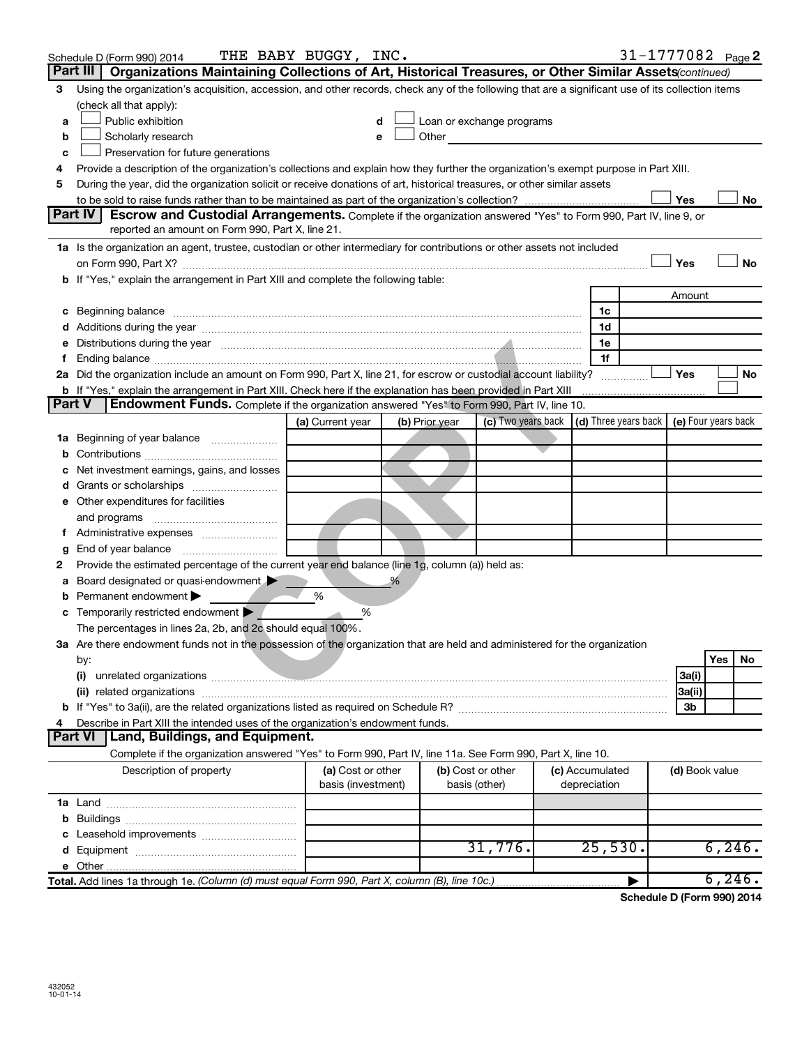Schedule D (Form 990) 2014 THE BABY BUGGY, INC. 31-1777082 Page 2

## Part III Organizations Maintaining Collections of Art, Historical Treasures, or Other Similar Assets (continued)

3 Using the organization's acquisition, accession, and other records, check any of the following that are a significant use of its collection items (check all that apply):

a ☐ Public exhibition
b ☐ Scholarly research
c ☐ Preservation for future generations
d ☐ Loan or exchange programs
e ☐ Other

4 Provide a description of the organization's collections and explain how they further the organization's exempt purpose in Part XIII.

5 During the year, did the organization solicit or receive donations of art, historical treasures, or other similar assets to be sold to raise funds rather than to be maintained as part of the organization's collection? ☐ Yes ☐ No

## Part IV Escrow and Custodial Arrangements.

Complete if the organization answered "Yes" to Form 990, Part IV, line 9, or reported an amount on Form 990, Part X, line 21.

1a Is the organization an agent, trustee, custodian or other intermediary for contributions or other assets not included on Form 990, Part X? ☐ Yes ☐ No

b If "Yes," explain the arrangement in Part XIII and complete the following table:

| | | Amount |
|---|---|---|
| c Beginning balance | 1c | |
| d Additions during the year | 1d | |
| e Distributions during the year | 1e | |
| f Ending balance | 1f | |

2a Did the organization include an amount on Form 990, Part X, line 21, for escrow or custodial account liability? ☐ Yes ☐ No

b If "Yes," explain the arrangement in Part XIII. Check here if the explanation has been provided in Part XIII ☐

## Part V Endowment Funds.

Complete if the organization answered "Yes" to Form 990, Part IV, line 10.

| | (a) Current year | (b) Prior year | (c) Two years back | (d) Three years back | (e) Four years back |
|---|---|---|---|---|---|
| 1a Beginning of year balance | | | | | |
| b Contributions | | | | | |
| c Net investment earnings, gains, and losses | | | | | |
| d Grants or scholarships | | | | | |
| e Other expenditures for facilities and programs | | | | | |
| f Administrative expenses | | | | | |
| g End of year balance | | | | | |

2 Provide the estimated percentage of the current year end balance (line 1g, column (a)) held as:

a Board designated or quasi-endowment ▶ %
b Permanent endowment ▶ %
c Temporarily restricted endowment ▶ %

The percentages in lines 2a, 2b, and 2c should equal 100%.

3a Are there endowment funds not in the possession of the organization that are held and administered for the organization by:

| | | Yes | No |
|---|---|---|---|
| (i) unrelated organizations | 3a(i) | | |
| (ii) related organizations | 3a(ii) | | |
| b If "Yes" to 3a(ii), are the related organizations listed as required on Schedule R? | 3b | | |

4 Describe in Part XIII the intended uses of the organization's endowment funds.

## Part VI Land, Buildings, and Equipment.

Complete if the organization answered "Yes" to Form 990, Part IV, line 11a. See Form 990, Part X, line 10.

| Description of property | (a) Cost or other basis (investment) | (b) Cost or other basis (other) | (c) Accumulated depreciation | (d) Book value |
|---|---|---|---|---|
| 1a Land | | | | |
| b Buildings | | | | |
| c Leasehold improvements | | | | |
| d Equipment | | 31,776. | 25,530. | 6,246. |
| e Other | | | | |
| **Total.** Add lines 1a through 1e. *(Column (d) must equal Form 990, Part X, column (B), line 10c.)* | | | ▶ | 6,246. |

**Schedule D (Form 990) 2014**

432052 10-01-14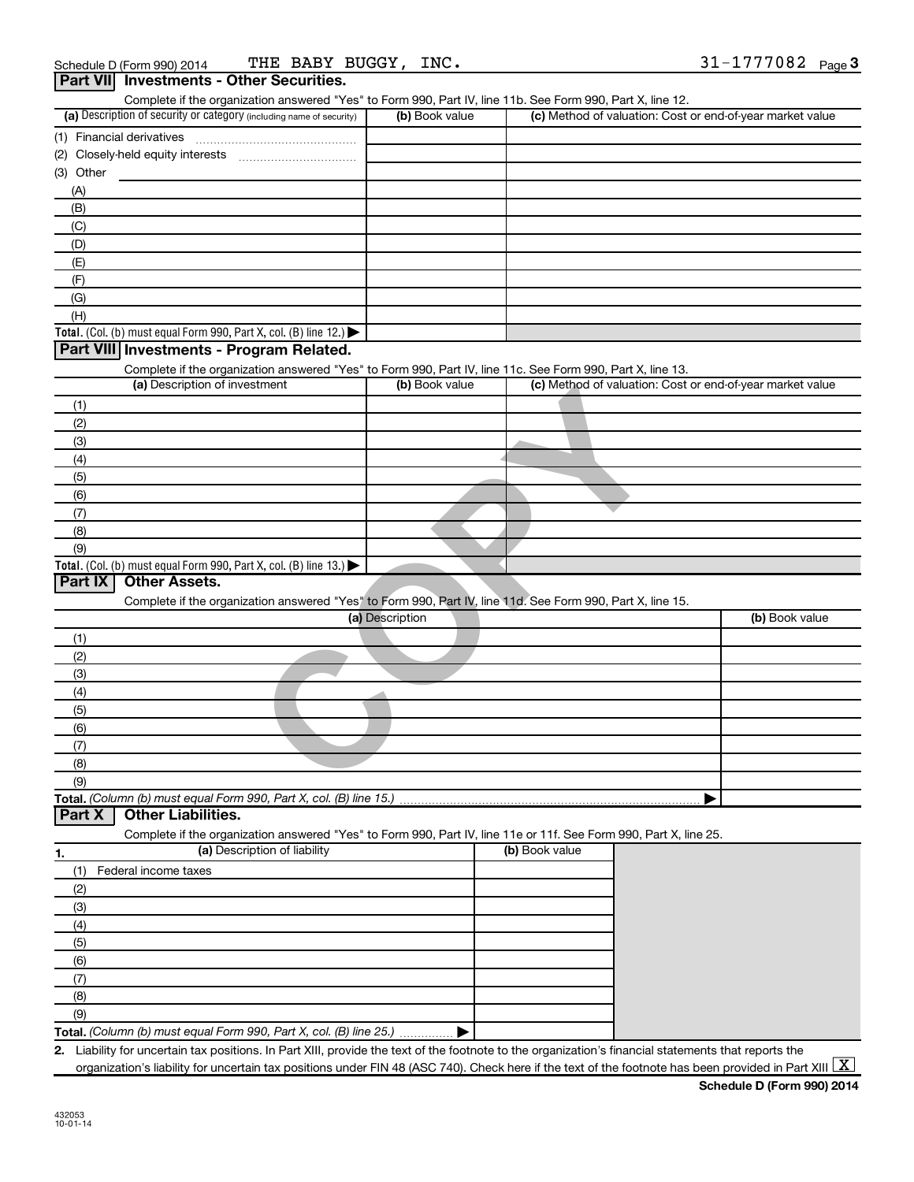Schedule D (Form 990) 2014 THE BABY BUGGY, INC. 31-1777082

## Part VII Investments - Other Securities.

Complete if the organization answered "Yes" to Form 990, Part IV, line 11b. See Form 990, Part X, line 12.

| (a) Description of security or category (including name of security) | (b) Book value | (c) Method of valuation: Cost or end-of-year market value |
|---|---|---|
| (1) Financial derivatives | | |
| (2) Closely-held equity interests | | |
| (3) Other | | |
| (A) | | |
| (B) | | |
| (C) | | |
| (D) | | |
| (E) | | |
| (F) | | |
| (G) | | |
| (H) | | |
| **Total.** (Col. (b) must equal Form 990, Part X, col. (B) line 12.) ▶ | | |

## Part VIII Investments - Program Related.

Complete if the organization answered "Yes" to Form 990, Part IV, line 11c. See Form 990, Part X, line 13.

| (a) Description of investment | (b) Book value | (c) Method of valuation: Cost or end-of-year market value |
|---|---|---|
| (1) | | |
| (2) | | |
| (3) | | |
| (4) | | |
| (5) | | |
| (6) | | |
| (7) | | |
| (8) | | |
| (9) | | |
| **Total.** (Col. (b) must equal Form 990, Part X, col. (B) line 13.) ▶ | | |

## Part IX Other Assets.

Complete if the organization answered "Yes" to Form 990, Part IV, line 11d. See Form 990, Part X, line 15.

| (a) Description | (b) Book value |
|---|---|
| (1) | |
| (2) | |
| (3) | |
| (4) | |
| (5) | |
| (6) | |
| (7) | |
| (8) | |
| (9) | |
| **Total.** *(Column (b) must equal Form 990, Part X, col. (B) line 15.)* ▶ | |

## Part X Other Liabilities.

Complete if the organization answered "Yes" to Form 990, Part IV, line 11e or 11f. See Form 990, Part X, line 25.

| 1. (a) Description of liability | (b) Book value |
|---|---|
| (1) Federal income taxes | |
| (2) | |
| (3) | |
| (4) | |
| (5) | |
| (6) | |
| (7) | |
| (8) | |
| (9) | |
| **Total.** *(Column (b) must equal Form 990, Part X, col. (B) line 25.)* ▶ | |

**2.** Liability for uncertain tax positions. In Part XIII, provide the text of the footnote to the organization's financial statements that reports the organization's liability for uncertain tax positions under FIN 48 (ASC 740). Check here if the text of the footnote has been provided in Part XIII [X]

**Schedule D (Form 990) 2014**

432053
10-01-14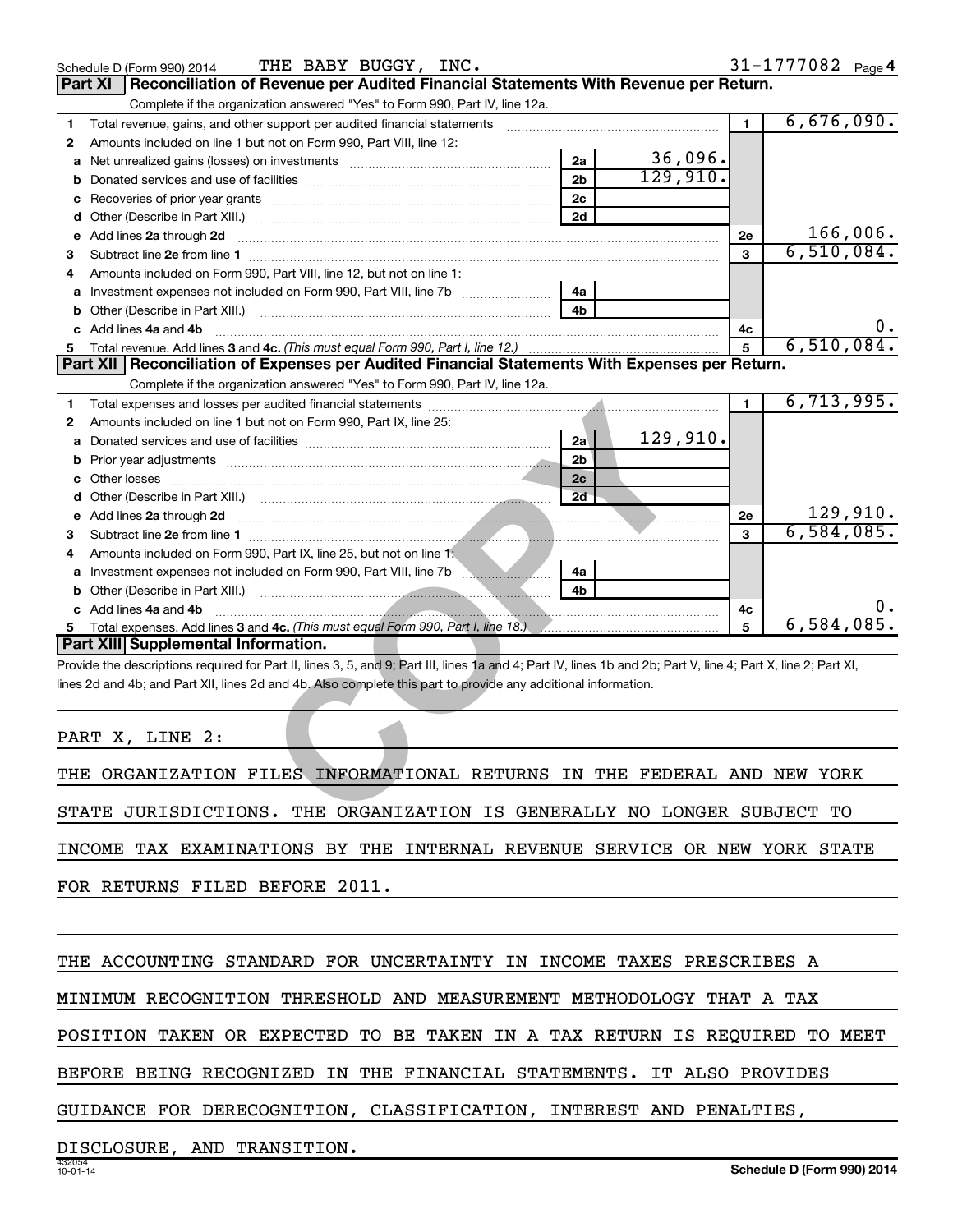Schedule D (Form 990) 2014 THE BABY BUGGY, INC. 31-1777082 Page 4

## Part XI Reconciliation of Revenue per Audited Financial Statements With Revenue per Return.

Complete if the organization answered "Yes" to Form 990, Part IV, line 12a.

| | | | | | |
|---|---|---|---|---|---|
| 1 | Total revenue, gains, and other support per audited financial statements | | | 1 | 6,676,090. |
| 2 | Amounts included on line 1 but not on Form 990, Part VIII, line 12: | | | | |
| a | Net unrealized gains (losses) on investments | 2a | 36,096. | | |
| b | Donated services and use of facilities | 2b | 129,910. | | |
| c | Recoveries of prior year grants | 2c | | | |
| d | Other (Describe in Part XIII.) | 2d | | | |
| e | Add lines 2a through 2d | | | 2e | 166,006. |
| 3 | Subtract line 2e from line 1 | | | 3 | 6,510,084. |
| 4 | Amounts included on Form 990, Part VIII, line 12, but not on line 1: | | | | |
| a | Investment expenses not included on Form 990, Part VIII, line 7b | 4a | | | |
| b | Other (Describe in Part XIII.) | 4b | | | |
| c | Add lines 4a and 4b | | | 4c | 0. |
| 5 | Total revenue. Add lines 3 and 4c. *(This must equal Form 990, Part I, line 12.)* | | | 5 | 6,510,084. |

## Part XII Reconciliation of Expenses per Audited Financial Statements With Expenses per Return.

Complete if the organization answered "Yes" to Form 990, Part IV, line 12a.

| | | | | | |
|---|---|---|---|---|---|
| 1 | Total expenses and losses per audited financial statements | | | 1 | 6,713,995. |
| 2 | Amounts included on line 1 but not on Form 990, Part IX, line 25: | | | | |
| a | Donated services and use of facilities | 2a | 129,910. | | |
| b | Prior year adjustments | 2b | | | |
| c | Other losses | 2c | | | |
| d | Other (Describe in Part XIII.) | 2d | | | |
| e | Add lines 2a through 2d | | | 2e | 129,910. |
| 3 | Subtract line 2e from line 1 | | | 3 | 6,584,085. |
| 4 | Amounts included on Form 990, Part IX, line 25, but not on line 1: | | | | |
| a | Investment expenses not included on Form 990, Part VIII, line 7b | 4a | | | |
| b | Other (Describe in Part XIII.) | 4b | | | |
| c | Add lines 4a and 4b | | | 4c | 0. |
| 5 | Total expenses. Add lines 3 and 4c. *(This must equal Form 990, Part I, line 18.)* | | | 5 | 6,584,085. |

## Part XIII Supplemental Information.

Provide the descriptions required for Part II, lines 3, 5, and 9; Part III, lines 1a and 4; Part IV, lines 1b and 2b; Part V, line 4; Part X, line 2; Part XI, lines 2d and 4b; and Part XII, lines 2d and 4b. Also complete this part to provide any additional information.

PART X, LINE 2:

THE ORGANIZATION FILES INFORMATIONAL RETURNS IN THE FEDERAL AND NEW YORK STATE JURISDICTIONS. THE ORGANIZATION IS GENERALLY NO LONGER SUBJECT TO INCOME TAX EXAMINATIONS BY THE INTERNAL REVENUE SERVICE OR NEW YORK STATE FOR RETURNS FILED BEFORE 2011.

THE ACCOUNTING STANDARD FOR UNCERTAINTY IN INCOME TAXES PRESCRIBES A MINIMUM RECOGNITION THRESHOLD AND MEASUREMENT METHODOLOGY THAT A TAX POSITION TAKEN OR EXPECTED TO BE TAKEN IN A TAX RETURN IS REQUIRED TO MEET BEFORE BEING RECOGNIZED IN THE FINANCIAL STATEMENTS. IT ALSO PROVIDES GUIDANCE FOR DERECOGNITION, CLASSIFICATION, INTEREST AND PENALTIES, DISCLOSURE, AND TRANSITION.

432054 10-01-14 Schedule D (Form 990) 2014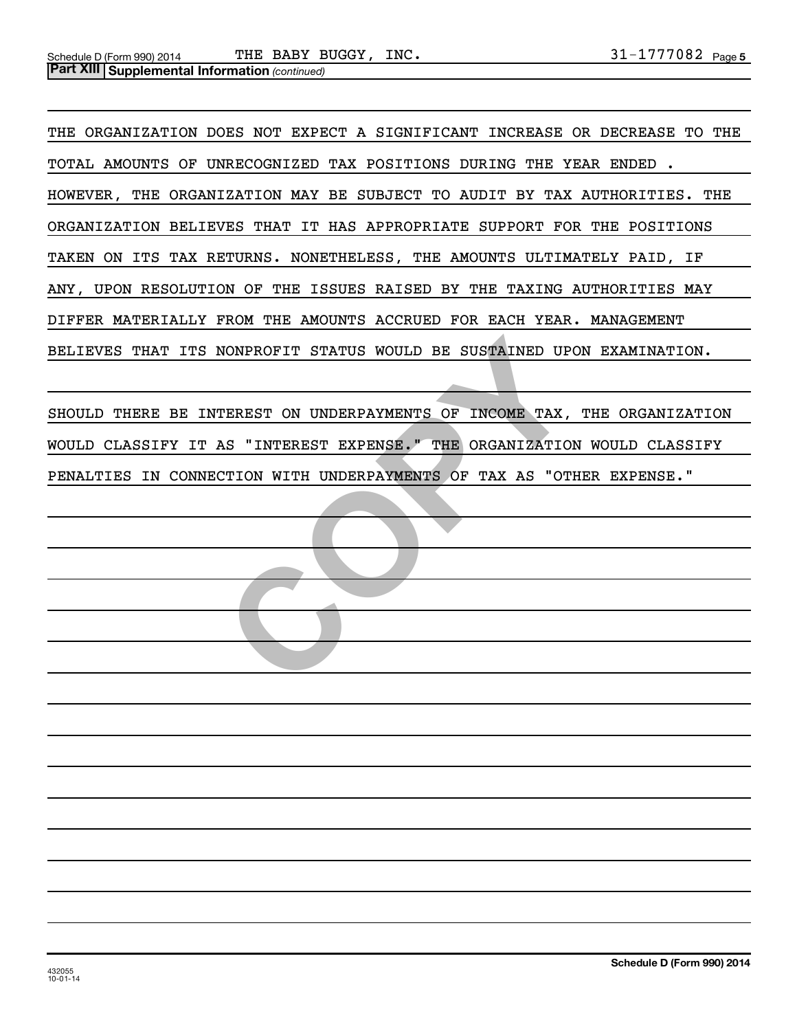**Part XIII | Supplemental Information** *(continued)*

THE ORGANIZATION DOES NOT EXPECT A SIGNIFICANT INCREASE OR DECREASE TO THE TOTAL AMOUNTS OF UNRECOGNIZED TAX POSITIONS DURING THE YEAR ENDED . HOWEVER, THE ORGANIZATION MAY BE SUBJECT TO AUDIT BY TAX AUTHORITIES. THE ORGANIZATION BELIEVES THAT IT HAS APPROPRIATE SUPPORT FOR THE POSITIONS TAKEN ON ITS TAX RETURNS. NONETHELESS, THE AMOUNTS ULTIMATELY PAID, IF ANY, UPON RESOLUTION OF THE ISSUES RAISED BY THE TAXING AUTHORITIES MAY DIFFER MATERIALLY FROM THE AMOUNTS ACCRUED FOR EACH YEAR. MANAGEMENT BELIEVES THAT ITS NONPROFIT STATUS WOULD BE SUSTAINED UPON EXAMINATION.

SHOULD THERE BE INTEREST ON UNDERPAYMENTS OF INCOME TAX, THE ORGANIZATION WOULD CLASSIFY IT AS "INTEREST EXPENSE." THE ORGANIZATION WOULD CLASSIFY PENALTIES IN CONNECTION WITH UNDERPAYMENTS OF TAX AS "OTHER EXPENSE."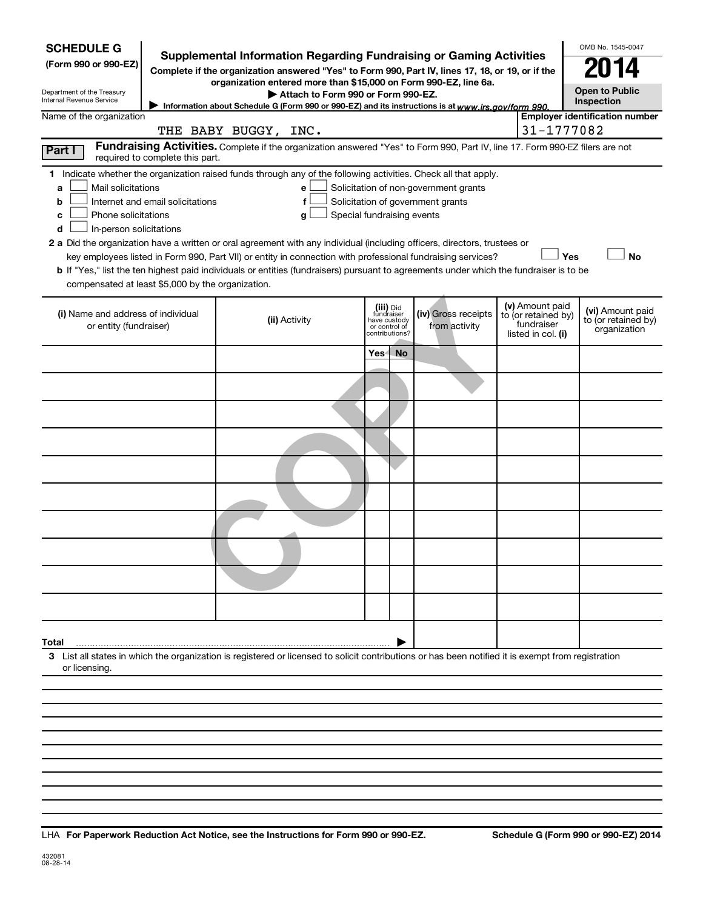**SCHEDULE G**
**(Form 990 or 990-EZ)**

Department of the Treasury
Internal Revenue Service

# Supplemental Information Regarding Fundraising or Gaming Activities

**Complete if the organization answered "Yes" to Form 990, Part IV, lines 17, 18, or 19, or if the organization entered more than $15,000 on Form 990-EZ, line 6a.**

**▶ Attach to Form 990 or Form 990-EZ.**

▶ Information about Schedule G (Form 990 or 990-EZ) and its instructions is at www.irs.gov/form 990.

OMB No. 1545-0047

**2014**

**Open to Public Inspection**

Name of the organization: THE BABY BUGGY, INC.

**Employer identification number:** 31-1777082

**Part I** **Fundraising Activities.** Complete if the organization answered "Yes" to Form 990, Part IV, line 17. Form 990-EZ filers are not required to complete this part.

**1** Indicate whether the organization raised funds through any of the following activities. Check all that apply.

- **a** ☐ Mail solicitations
- **b** ☐ Internet and email solicitations
- **c** ☐ Phone solicitations
- **d** ☐ In-person solicitations
- **e** ☐ Solicitation of non-government grants
- **f** ☐ Solicitation of government grants
- **g** ☐ Special fundraising events

**2 a** Did the organization have a written or oral agreement with any individual (including officers, directors, trustees or key employees listed in Form 990, Part VII) or entity in connection with professional fundraising services? ☐ **Yes** ☐ **No**

**b** If "Yes," list the ten highest paid individuals or entities (fundraisers) pursuant to agreements under which the fundraiser is to be compensated at least $5,000 by the organization.

| (i) Name and address of individual or entity (fundraiser) | (ii) Activity | (iii) Did fundraiser have custody or control of contributions? | | (iv) Gross receipts from activity | (v) Amount paid to (or retained by) fundraiser listed in col. (i) | (vi) Amount paid to (or retained by) organization |
|---|---|---|---|---|---|---|
| | | Yes | No | | | |
| | | | | | | |
| | | | | | | |
| | | | | | | |
| | | | | | | |
| | | | | | | |
| | | | | | | |
| | | | | | | |
| | | | | | | |
| | | | | | | |
| | | | | | | |
| **Total** ▶ | | | | | | |

**3** List all states in which the organization is registered or licensed to solicit contributions or has been notified it is exempt from registration or licensing.

LHA **For Paperwork Reduction Act Notice, see the Instructions for Form 990 or 990-EZ.** **Schedule G (Form 990 or 990-EZ) 2014**

432081
08-28-14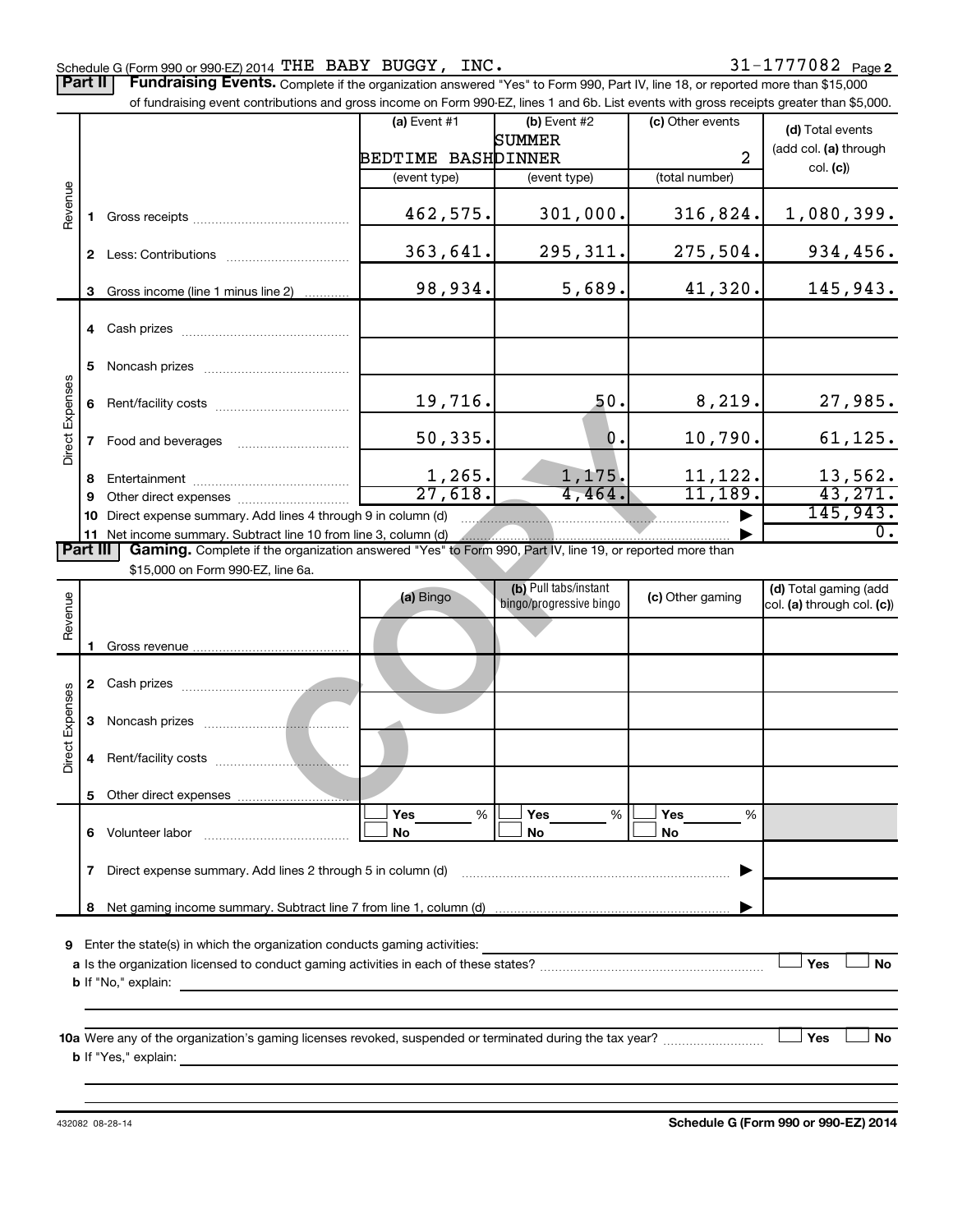Schedule G (Form 990 or 990-EZ) 2014 THE BABY BUGGY, INC. 31-1777082 Page 2

**Part II** **Fundraising Events.** Complete if the organization answered "Yes" to Form 990, Part IV, line 18, or reported more than $15,000 of fundraising event contributions and gross income on Form 990-EZ, lines 1 and 6b. List events with gross receipts greater than $5,000.

| | | (a) Event #1 BEDTIME BASH (event type) | (b) Event #2 SUMMER DINNER (event type) | (c) Other events 2 (total number) | (d) Total events (add col. (a) through col. (c)) |
|---|---|---|---|---|---|
| Revenue | 1 Gross receipts | 462,575. | 301,000. | 316,824. | 1,080,399. |
| | 2 Less: Contributions | 363,641. | 295,311. | 275,504. | 934,456. |
| | 3 Gross income (line 1 minus line 2) | 98,934. | 5,689. | 41,320. | 145,943. |
| Direct Expenses | 4 Cash prizes | | | | |
| | 5 Noncash prizes | | | | |
| | 6 Rent/facility costs | 19,716. | 50. | 8,219. | 27,985. |
| | 7 Food and beverages | 50,335. | 0. | 10,790. | 61,125. |
| | 8 Entertainment | 1,265. | 1,175. | 11,122. | 13,562. |
| | 9 Other direct expenses | 27,618. | 4,464. | 11,189. | 43,271. |
| | 10 Direct expense summary. Add lines 4 through 9 in column (d) | | | | 145,943. |
| | 11 Net income summary. Subtract line 10 from line 3, column (d) | | | | 0. |

**Part III** **Gaming.** Complete if the organization answered "Yes" to Form 990, Part IV, line 19, or reported more than $15,000 on Form 990-EZ, line 6a.

| | | (a) Bingo | (b) Pull tabs/instant bingo/progressive bingo | (c) Other gaming | (d) Total gaming (add col. (a) through col. (c)) |
|---|---|---|---|---|---|
| Revenue | 1 Gross revenue | | | | |
| Direct Expenses | 2 Cash prizes | | | | |
| | 3 Noncash prizes | | | | |
| | 4 Rent/facility costs | | | | |
| | 5 Other direct expenses | | | | |
| | 6 Volunteer labor | ☐ Yes ___ % ☐ No | ☐ Yes ___ % ☐ No | ☐ Yes ___ % ☐ No | |
| | 7 Direct expense summary. Add lines 2 through 5 in column (d) | | | | |
| | 8 Net gaming income summary. Subtract line 7 from line 1, column (d) | | | | |

9 Enter the state(s) in which the organization conducts gaming activities: ______________________

a Is the organization licensed to conduct gaming activities in each of these states? ☐ Yes ☐ No

b If "No," explain: ______________________

10a Were any of the organization's gaming licenses revoked, suspended or terminated during the tax year? ☐ Yes ☐ No

b If "Yes," explain: ______________________

432082 08-28-14 **Schedule G (Form 990 or 990-EZ) 2014**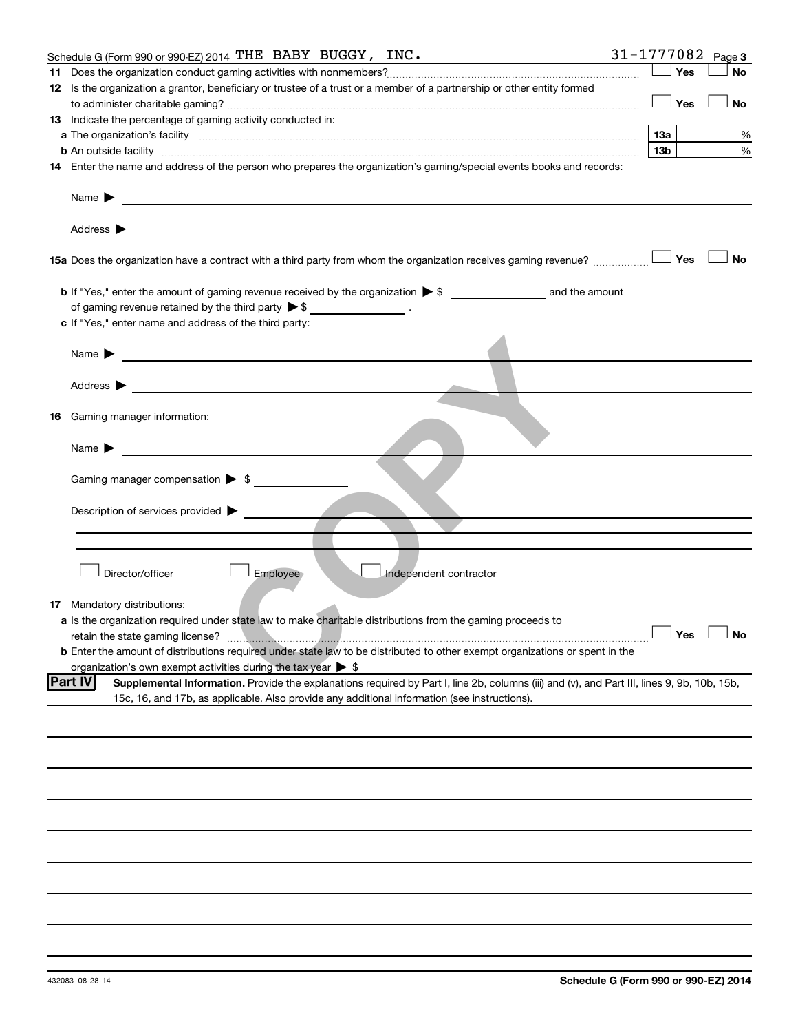Schedule G (Form 990 or 990-EZ) 2014 THE BABY BUGGY, INC. 31-1777082 Page 3

**11** Does the organization conduct gaming activities with nonmembers? ☐ Yes ☐ No

**12** Is the organization a grantor, beneficiary or trustee of a trust or a member of a partnership or other entity formed to administer charitable gaming? ☐ Yes ☐ No

**13** Indicate the percentage of gaming activity conducted in:

**a** The organization's facility **13a** %

**b** An outside facility **13b** %

**14** Enter the name and address of the person who prepares the organization's gaming/special events books and records:

Name ▶

Address ▶

**15a** Does the organization have a contract with a third party from whom the organization receives gaming revenue? ☐ Yes ☐ No

**b** If "Yes," enter the amount of gaming revenue received by the organization ▶ $ ______________ and the amount of gaming revenue retained by the third party ▶ $ ______________ .

**c** If "Yes," enter name and address of the third party:

Name ▶

Address ▶

**16** Gaming manager information:

Name ▶

Gaming manager compensation ▶ $

Description of services provided ▶

☐ Director/officer ☐ Employee ☐ Independent contractor

**17** Mandatory distributions:

**a** Is the organization required under state law to make charitable distributions from the gaming proceeds to retain the state gaming license? ☐ Yes ☐ No

**b** Enter the amount of distributions required under state law to be distributed to other exempt organizations or spent in the organization's own exempt activities during the tax year ▶ $

**Part IV** **Supplemental Information.** Provide the explanations required by Part I, line 2b, columns (iii) and (v), and Part III, lines 9, 9b, 10b, 15b, 15c, 16, and 17b, as applicable. Also provide any additional information (see instructions).

432083 08-28-14 **Schedule G (Form 990 or 990-EZ) 2014**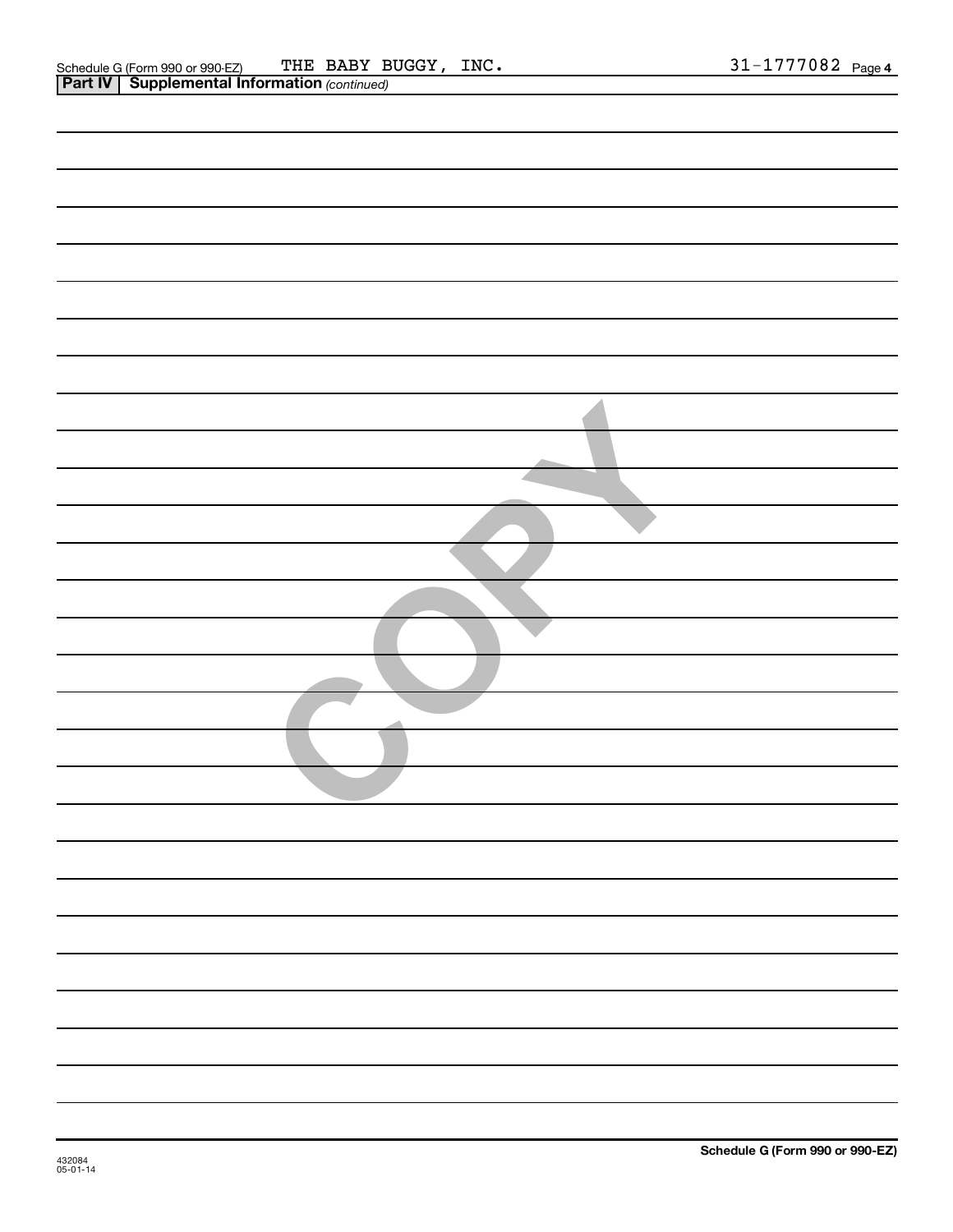Schedule G (Form 990 or 990-EZ) THE BABY BUGGY, INC. 31-1777082 Page 4

**Part IV | Supplemental Information** *(continued)*

COPY

432084
05-01-14

**Schedule G (Form 990 or 990-EZ)**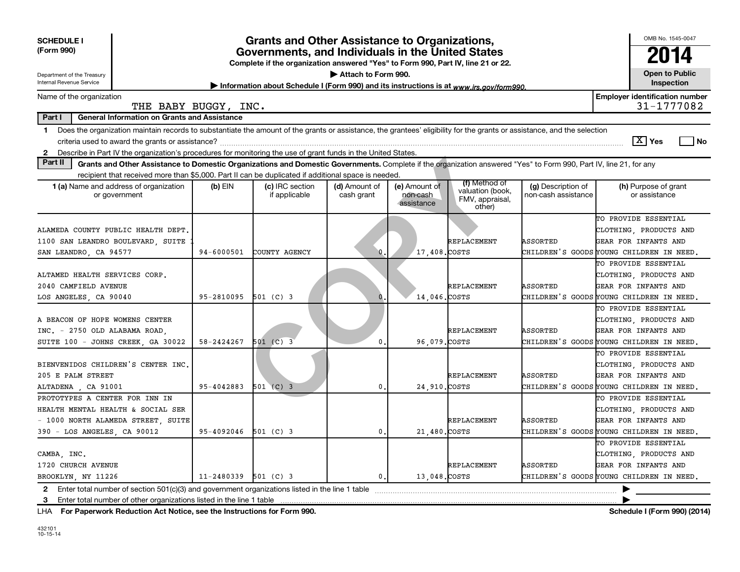**SCHEDULE I (Form 990)**

Department of the Treasury
Internal Revenue Service

# Grants and Other Assistance to Organizations, Governments, and Individuals in the United States

**Complete if the organization answered "Yes" to Form 990, Part IV, line 21 or 22.**

▶ **Attach to Form 990.**

▶ **Information about Schedule I (Form 990) and its instructions is at** *www.irs.gov/form990.*

OMB No. 1545-0047

**2014**

**Open to Public Inspection**

Name of the organization: THE BABY BUGGY, INC.

**Employer identification number:** 31-1777082

**Part I — General Information on Grants and Assistance**

1 Does the organization maintain records to substantiate the amount of the grants or assistance, the grantees' eligibility for the grants or assistance, and the selection criteria used to award the grants or assistance? [X] Yes [ ] No

2 Describe in Part IV the organization's procedures for monitoring the use of grant funds in the United States.

**Part II — Grants and Other Assistance to Domestic Organizations and Domestic Governments.** Complete if the organization answered "Yes" to Form 990, Part IV, line 21, for any recipient that received more than $5,000. Part II can be duplicated if additional space is needed.

| 1 (a) Name and address of organization or government | (b) EIN | (c) IRC section if applicable | (d) Amount of cash grant | (e) Amount of non-cash assistance | (f) Method of valuation (book, FMV, appraisal, other) | (g) Description of non-cash assistance | (h) Purpose of grant or assistance |
|---|---|---|---|---|---|---|---|
| ALAMEDA COUNTY PUBLIC HEALTH DEPT. 1100 SAN LEANDRO BOULEVARD, SUITE 1 SAN LEANDRO, CA 94577 | 94-6000501 | COUNTY AGENCY | 0. | 17,408. | REPLACEMENT COSTS | ASSORTED CHILDREN'S GOODS | TO PROVIDE ESSENTIAL CLOTHING, PRODUCTS AND GEAR FOR INFANTS AND YOUNG CHILDREN IN NEED. |
| ALTAMED HEALTH SERVICES CORP. 2040 CAMFIELD AVENUE LOS ANGELES, CA 90040 | 95-2810095 | 501 (C) 3 | 0. | 14,046. | REPLACEMENT COSTS | ASSORTED CHILDREN'S GOODS | TO PROVIDE ESSENTIAL CLOTHING, PRODUCTS AND GEAR FOR INFANTS AND YOUNG CHILDREN IN NEED. |
| A BEACON OF HOPE WOMENS CENTER INC. - 2750 OLD ALABAMA ROAD, SUITE 100 - JOHNS CREEK, GA 30022 | 58-2424267 | 501 (C) 3 | 0. | 96,079. | REPLACEMENT COSTS | ASSORTED CHILDREN'S GOODS | TO PROVIDE ESSENTIAL CLOTHING, PRODUCTS AND GEAR FOR INFANTS AND YOUNG CHILDREN IN NEED. |
| BIENVENIDOS CHILDREN'S CENTER INC. 205 E PALM STREET ALTADENA , CA 91001 | 95-4042883 | 501 (C) 3 | 0. | 24,910. | REPLACEMENT COSTS | ASSORTED CHILDREN'S GOODS | TO PROVIDE ESSENTIAL CLOTHING, PRODUCTS AND GEAR FOR INFANTS AND YOUNG CHILDREN IN NEED. |
| PROTOTYPES A CENTER FOR INN IN HEALTH MENTAL HEALTH & SOCIAL SER - 1000 NORTH ALAMEDA STREET, SUITE 390 - LOS ANGELES, CA 90012 | 95-4092046 | 501 (C) 3 | 0. | 21,480. | REPLACEMENT COSTS | ASSORTED CHILDREN'S GOODS | TO PROVIDE ESSENTIAL CLOTHING, PRODUCTS AND GEAR FOR INFANTS AND YOUNG CHILDREN IN NEED. |
| CAMBA, INC. 1720 CHURCH AVENUE BROOKLYN, NY 11226 | 11-2480339 | 501 (C) 3 | 0. | 13,048. | REPLACEMENT COSTS | ASSORTED CHILDREN'S GOODS | TO PROVIDE ESSENTIAL CLOTHING, PRODUCTS AND GEAR FOR INFANTS AND YOUNG CHILDREN IN NEED. |

2 Enter total number of section 501(c)(3) and government organizations listed in the line 1 table ▶

3 Enter total number of other organizations listed in the line 1 table ▶

LHA **For Paperwork Reduction Act Notice, see the Instructions for Form 990.** **Schedule I (Form 990) (2014)**

432101
10-15-14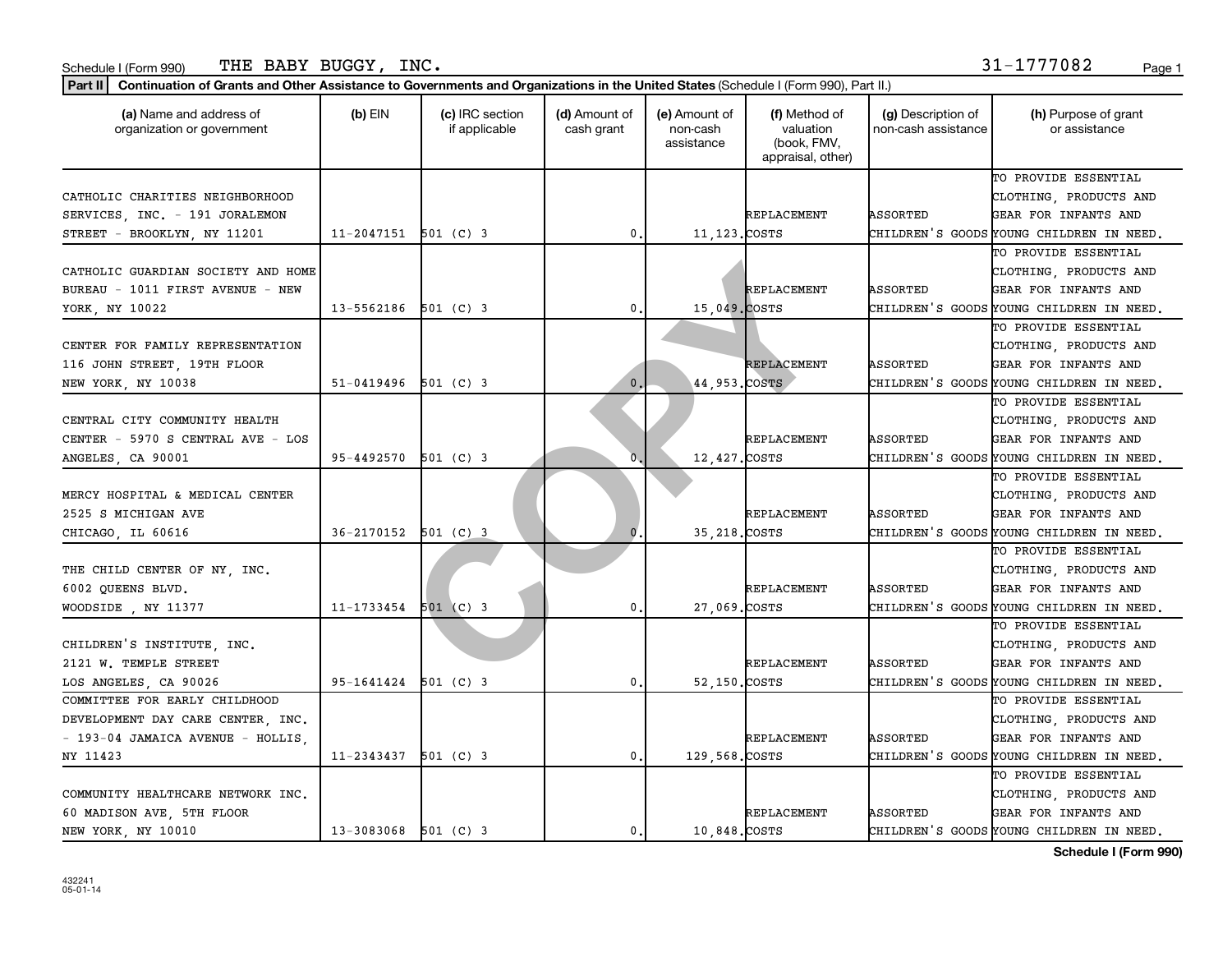Schedule I (Form 990) THE BABY BUGGY, INC. 31-1777082

**Part II** **Continuation of Grants and Other Assistance to Governments and Organizations in the United States** (Schedule I (Form 990), Part II.)

| (a) Name and address of organization or government | (b) EIN | (c) IRC section if applicable | (d) Amount of cash grant | (e) Amount of non-cash assistance | (f) Method of valuation (book, FMV, appraisal, other) | (g) Description of non-cash assistance | (h) Purpose of grant or assistance |
|---|---|---|---|---|---|---|---|
| CATHOLIC CHARITIES NEIGHBORHOOD SERVICES, INC. - 191 JORALEMON STREET - BROOKLYN, NY 11201 | 11-2047151 | 501 (C) 3 | 0. | 11,123. | REPLACEMENT COSTS | ASSORTED CHILDREN'S GOODS | TO PROVIDE ESSENTIAL CLOTHING, PRODUCTS AND GEAR FOR INFANTS AND YOUNG CHILDREN IN NEED. |
| CATHOLIC GUARDIAN SOCIETY AND HOME BUREAU - 1011 FIRST AVENUE - NEW YORK, NY 10022 | 13-5562186 | 501 (C) 3 | 0. | 15,049. | REPLACEMENT COSTS | ASSORTED CHILDREN'S GOODS | TO PROVIDE ESSENTIAL CLOTHING, PRODUCTS AND GEAR FOR INFANTS AND YOUNG CHILDREN IN NEED. |
| CENTER FOR FAMILY REPRESENTATION 116 JOHN STREET, 19TH FLOOR NEW YORK, NY 10038 | 51-0419496 | 501 (C) 3 | 0. | 44,953. | REPLACEMENT COSTS | ASSORTED CHILDREN'S GOODS | TO PROVIDE ESSENTIAL CLOTHING, PRODUCTS AND GEAR FOR INFANTS AND YOUNG CHILDREN IN NEED. |
| CENTRAL CITY COMMUNITY HEALTH CENTER - 5970 S CENTRAL AVE - LOS ANGELES, CA 90001 | 95-4492570 | 501 (C) 3 | 0. | 12,427. | REPLACEMENT COSTS | ASSORTED CHILDREN'S GOODS | TO PROVIDE ESSENTIAL CLOTHING, PRODUCTS AND GEAR FOR INFANTS AND YOUNG CHILDREN IN NEED. |
| MERCY HOSPITAL & MEDICAL CENTER 2525 S MICHIGAN AVE CHICAGO, IL 60616 | 36-2170152 | 501 (C) 3 | 0. | 35,218. | REPLACEMENT COSTS | ASSORTED CHILDREN'S GOODS | TO PROVIDE ESSENTIAL CLOTHING, PRODUCTS AND GEAR FOR INFANTS AND YOUNG CHILDREN IN NEED. |
| THE CHILD CENTER OF NY, INC. 6002 QUEENS BLVD. WOODSIDE , NY 11377 | 11-1733454 | 501 (C) 3 | 0. | 27,069. | REPLACEMENT COSTS | ASSORTED CHILDREN'S GOODS | TO PROVIDE ESSENTIAL CLOTHING, PRODUCTS AND GEAR FOR INFANTS AND YOUNG CHILDREN IN NEED. |
| CHILDREN'S INSTITUTE, INC. 2121 W. TEMPLE STREET LOS ANGELES, CA 90026 | 95-1641424 | 501 (C) 3 | 0. | 52,150. | REPLACEMENT COSTS | ASSORTED CHILDREN'S GOODS | TO PROVIDE ESSENTIAL CLOTHING, PRODUCTS AND GEAR FOR INFANTS AND YOUNG CHILDREN IN NEED. |
| COMMITTEE FOR EARLY CHILDHOOD DEVELOPMENT DAY CARE CENTER, INC. - 193-04 JAMAICA AVENUE - HOLLIS, NY 11423 | 11-2343437 | 501 (C) 3 | 0. | 129,568. | REPLACEMENT COSTS | ASSORTED CHILDREN'S GOODS | TO PROVIDE ESSENTIAL CLOTHING, PRODUCTS AND GEAR FOR INFANTS AND YOUNG CHILDREN IN NEED. |
| COMMUNITY HEALTHCARE NETWORK INC. 60 MADISON AVE, 5TH FLOOR NEW YORK, NY 10010 | 13-3083068 | 501 (C) 3 | 0. | 10,848. | REPLACEMENT COSTS | ASSORTED CHILDREN'S GOODS | TO PROVIDE ESSENTIAL CLOTHING, PRODUCTS AND GEAR FOR INFANTS AND YOUNG CHILDREN IN NEED. |

432241
05-01-14

**Schedule I (Form 990)**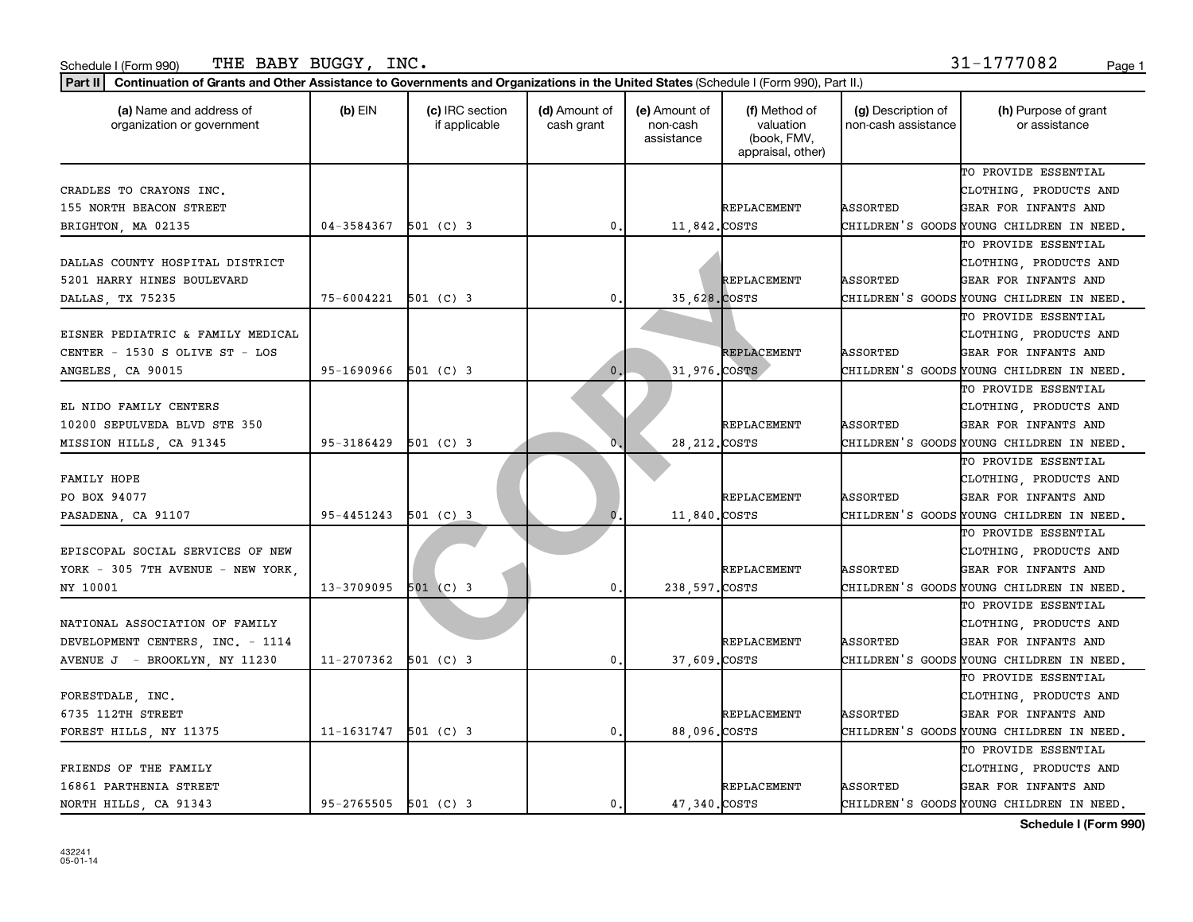Schedule I (Form 990) THE BABY BUGGY, INC. 31-1777082

**Part II** **Continuation of Grants and Other Assistance to Governments and Organizations in the United States** (Schedule I (Form 990), Part II.)

| (a) Name and address of organization or government | (b) EIN | (c) IRC section if applicable | (d) Amount of cash grant | (e) Amount of non-cash assistance | (f) Method of valuation (book, FMV, appraisal, other) | (g) Description of non-cash assistance | (h) Purpose of grant or assistance |
|---|---|---|---|---|---|---|---|
| CRADLES TO CRAYONS INC. 155 NORTH BEACON STREET BRIGHTON, MA 02135 | 04-3584367 | 501 (C) 3 | 0. | 11,842. | REPLACEMENT COSTS | ASSORTED CHILDREN'S GOODS | TO PROVIDE ESSENTIAL CLOTHING, PRODUCTS AND GEAR FOR INFANTS AND YOUNG CHILDREN IN NEED. |
| DALLAS COUNTY HOSPITAL DISTRICT 5201 HARRY HINES BOULEVARD DALLAS, TX 75235 | 75-6004221 | 501 (C) 3 | 0. | 35,628. | REPLACEMENT COSTS | ASSORTED CHILDREN'S GOODS | TO PROVIDE ESSENTIAL CLOTHING, PRODUCTS AND GEAR FOR INFANTS AND YOUNG CHILDREN IN NEED. |
| EISNER PEDIATRIC & FAMILY MEDICAL CENTER - 1530 S OLIVE ST - LOS ANGELES, CA 90015 | 95-1690966 | 501 (C) 3 | 0. | 31,976. | REPLACEMENT COSTS | ASSORTED CHILDREN'S GOODS | TO PROVIDE ESSENTIAL CLOTHING, PRODUCTS AND GEAR FOR INFANTS AND YOUNG CHILDREN IN NEED. |
| EL NIDO FAMILY CENTERS 10200 SEPULVEDA BLVD STE 350 MISSION HILLS, CA 91345 | 95-3186429 | 501 (C) 3 | 0. | 28,212. | REPLACEMENT COSTS | ASSORTED CHILDREN'S GOODS | TO PROVIDE ESSENTIAL CLOTHING, PRODUCTS AND GEAR FOR INFANTS AND YOUNG CHILDREN IN NEED. |
| FAMILY HOPE PO BOX 94077 PASADENA, CA 91107 | 95-4451243 | 501 (C) 3 | 0. | 11,840. | REPLACEMENT COSTS | ASSORTED CHILDREN'S GOODS | TO PROVIDE ESSENTIAL CLOTHING, PRODUCTS AND GEAR FOR INFANTS AND YOUNG CHILDREN IN NEED. |
| EPISCOPAL SOCIAL SERVICES OF NEW YORK - 305 7TH AVENUE - NEW YORK, NY 10001 | 13-3709095 | 501 (C) 3 | 0. | 238,597. | REPLACEMENT COSTS | ASSORTED CHILDREN'S GOODS | TO PROVIDE ESSENTIAL CLOTHING, PRODUCTS AND GEAR FOR INFANTS AND YOUNG CHILDREN IN NEED. |
| NATIONAL ASSOCIATION OF FAMILY DEVELOPMENT CENTERS, INC. - 1114 AVENUE J - BROOKLYN, NY 11230 | 11-2707362 | 501 (C) 3 | 0. | 37,609. | REPLACEMENT COSTS | ASSORTED CHILDREN'S GOODS | TO PROVIDE ESSENTIAL CLOTHING, PRODUCTS AND GEAR FOR INFANTS AND YOUNG CHILDREN IN NEED. |
| FORESTDALE, INC. 6735 112TH STREET FOREST HILLS, NY 11375 | 11-1631747 | 501 (C) 3 | 0. | 88,096. | REPLACEMENT COSTS | ASSORTED CHILDREN'S GOODS | TO PROVIDE ESSENTIAL CLOTHING, PRODUCTS AND GEAR FOR INFANTS AND YOUNG CHILDREN IN NEED. |
| FRIENDS OF THE FAMILY 16861 PARTHENIA STREET NORTH HILLS, CA 91343 | 95-2765505 | 501 (C) 3 | 0. | 47,340. | REPLACEMENT COSTS | ASSORTED CHILDREN'S GOODS | TO PROVIDE ESSENTIAL CLOTHING, PRODUCTS AND GEAR FOR INFANTS AND YOUNG CHILDREN IN NEED. |

**Schedule I (Form 990)**

432241
05-01-14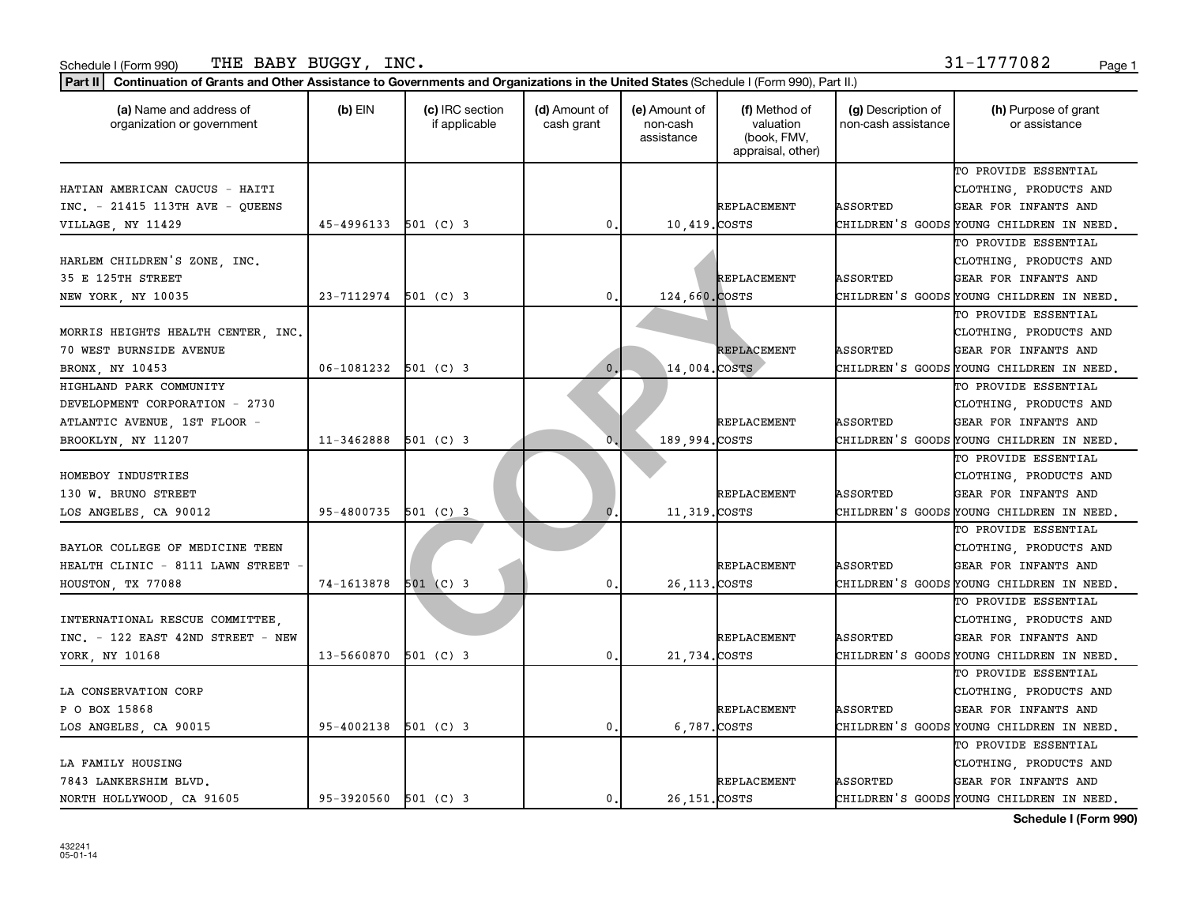Schedule I (Form 990) THE BABY BUGGY, INC. 31-1777082

**Part II** **Continuation of Grants and Other Assistance to Governments and Organizations in the United States** (Schedule I (Form 990), Part II.)

| (a) Name and address of organization or government | (b) EIN | (c) IRC section if applicable | (d) Amount of cash grant | (e) Amount of non-cash assistance | (f) Method of valuation (book, FMV, appraisal, other) | (g) Description of non-cash assistance | (h) Purpose of grant or assistance |
|---|---|---|---|---|---|---|---|
| HATIAN AMERICAN CAUCUS - HAITI INC. - 21415 113TH AVE - QUEENS VILLAGE, NY 11429 | 45-4996133 | 501 (C) 3 | 0. | 10,419. | REPLACEMENT COSTS | ASSORTED CHILDREN'S GOODS | TO PROVIDE ESSENTIAL CLOTHING, PRODUCTS AND GEAR FOR INFANTS AND YOUNG CHILDREN IN NEED. |
| HARLEM CHILDREN'S ZONE, INC. 35 E 125TH STREET NEW YORK, NY 10035 | 23-7112974 | 501 (C) 3 | 0. | 124,660. | REPLACEMENT COSTS | ASSORTED CHILDREN'S GOODS | TO PROVIDE ESSENTIAL CLOTHING, PRODUCTS AND GEAR FOR INFANTS AND YOUNG CHILDREN IN NEED. |
| MORRIS HEIGHTS HEALTH CENTER, INC. 70 WEST BURNSIDE AVENUE BRONX, NY 10453 | 06-1081232 | 501 (C) 3 | 0. | 14,004. | REPLACEMENT COSTS | ASSORTED CHILDREN'S GOODS | TO PROVIDE ESSENTIAL CLOTHING, PRODUCTS AND GEAR FOR INFANTS AND YOUNG CHILDREN IN NEED. |
| HIGHLAND PARK COMMUNITY DEVELOPMENT CORPORATION - 2730 ATLANTIC AVENUE, 1ST FLOOR - BROOKLYN, NY 11207 | 11-3462888 | 501 (C) 3 | 0. | 189,994. | REPLACEMENT COSTS | ASSORTED CHILDREN'S GOODS | TO PROVIDE ESSENTIAL CLOTHING, PRODUCTS AND GEAR FOR INFANTS AND YOUNG CHILDREN IN NEED. |
| HOMEBOY INDUSTRIES 130 W. BRUNO STREET LOS ANGELES, CA 90012 | 95-4800735 | 501 (C) 3 | 0. | 11,319. | REPLACEMENT COSTS | ASSORTED CHILDREN'S GOODS | TO PROVIDE ESSENTIAL CLOTHING, PRODUCTS AND GEAR FOR INFANTS AND YOUNG CHILDREN IN NEED. |
| BAYLOR COLLEGE OF MEDICINE TEEN HEALTH CLINIC - 8111 LAWN STREET - HOUSTON, TX 77088 | 74-1613878 | 501 (C) 3 | 0. | 26,113. | REPLACEMENT COSTS | ASSORTED CHILDREN'S GOODS | TO PROVIDE ESSENTIAL CLOTHING, PRODUCTS AND GEAR FOR INFANTS AND YOUNG CHILDREN IN NEED. |
| INTERNATIONAL RESCUE COMMITTEE, INC. - 122 EAST 42ND STREET - NEW YORK, NY 10168 | 13-5660870 | 501 (C) 3 | 0. | 21,734. | REPLACEMENT COSTS | ASSORTED CHILDREN'S GOODS | TO PROVIDE ESSENTIAL CLOTHING, PRODUCTS AND GEAR FOR INFANTS AND YOUNG CHILDREN IN NEED. |
| LA CONSERVATION CORP P O BOX 15868 LOS ANGELES, CA 90015 | 95-4002138 | 501 (C) 3 | 0. | 6,787. | REPLACEMENT COSTS | ASSORTED CHILDREN'S GOODS | TO PROVIDE ESSENTIAL CLOTHING, PRODUCTS AND GEAR FOR INFANTS AND YOUNG CHILDREN IN NEED. |
| LA FAMILY HOUSING 7843 LANKERSHIM BLVD. NORTH HOLLYWOOD, CA 91605 | 95-3920560 | 501 (C) 3 | 0. | 26,151. | REPLACEMENT COSTS | ASSORTED CHILDREN'S GOODS | TO PROVIDE ESSENTIAL CLOTHING, PRODUCTS AND GEAR FOR INFANTS AND YOUNG CHILDREN IN NEED. |

432241
05-01-14

**Schedule I (Form 990)**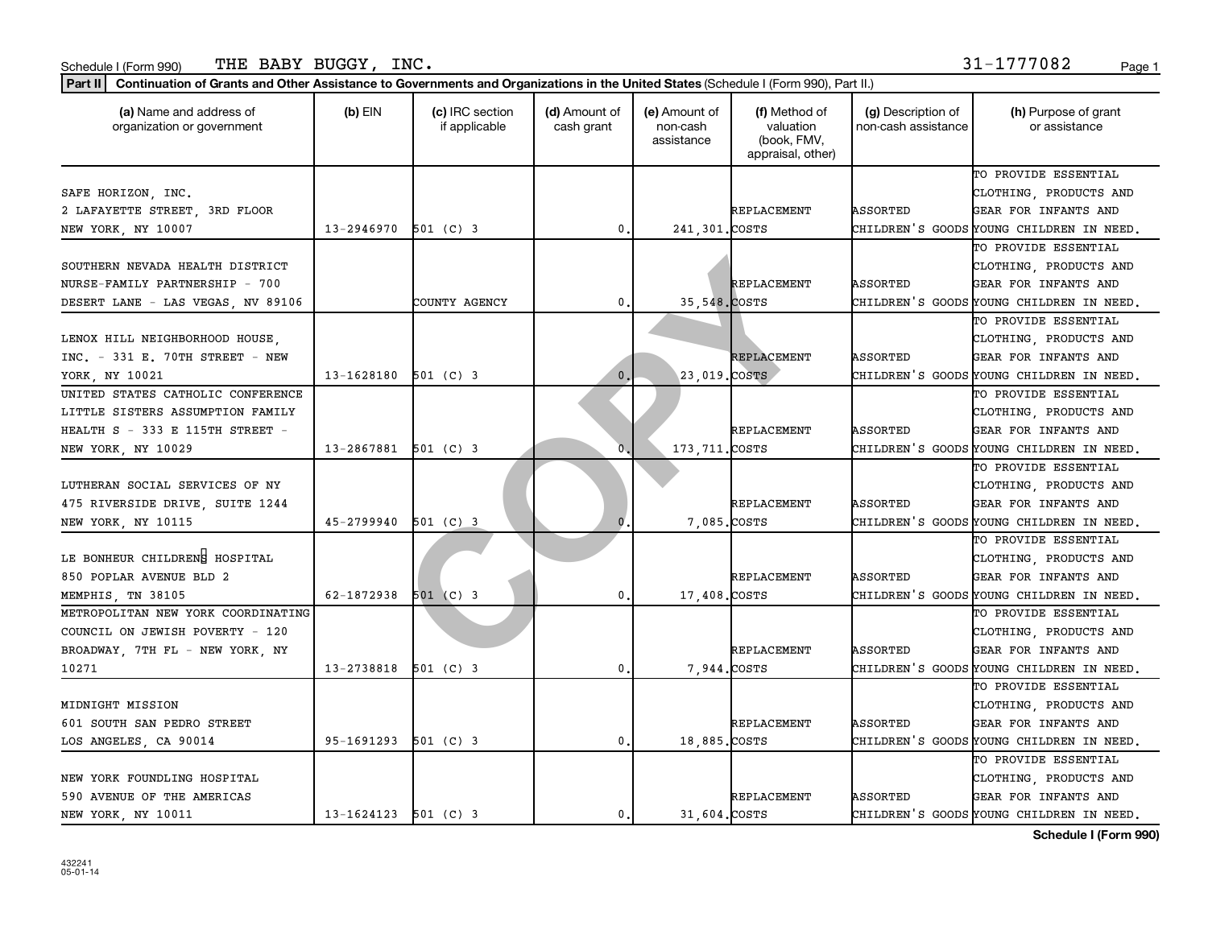Schedule I (Form 990) THE BABY BUGGY, INC. 31-1777082

**Part II** **Continuation of Grants and Other Assistance to Governments and Organizations in the United States** (Schedule I (Form 990), Part II.)

| (a) Name and address of organization or government | (b) EIN | (c) IRC section if applicable | (d) Amount of cash grant | (e) Amount of non-cash assistance | (f) Method of valuation (book, FMV, appraisal, other) | (g) Description of non-cash assistance | (h) Purpose of grant or assistance |
|---|---|---|---|---|---|---|---|
| SAFE HORIZON, INC. 2 LAFAYETTE STREET, 3RD FLOOR NEW YORK, NY 10007 | 13-2946970 | 501 (C) 3 | 0. | 241,301. | REPLACEMENT COSTS | ASSORTED CHILDREN'S GOODS | TO PROVIDE ESSENTIAL CLOTHING, PRODUCTS AND GEAR FOR INFANTS AND YOUNG CHILDREN IN NEED. |
| SOUTHERN NEVADA HEALTH DISTRICT NURSE-FAMILY PARTNERSHIP - 700 DESERT LANE - LAS VEGAS, NV 89106 | | COUNTY AGENCY | 0. | 35,548. | REPLACEMENT COSTS | ASSORTED CHILDREN'S GOODS | TO PROVIDE ESSENTIAL CLOTHING, PRODUCTS AND GEAR FOR INFANTS AND YOUNG CHILDREN IN NEED. |
| LENOX HILL NEIGHBORHOOD HOUSE, INC. - 331 E. 70TH STREET - NEW YORK, NY 10021 | 13-1628180 | 501 (C) 3 | 0. | 23,019. | REPLACEMENT COSTS | ASSORTED CHILDREN'S GOODS | TO PROVIDE ESSENTIAL CLOTHING, PRODUCTS AND GEAR FOR INFANTS AND YOUNG CHILDREN IN NEED. |
| UNITED STATES CATHOLIC CONFERENCE LITTLE SISTERS ASSUMPTION FAMILY HEALTH S - 333 E 115TH STREET - NEW YORK, NY 10029 | 13-2867881 | 501 (C) 3 | 0. | 173,711. | REPLACEMENT COSTS | ASSORTED CHILDREN'S GOODS | TO PROVIDE ESSENTIAL CLOTHING, PRODUCTS AND GEAR FOR INFANTS AND YOUNG CHILDREN IN NEED. |
| LUTHERAN SOCIAL SERVICES OF NY 475 RIVERSIDE DRIVE, SUITE 1244 NEW YORK, NY 10115 | 45-2799940 | 501 (C) 3 | 0. | 7,085. | REPLACEMENT COSTS | ASSORTED CHILDREN'S GOODS | TO PROVIDE ESSENTIAL CLOTHING, PRODUCTS AND GEAR FOR INFANTS AND YOUNG CHILDREN IN NEED. |
| LE BONHEUR CHILDRENS HOSPITAL 850 POPLAR AVENUE BLD 2 MEMPHIS, TN 38105 | 62-1872938 | 501 (C) 3 | 0. | 17,408. | REPLACEMENT COSTS | ASSORTED CHILDREN'S GOODS | TO PROVIDE ESSENTIAL CLOTHING, PRODUCTS AND GEAR FOR INFANTS AND YOUNG CHILDREN IN NEED. |
| METROPOLITAN NEW YORK COORDINATING COUNCIL ON JEWISH POVERTY - 120 BROADWAY, 7TH FL - NEW YORK, NY 10271 | 13-2738818 | 501 (C) 3 | 0. | 7,944. | REPLACEMENT COSTS | ASSORTED CHILDREN'S GOODS | TO PROVIDE ESSENTIAL CLOTHING, PRODUCTS AND GEAR FOR INFANTS AND YOUNG CHILDREN IN NEED. |
| MIDNIGHT MISSION 601 SOUTH SAN PEDRO STREET LOS ANGELES, CA 90014 | 95-1691293 | 501 (C) 3 | 0. | 18,885. | REPLACEMENT COSTS | ASSORTED CHILDREN'S GOODS | TO PROVIDE ESSENTIAL CLOTHING, PRODUCTS AND GEAR FOR INFANTS AND YOUNG CHILDREN IN NEED. |
| NEW YORK FOUNDLING HOSPITAL 590 AVENUE OF THE AMERICAS NEW YORK, NY 10011 | 13-1624123 | 501 (C) 3 | 0. | 31,604. | REPLACEMENT COSTS | ASSORTED CHILDREN'S GOODS | TO PROVIDE ESSENTIAL CLOTHING, PRODUCTS AND GEAR FOR INFANTS AND YOUNG CHILDREN IN NEED. |

432241 05-01-14

**Schedule I (Form 990)**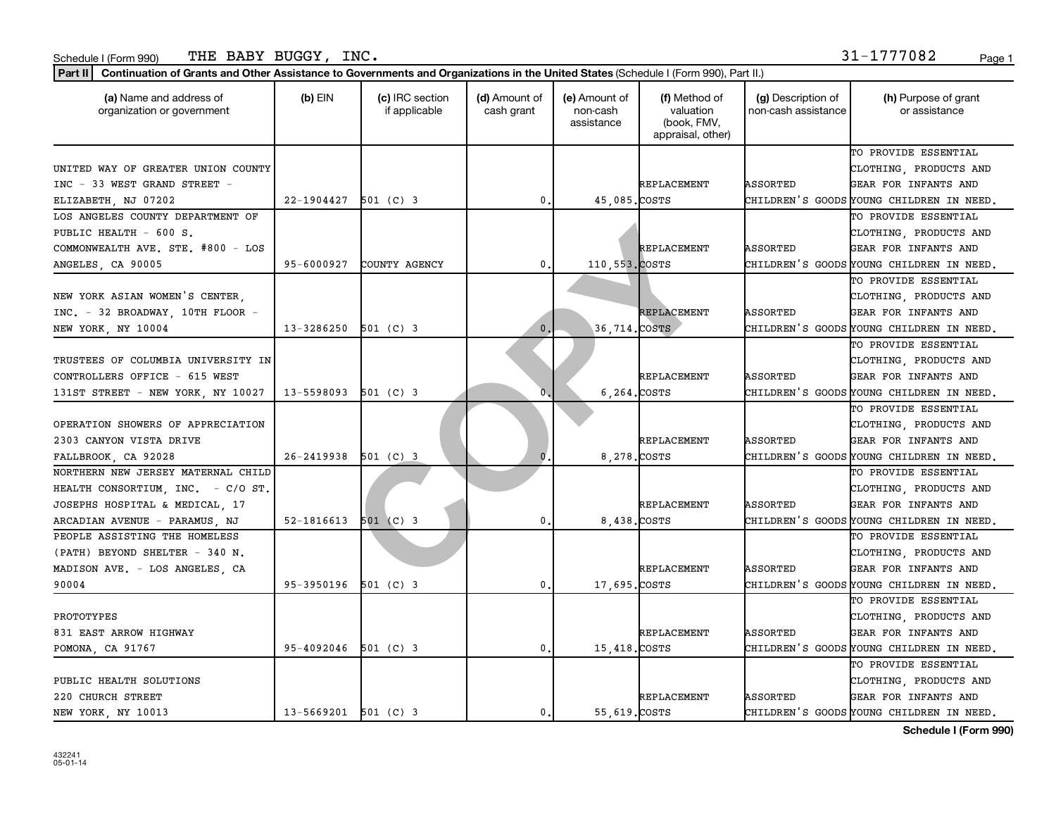Schedule I (Form 990) THE BABY BUGGY, INC. 31-1777082

**Part II** **Continuation of Grants and Other Assistance to Governments and Organizations in the United States** (Schedule I (Form 990), Part II.)

| (a) Name and address of organization or government | (b) EIN | (c) IRC section if applicable | (d) Amount of cash grant | (e) Amount of non-cash assistance | (f) Method of valuation (book, FMV, appraisal, other) | (g) Description of non-cash assistance | (h) Purpose of grant or assistance |
|---|---|---|---|---|---|---|---|
| UNITED WAY OF GREATER UNION COUNTY INC - 33 WEST GRAND STREET - ELIZABETH, NJ 07202 | 22-1904427 | 501 (C) 3 | 0. | 45,085. | REPLACEMENT COSTS | ASSORTED CHILDREN'S GOODS | TO PROVIDE ESSENTIAL CLOTHING, PRODUCTS AND GEAR FOR INFANTS AND YOUNG CHILDREN IN NEED. |
| LOS ANGELES COUNTY DEPARTMENT OF PUBLIC HEALTH - 600 S. COMMONWEALTH AVE. STE. #800 - LOS ANGELES, CA 90005 | 95-6000927 | COUNTY AGENCY | 0. | 110,553. | REPLACEMENT COSTS | ASSORTED CHILDREN'S GOODS | TO PROVIDE ESSENTIAL CLOTHING, PRODUCTS AND GEAR FOR INFANTS AND YOUNG CHILDREN IN NEED. |
| NEW YORK ASIAN WOMEN'S CENTER, INC. - 32 BROADWAY, 10TH FLOOR - NEW YORK, NY 10004 | 13-3286250 | 501 (C) 3 | 0. | 36,714. | REPLACEMENT COSTS | ASSORTED CHILDREN'S GOODS | TO PROVIDE ESSENTIAL CLOTHING, PRODUCTS AND GEAR FOR INFANTS AND YOUNG CHILDREN IN NEED. |
| TRUSTEES OF COLUMBIA UNIVERSITY IN CONTROLLERS OFFICE - 615 WEST 131ST STREET - NEW YORK, NY 10027 | 13-5598093 | 501 (C) 3 | 0. | 6,264. | REPLACEMENT COSTS | ASSORTED CHILDREN'S GOODS | TO PROVIDE ESSENTIAL CLOTHING, PRODUCTS AND GEAR FOR INFANTS AND YOUNG CHILDREN IN NEED. |
| OPERATION SHOWERS OF APPRECIATION 2303 CANYON VISTA DRIVE FALLBROOK, CA 92028 | 26-2419938 | 501 (C) 3 | 0. | 8,278. | REPLACEMENT COSTS | ASSORTED CHILDREN'S GOODS | TO PROVIDE ESSENTIAL CLOTHING, PRODUCTS AND GEAR FOR INFANTS AND YOUNG CHILDREN IN NEED. |
| NORTHERN NEW JERSEY MATERNAL CHILD HEALTH CONSORTIUM, INC. - C/O ST. JOSEPHS HOSPITAL & MEDICAL, 17 ARCADIAN AVENUE - PARAMUS, NJ | 52-1816613 | 501 (C) 3 | 0. | 8,438. | REPLACEMENT COSTS | ASSORTED CHILDREN'S GOODS | TO PROVIDE ESSENTIAL CLOTHING, PRODUCTS AND GEAR FOR INFANTS AND YOUNG CHILDREN IN NEED. |
| PEOPLE ASSISTING THE HOMELESS (PATH) BEYOND SHELTER - 340 N. MADISON AVE. - LOS ANGELES, CA 90004 | 95-3950196 | 501 (C) 3 | 0. | 17,695. | REPLACEMENT COSTS | ASSORTED CHILDREN'S GOODS | TO PROVIDE ESSENTIAL CLOTHING, PRODUCTS AND GEAR FOR INFANTS AND YOUNG CHILDREN IN NEED. |
| PROTOTYPES 831 EAST ARROW HIGHWAY POMONA, CA 91767 | 95-4092046 | 501 (C) 3 | 0. | 15,418. | REPLACEMENT COSTS | ASSORTED CHILDREN'S GOODS | TO PROVIDE ESSENTIAL CLOTHING, PRODUCTS AND GEAR FOR INFANTS AND YOUNG CHILDREN IN NEED. |
| PUBLIC HEALTH SOLUTIONS 220 CHURCH STREET NEW YORK, NY 10013 | 13-5669201 | 501 (C) 3 | 0. | 55,619. | REPLACEMENT COSTS | ASSORTED CHILDREN'S GOODS | TO PROVIDE ESSENTIAL CLOTHING, PRODUCTS AND GEAR FOR INFANTS AND YOUNG CHILDREN IN NEED. |

432241
05-01-14

**Schedule I (Form 990)**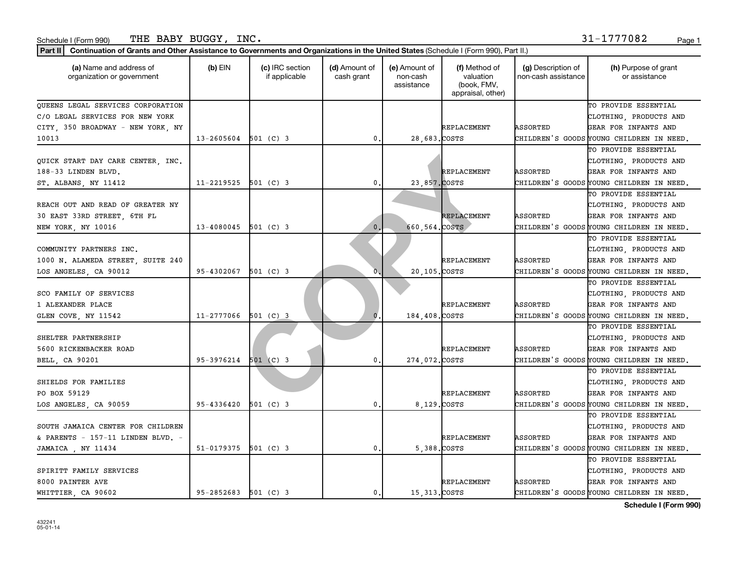Schedule I (Form 990) THE BABY BUGGY, INC. 31-1777082

**Part II** **Continuation of Grants and Other Assistance to Governments and Organizations in the United States** (Schedule I (Form 990), Part II.)

| (a) Name and address of organization or government | (b) EIN | (c) IRC section if applicable | (d) Amount of cash grant | (e) Amount of non-cash assistance | (f) Method of valuation (book, FMV, appraisal, other) | (g) Description of non-cash assistance | (h) Purpose of grant or assistance |
|---|---|---|---|---|---|---|---|
| QUEENS LEGAL SERVICES CORPORATION C/O LEGAL SERVICES FOR NEW YORK CITY, 350 BROADWAY - NEW YORK, NY 10013 | 13-2605604 | 501 (C) 3 | 0. | 28,683. | REPLACEMENT COSTS | ASSORTED CHILDREN'S GOODS | TO PROVIDE ESSENTIAL CLOTHING, PRODUCTS AND GEAR FOR INFANTS AND YOUNG CHILDREN IN NEED. |
| QUICK START DAY CARE CENTER, INC. 188-33 LINDEN BLVD. ST. ALBANS, NY 11412 | 11-2219525 | 501 (C) 3 | 0. | 23,857. | REPLACEMENT COSTS | ASSORTED CHILDREN'S GOODS | TO PROVIDE ESSENTIAL CLOTHING, PRODUCTS AND GEAR FOR INFANTS AND YOUNG CHILDREN IN NEED. |
| REACH OUT AND READ OF GREATER NY 30 EAST 33RD STREET, 6TH FL NEW YORK, NY 10016 | 13-4080045 | 501 (C) 3 | 0. | 660,564. | REPLACEMENT COSTS | ASSORTED CHILDREN'S GOODS | TO PROVIDE ESSENTIAL CLOTHING, PRODUCTS AND GEAR FOR INFANTS AND YOUNG CHILDREN IN NEED. |
| COMMUNITY PARTNERS INC. 1000 N. ALAMEDA STREET, SUITE 240 LOS ANGELES, CA 90012 | 95-4302067 | 501 (C) 3 | 0. | 20,105. | REPLACEMENT COSTS | ASSORTED CHILDREN'S GOODS | TO PROVIDE ESSENTIAL CLOTHING, PRODUCTS AND GEAR FOR INFANTS AND YOUNG CHILDREN IN NEED. |
| SCO FAMILY OF SERVICES 1 ALEXANDER PLACE GLEN COVE, NY 11542 | 11-2777066 | 501 (C) 3 | 0. | 184,408. | REPLACEMENT COSTS | ASSORTED CHILDREN'S GOODS | TO PROVIDE ESSENTIAL CLOTHING, PRODUCTS AND GEAR FOR INFANTS AND YOUNG CHILDREN IN NEED. |
| SHELTER PARTNERSHIP 5600 RICKENBACKER ROAD BELL, CA 90201 | 95-3976214 | 501 (C) 3 | 0. | 274,072. | REPLACEMENT COSTS | ASSORTED CHILDREN'S GOODS | TO PROVIDE ESSENTIAL CLOTHING, PRODUCTS AND GEAR FOR INFANTS AND YOUNG CHILDREN IN NEED. |
| SHIELDS FOR FAMILIES PO BOX 59129 LOS ANGELES, CA 90059 | 95-4336420 | 501 (C) 3 | 0. | 8,129. | REPLACEMENT COSTS | ASSORTED CHILDREN'S GOODS | TO PROVIDE ESSENTIAL CLOTHING, PRODUCTS AND GEAR FOR INFANTS AND YOUNG CHILDREN IN NEED. |
| SOUTH JAMAICA CENTER FOR CHILDREN & PARENTS - 157-11 LINDEN BLVD. - JAMAICA , NY 11434 | 51-0179375 | 501 (C) 3 | 0. | 5,388. | REPLACEMENT COSTS | ASSORTED CHILDREN'S GOODS | TO PROVIDE ESSENTIAL CLOTHING, PRODUCTS AND GEAR FOR INFANTS AND YOUNG CHILDREN IN NEED. |
| SPIRITT FAMILY SERVICES 8000 PAINTER AVE WHITTIER, CA 90602 | 95-2852683 | 501 (C) 3 | 0. | 15,313. | REPLACEMENT COSTS | ASSORTED CHILDREN'S GOODS | TO PROVIDE ESSENTIAL CLOTHING, PRODUCTS AND GEAR FOR INFANTS AND YOUNG CHILDREN IN NEED. |

**Schedule I (Form 990)**

432241
05-01-14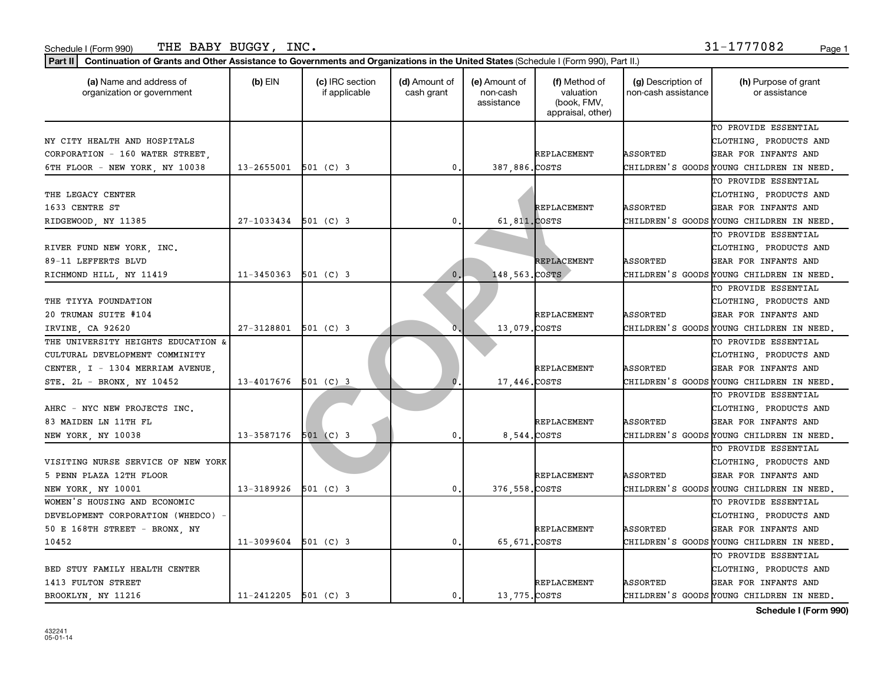Schedule I (Form 990) THE BABY BUGGY, INC. 31-1777082

**Part II** **Continuation of Grants and Other Assistance to Governments and Organizations in the United States** (Schedule I (Form 990), Part II.)

| (a) Name and address of organization or government | (b) EIN | (c) IRC section if applicable | (d) Amount of cash grant | (e) Amount of non-cash assistance | (f) Method of valuation (book, FMV, appraisal, other) | (g) Description of non-cash assistance | (h) Purpose of grant or assistance |
|---|---|---|---|---|---|---|---|
| NY CITY HEALTH AND HOSPITALS CORPORATION - 160 WATER STREET, 6TH FLOOR - NEW YORK, NY 10038 | 13-2655001 | 501 (C) 3 | 0. | 387,886. | REPLACEMENT COSTS | ASSORTED CHILDREN'S GOODS | TO PROVIDE ESSENTIAL CLOTHING, PRODUCTS AND GEAR FOR INFANTS AND YOUNG CHILDREN IN NEED. |
| THE LEGACY CENTER 1633 CENTRE ST RIDGEWOOD, NY 11385 | 27-1033434 | 501 (C) 3 | 0. | 61,811. | REPLACEMENT COSTS | ASSORTED CHILDREN'S GOODS | TO PROVIDE ESSENTIAL CLOTHING, PRODUCTS AND GEAR FOR INFANTS AND YOUNG CHILDREN IN NEED. |
| RIVER FUND NEW YORK, INC. 89-11 LEFFERTS BLVD RICHMOND HILL, NY 11419 | 11-3450363 | 501 (C) 3 | 0. | 148,563. | REPLACEMENT COSTS | ASSORTED CHILDREN'S GOODS | TO PROVIDE ESSENTIAL CLOTHING, PRODUCTS AND GEAR FOR INFANTS AND YOUNG CHILDREN IN NEED. |
| THE TIYYA FOUNDATION 20 TRUMAN SUITE #104 IRVINE, CA 92620 | 27-3128801 | 501 (C) 3 | 0. | 13,079. | REPLACEMENT COSTS | ASSORTED CHILDREN'S GOODS | TO PROVIDE ESSENTIAL CLOTHING, PRODUCTS AND GEAR FOR INFANTS AND YOUNG CHILDREN IN NEED. |
| THE UNIVERSITY HEIGHTS EDUCATION & CULTURAL DEVELOPMENT COMMINITY CENTER, I - 1304 MERRIAM AVENUE, STE. 2L - BRONX, NY 10452 | 13-4017676 | 501 (C) 3 | 0. | 17,446. | REPLACEMENT COSTS | ASSORTED CHILDREN'S GOODS | TO PROVIDE ESSENTIAL CLOTHING, PRODUCTS AND GEAR FOR INFANTS AND YOUNG CHILDREN IN NEED. |
| AHRC - NYC NEW PROJECTS INC. 83 MAIDEN LN 11TH FL NEW YORK, NY 10038 | 13-3587176 | 501 (C) 3 | 0. | 8,544. | REPLACEMENT COSTS | ASSORTED CHILDREN'S GOODS | TO PROVIDE ESSENTIAL CLOTHING, PRODUCTS AND GEAR FOR INFANTS AND YOUNG CHILDREN IN NEED. |
| VISITING NURSE SERVICE OF NEW YORK 5 PENN PLAZA 12TH FLOOR NEW YORK, NY 10001 | 13-3189926 | 501 (C) 3 | 0. | 376,558. | REPLACEMENT COSTS | ASSORTED CHILDREN'S GOODS | TO PROVIDE ESSENTIAL CLOTHING, PRODUCTS AND GEAR FOR INFANTS AND YOUNG CHILDREN IN NEED. |
| WOMEN'S HOUSING AND ECONOMIC DEVELOPMENT CORPORATION (WHEDCO) - 50 E 168TH STREET - BRONX, NY 10452 | 11-3099604 | 501 (C) 3 | 0. | 65,671. | REPLACEMENT COSTS | ASSORTED CHILDREN'S GOODS | TO PROVIDE ESSENTIAL CLOTHING, PRODUCTS AND GEAR FOR INFANTS AND YOUNG CHILDREN IN NEED. |
| BED STUY FAMILY HEALTH CENTER 1413 FULTON STREET BROOKLYN, NY 11216 | 11-2412205 | 501 (C) 3 | 0. | 13,775. | REPLACEMENT COSTS | ASSORTED CHILDREN'S GOODS | TO PROVIDE ESSENTIAL CLOTHING, PRODUCTS AND GEAR FOR INFANTS AND YOUNG CHILDREN IN NEED. |

**Schedule I (Form 990)**

432241
05-01-14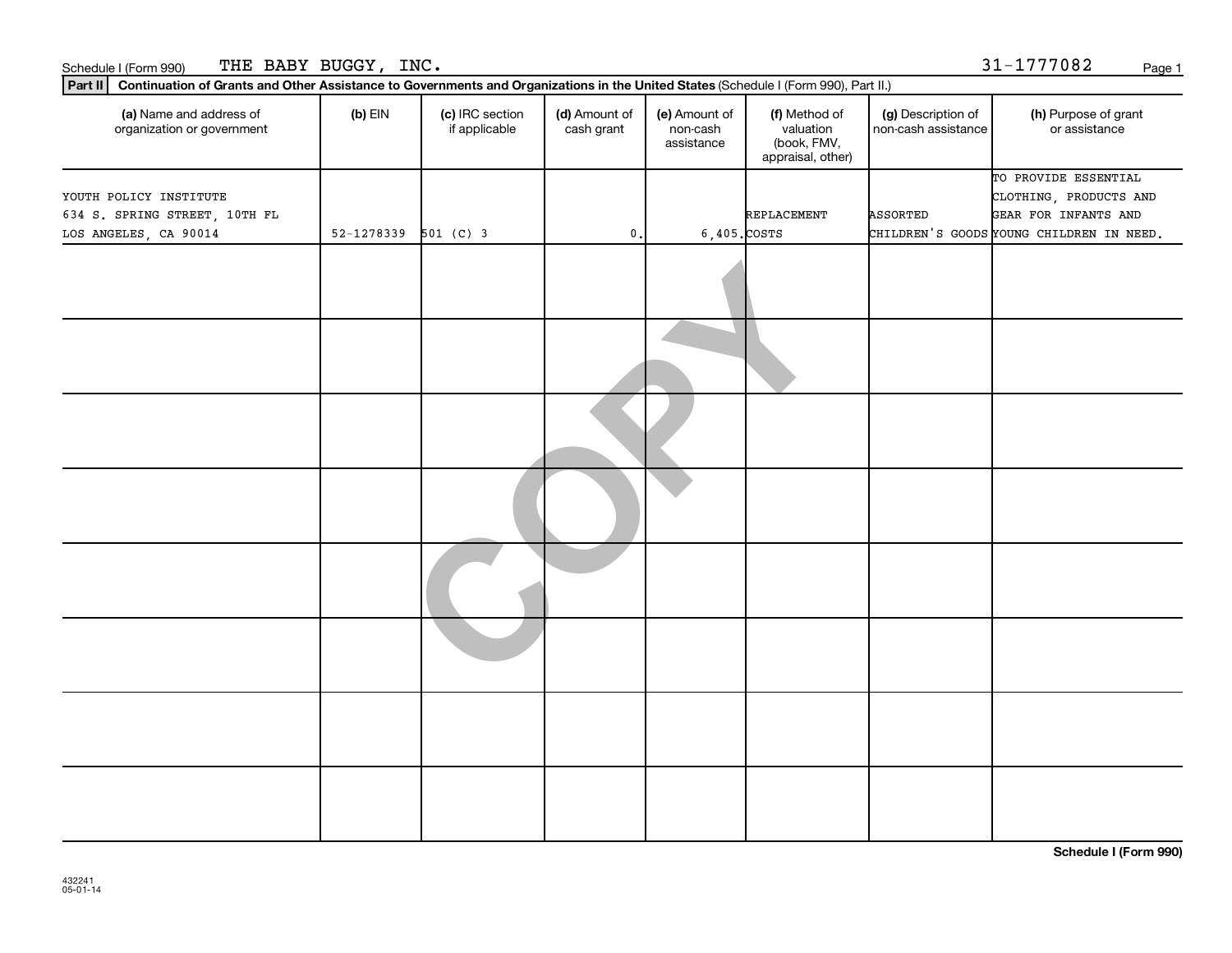Schedule I (Form 990) THE BABY BUGGY, INC. 31-1777082

**Part II** **Continuation of Grants and Other Assistance to Governments and Organizations in the United States** (Schedule I (Form 990), Part II.)

| (a) Name and address of organization or government | (b) EIN | (c) IRC section if applicable | (d) Amount of cash grant | (e) Amount of non-cash assistance | (f) Method of valuation (book, FMV, appraisal, other) | (g) Description of non-cash assistance | (h) Purpose of grant or assistance |
|---|---|---|---|---|---|---|---|
| YOUTH POLICY INSTITUTE 634 S. SPRING STREET, 10TH FL LOS ANGELES, CA 90014 | 52-1278339 | 501 (C) 3 | 0. | 6,405. | REPLACEMENT COSTS | ASSORTED CHILDREN'S GOODS | TO PROVIDE ESSENTIAL CLOTHING, PRODUCTS AND GEAR FOR INFANTS AND YOUNG CHILDREN IN NEED. |
| | | | | | | | |
| | | | | | | | |
| | | | | | | | |
| | | | | | | | |
| | | | | | | | |
| | | | | | | | |
| | | | | | | | |
| | | | | | | | |

COPY

**Schedule I (Form 990)**

432241
05-01-14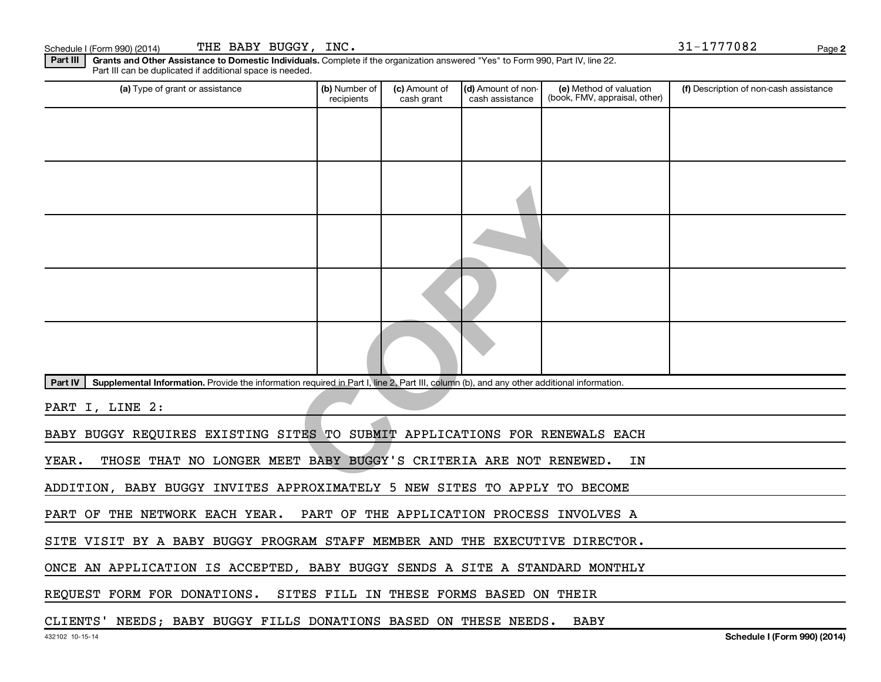Schedule I (Form 990) (2014) THE BABY BUGGY, INC. 31-1777082

**Part III** **Grants and Other Assistance to Domestic Individuals.** Complete if the organization answered "Yes" to Form 990, Part IV, line 22. Part III can be duplicated if additional space is needed.

| (a) Type of grant or assistance | (b) Number of recipients | (c) Amount of cash grant | (d) Amount of non-cash assistance | (e) Method of valuation (book, FMV, appraisal, other) | (f) Description of non-cash assistance |
|---|---|---|---|---|---|
| | | | | | |
| | | | | | |
| | | | | | |
| | | | | | |
| | | | | | |

**Part IV** **Supplemental Information.** Provide the information required in Part I, line 2, Part III, column (b), and any other additional information.

PART I, LINE 2:

BABY BUGGY REQUIRES EXISTING SITES TO SUBMIT APPLICATIONS FOR RENEWALS EACH YEAR. THOSE THAT NO LONGER MEET BABY BUGGY'S CRITERIA ARE NOT RENEWED. IN ADDITION, BABY BUGGY INVITES APPROXIMATELY 5 NEW SITES TO APPLY TO BECOME PART OF THE NETWORK EACH YEAR. PART OF THE APPLICATION PROCESS INVOLVES A SITE VISIT BY A BABY BUGGY PROGRAM STAFF MEMBER AND THE EXECUTIVE DIRECTOR. ONCE AN APPLICATION IS ACCEPTED, BABY BUGGY SENDS A SITE A STANDARD MONTHLY REQUEST FORM FOR DONATIONS. SITES FILL IN THESE FORMS BASED ON THEIR CLIENTS' NEEDS; BABY BUGGY FILLS DONATIONS BASED ON THESE NEEDS. BABY

432102 10-15-14 Schedule I (Form 990) (2014)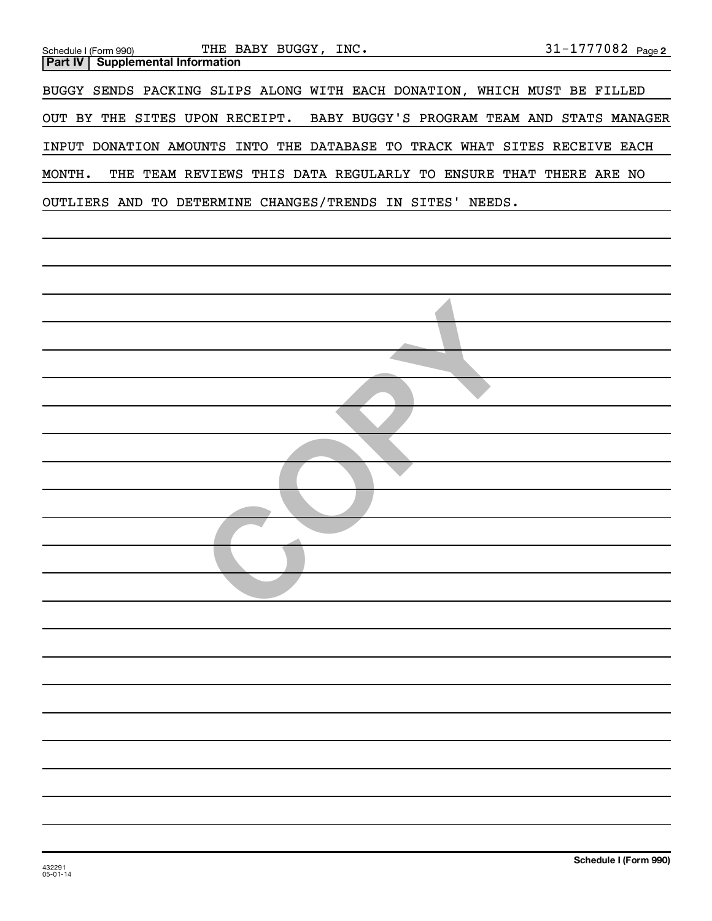Schedule I (Form 990) THE BABY BUGGY, INC. 31-1777082 Page 2

## Part IV Supplemental Information

BUGGY SENDS PACKING SLIPS ALONG WITH EACH DONATION, WHICH MUST BE FILLED OUT BY THE SITES UPON RECEIPT. BABY BUGGY'S PROGRAM TEAM AND STATS MANAGER INPUT DONATION AMOUNTS INTO THE DATABASE TO TRACK WHAT SITES RECEIVE EACH MONTH. THE TEAM REVIEWS THIS DATA REGULARLY TO ENSURE THAT THERE ARE NO OUTLIERS AND TO DETERMINE CHANGES/TRENDS IN SITES' NEEDS.

432291
05-01-14

Schedule I (Form 990)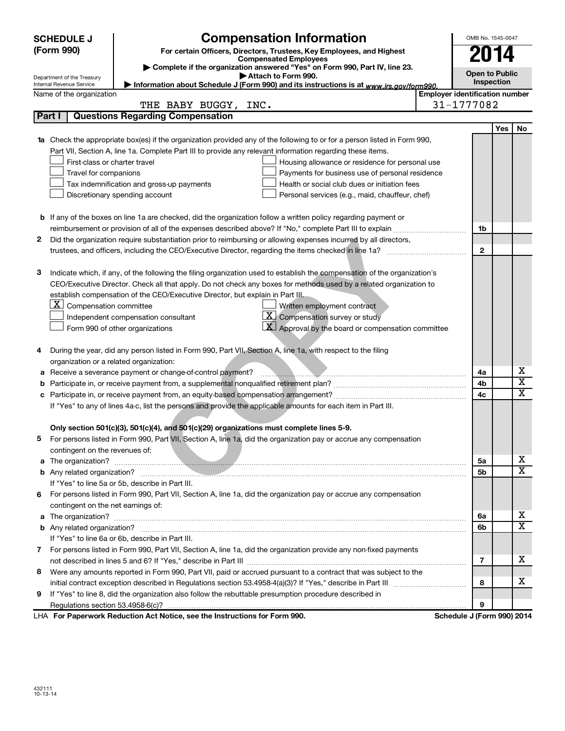**SCHEDULE J (Form 990)**

Department of the Treasury
Internal Revenue Service

# Compensation Information

**For certain Officers, Directors, Trustees, Key Employees, and Highest Compensated Employees**

▶ Complete if the organization answered "Yes" on Form 990, Part IV, line 23.

▶ Attach to Form 990.

▶ Information about Schedule J (Form 990) and its instructions is at www.irs.gov/form990.

OMB No. 1545-0047

**2014**

**Open to Public Inspection**

Name of the organization: THE BABY BUGGY, INC.

Employer identification number: 31-1777082

## Part I — Questions Regarding Compensation

| | | | Yes | No |
|---|---|---|---|---|
| **1a** | Check the appropriate box(es) if the organization provided any of the following to or for a person listed in Form 990, Part VII, Section A, line 1a. Complete Part III to provide any relevant information regarding these items.<br>☐ First-class or charter travel ☐ Housing allowance or residence for personal use<br>☐ Travel for companions ☐ Payments for business use of personal residence<br>☐ Tax indemnification and gross-up payments ☐ Health or social club dues or initiation fees<br>☐ Discretionary spending account ☐ Personal services (e.g., maid, chauffeur, chef) | | | |
| **b** | If any of the boxes on line 1a are checked, did the organization follow a written policy regarding payment or reimbursement or provision of all of the expenses described above? If "No," complete Part III to explain | 1b | | |
| **2** | Did the organization require substantiation prior to reimbursing or allowing expenses incurred by all directors, trustees, and officers, including the CEO/Executive Director, regarding the items checked in line 1a? | 2 | | |
| **3** | Indicate which, if any, of the following the filing organization used to establish the compensation of the organization's CEO/Executive Director. Check all that apply. Do not check any boxes for methods used by a related organization to establish compensation of the CEO/Executive Director, but explain in Part III.<br>☒ Compensation committee ☐ Written employment contract<br>☐ Independent compensation consultant ☒ Compensation survey or study<br>☐ Form 990 of other organizations ☒ Approval by the board or compensation committee | | | |
| **4** | During the year, did any person listed in Form 990, Part VII, Section A, line 1a, with respect to the filing organization or a related organization: | | | |
| **a** | Receive a severance payment or change-of-control payment? | 4a | | X |
| **b** | Participate in, or receive payment from, a supplemental nonqualified retirement plan? | 4b | | X |
| **c** | Participate in, or receive payment from, an equity-based compensation arrangement? | 4c | | X |
| | If "Yes" to any of lines 4a-c, list the persons and provide the applicable amounts for each item in Part III. | | | |
| | **Only section 501(c)(3), 501(c)(4), and 501(c)(29) organizations must complete lines 5-9.** | | | |
| **5** | For persons listed in Form 990, Part VII, Section A, line 1a, did the organization pay or accrue any compensation contingent on the revenues of: | | | |
| **a** | The organization? | 5a | | X |
| **b** | Any related organization? | 5b | | X |
| | If "Yes" to line 5a or 5b, describe in Part III. | | | |
| **6** | For persons listed in Form 990, Part VII, Section A, line 1a, did the organization pay or accrue any compensation contingent on the net earnings of: | | | |
| **a** | The organization? | 6a | | X |
| **b** | Any related organization? | 6b | | X |
| | If "Yes" to line 6a or 6b, describe in Part III. | | | |
| **7** | For persons listed in Form 990, Part VII, Section A, line 1a, did the organization provide any non-fixed payments not described in lines 5 and 6? If "Yes," describe in Part III | 7 | | X |
| **8** | Were any amounts reported in Form 990, Part VII, paid or accrued pursuant to a contract that was subject to the initial contract exception described in Regulations section 53.4958-4(a)(3)? If "Yes," describe in Part III | 8 | | X |
| **9** | If "Yes" to line 8, did the organization also follow the rebuttable presumption procedure described in Regulations section 53.4958-6(c)? | 9 | | |

LHA **For Paperwork Reduction Act Notice, see the Instructions for Form 990.** **Schedule J (Form 990) 2014**

432111
10-13-14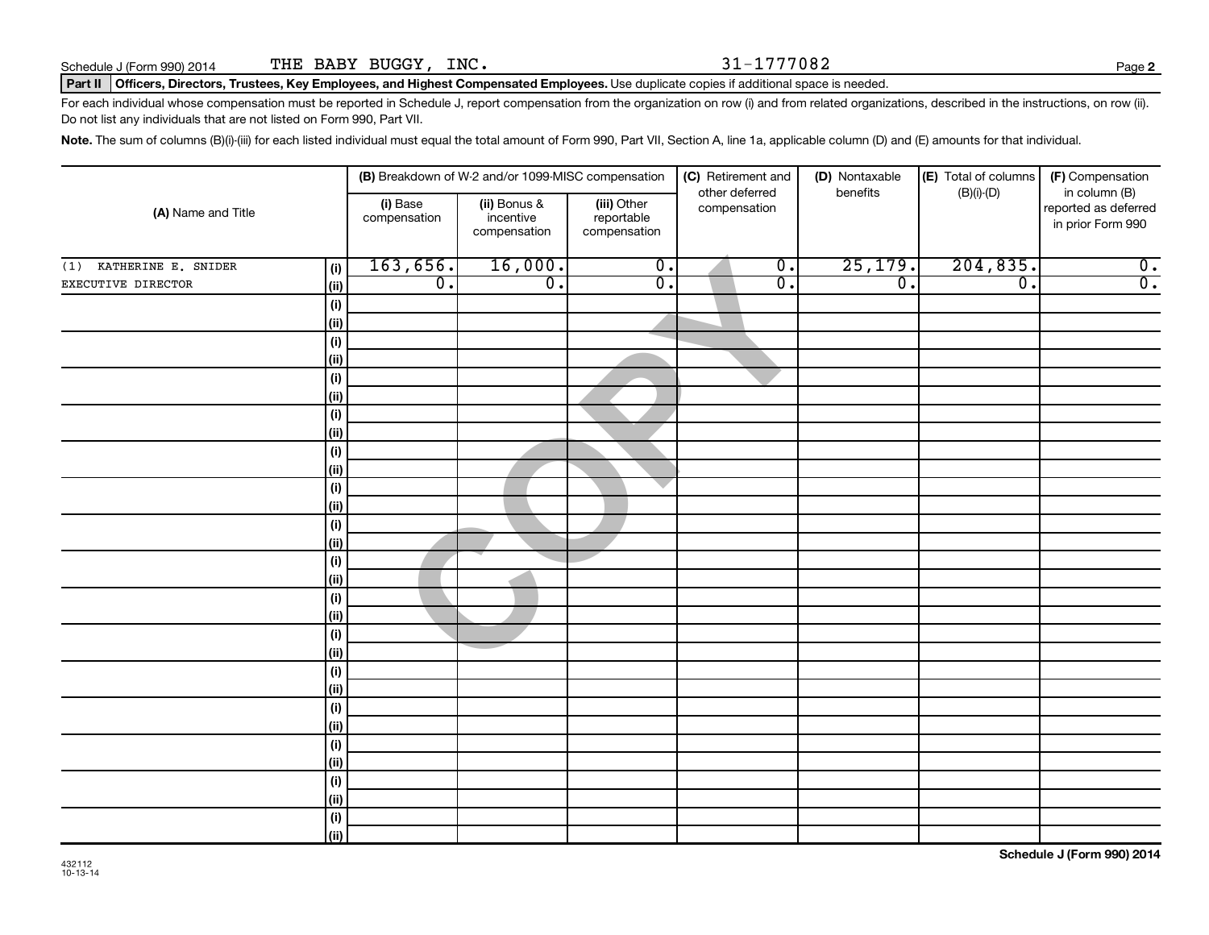Schedule J (Form 990) 2014 THE BABY BUGGY, INC. 31-1777082

**Part II** **Officers, Directors, Trustees, Key Employees, and Highest Compensated Employees.** Use duplicate copies if additional space is needed.

For each individual whose compensation must be reported in Schedule J, report compensation from the organization on row (i) and from related organizations, described in the instructions, on row (ii). Do not list any individuals that are not listed on Form 990, Part VII.

**Note.** The sum of columns (B)(i)-(iii) for each listed individual must equal the total amount of Form 990, Part VII, Section A, line 1a, applicable column (D) and (E) amounts for that individual.

| (A) Name and Title | | (B) Breakdown of W-2 and/or 1099-MISC compensation | | | (C) Retirement and other deferred compensation | (D) Nontaxable benefits | (E) Total of columns (B)(i)-(D) | (F) Compensation in column (B) reported as deferred in prior Form 990 |
|---|---|---|---|---|---|---|---|---|
| | | (i) Base compensation | (ii) Bonus & incentive compensation | (iii) Other reportable compensation | | | | |
| (1) KATHERINE E. SNIDER | (i) | 163,656. | 16,000. | 0. | 0. | 25,179. | 204,835. | 0. |
| EXECUTIVE DIRECTOR | (ii) | 0. | 0. | 0. | 0. | 0. | 0. | 0. |
| | (i) | | | | | | | |
| | (ii) | | | | | | | |
| | (i) | | | | | | | |
| | (ii) | | | | | | | |
| | (i) | | | | | | | |
| | (ii) | | | | | | | |
| | (i) | | | | | | | |
| | (ii) | | | | | | | |
| | (i) | | | | | | | |
| | (ii) | | | | | | | |
| | (i) | | | | | | | |
| | (ii) | | | | | | | |
| | (i) | | | | | | | |
| | (ii) | | | | | | | |
| | (i) | | | | | | | |
| | (ii) | | | | | | | |
| | (i) | | | | | | | |
| | (ii) | | | | | | | |
| | (i) | | | | | | | |
| | (ii) | | | | | | | |
| | (i) | | | | | | | |
| | (ii) | | | | | | | |
| | (i) | | | | | | | |
| | (ii) | | | | | | | |
| | (i) | | | | | | | |
| | (ii) | | | | | | | |
| | (i) | | | | | | | |
| | (ii) | | | | | | | |
| | (i) | | | | | | | |
| | (ii) | | | | | | | |

432112
10-13-14

**Schedule J (Form 990) 2014**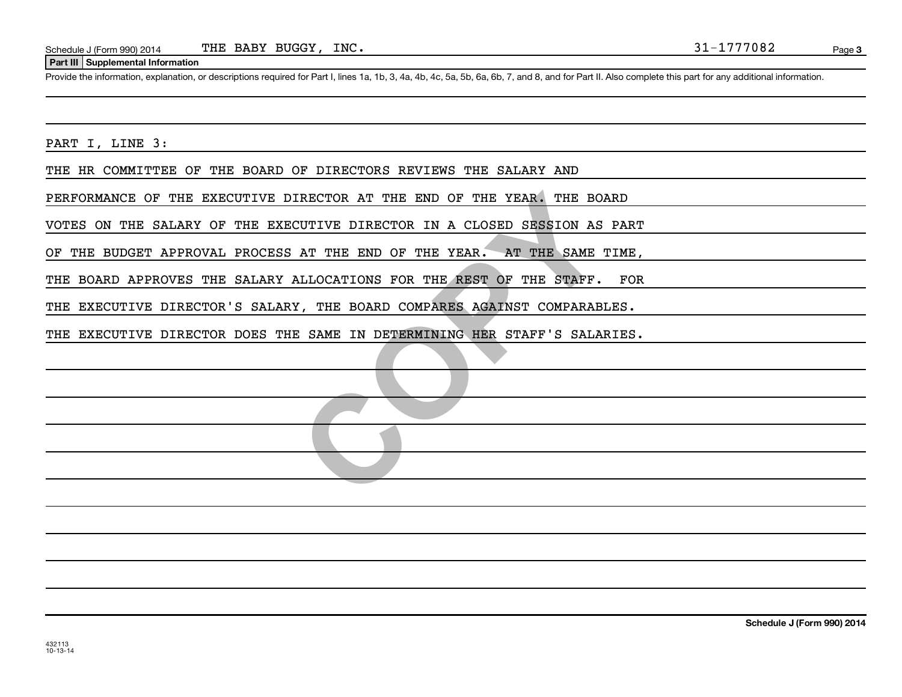Schedule J (Form 990) 2014 THE BABY BUGGY, INC. 31-1777082

**Part III Supplemental Information**

Provide the information, explanation, or descriptions required for Part I, lines 1a, 1b, 3, 4a, 4b, 4c, 5a, 5b, 6a, 6b, 7, and 8, and for Part II. Also complete this part for any additional information.

PART I, LINE 3:

THE HR COMMITTEE OF THE BOARD OF DIRECTORS REVIEWS THE SALARY AND PERFORMANCE OF THE EXECUTIVE DIRECTOR AT THE END OF THE YEAR. THE BOARD VOTES ON THE SALARY OF THE EXECUTIVE DIRECTOR IN A CLOSED SESSION AS PART OF THE BUDGET APPROVAL PROCESS AT THE END OF THE YEAR. AT THE SAME TIME, THE BOARD APPROVES THE SALARY ALLOCATIONS FOR THE REST OF THE STAFF. FOR THE EXECUTIVE DIRECTOR'S SALARY, THE BOARD COMPARES AGAINST COMPARABLES. THE EXECUTIVE DIRECTOR DOES THE SAME IN DETERMINING HER STAFF'S SALARIES.

COPY

432113
10-13-14

**Schedule J (Form 990) 2014**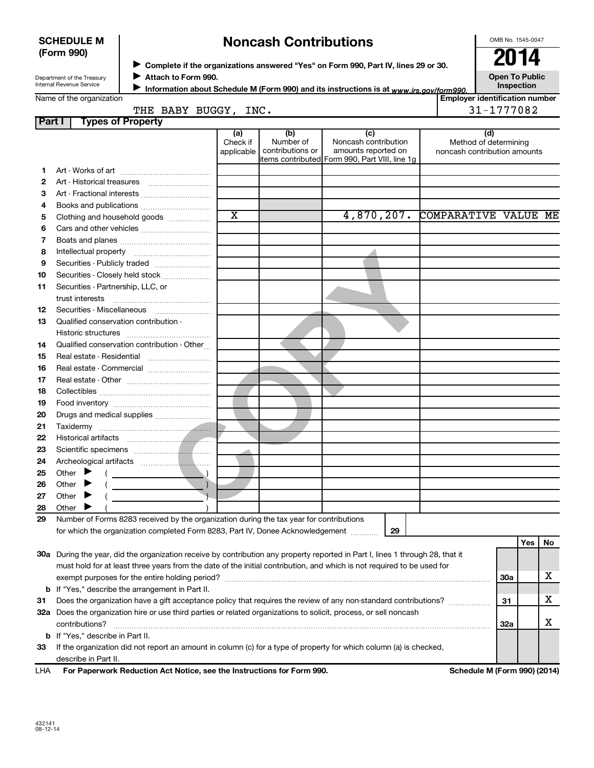**SCHEDULE M (Form 990)**

Department of the Treasury
Internal Revenue Service

# Noncash Contributions

▶ Complete if the organizations answered "Yes" on Form 990, Part IV, lines 29 or 30.
▶ Attach to Form 990.
▶ Information about Schedule M (Form 990) and its instructions is at www.irs.gov/form990.

OMB No. 1545-0047

**2014**

**Open To Public Inspection**

Name of the organization: THE BABY BUGGY, INC.

Employer identification number: 31-1777082

## Part I Types of Property

| | | (a) Check if applicable | (b) Number of contributions or items contributed | (c) Noncash contribution amounts reported on Form 990, Part VIII, line 1g | (d) Method of determining noncash contribution amounts |
|---|---|---|---|---|---|
| 1 | Art - Works of art | | | | |
| 2 | Art - Historical treasures | | | | |
| 3 | Art - Fractional interests | | | | |
| 4 | Books and publications | | | | |
| 5 | Clothing and household goods | X | | 4,870,207. | COMPARATIVE VALUE ME |
| 6 | Cars and other vehicles | | | | |
| 7 | Boats and planes | | | | |
| 8 | Intellectual property | | | | |
| 9 | Securities - Publicly traded | | | | |
| 10 | Securities - Closely held stock | | | | |
| 11 | Securities - Partnership, LLC, or trust interests | | | | |
| 12 | Securities - Miscellaneous | | | | |
| 13 | Qualified conservation contribution - Historic structures | | | | |
| 14 | Qualified conservation contribution - Other | | | | |
| 15 | Real estate - Residential | | | | |
| 16 | Real estate - Commercial | | | | |
| 17 | Real estate - Other | | | | |
| 18 | Collectibles | | | | |
| 19 | Food inventory | | | | |
| 20 | Drugs and medical supplies | | | | |
| 21 | Taxidermy | | | | |
| 22 | Historical artifacts | | | | |
| 23 | Scientific specimens | | | | |
| 24 | Archeological artifacts | | | | |
| 25 | Other ▶ ( ) | | | | |
| 26 | Other ▶ ( ) | | | | |
| 27 | Other ▶ ( ) | | | | |
| 28 | Other ▶ ( ) | | | | |

29 Number of Forms 8283 received by the organization during the tax year for contributions for which the organization completed Form 8283, Part IV, Donee Acknowledgement ..... 29

| | | | Yes | No |
|---|---|---|---|---|
| 30a | During the year, did the organization receive by contribution any property reported in Part I, lines 1 through 28, that it must hold for at least three years from the date of the initial contribution, and which is not required to be used for exempt purposes for the entire holding period? | 30a | | X |
| b | If "Yes," describe the arrangement in Part II. | | | |
| 31 | Does the organization have a gift acceptance policy that requires the review of any non-standard contributions? | 31 | | X |
| 32a | Does the organization hire or use third parties or related organizations to solicit, process, or sell noncash contributions? | 32a | | X |
| b | If "Yes," describe in Part II. | | | |
| 33 | If the organization did not report an amount in column (c) for a type of property for which column (a) is checked, describe in Part II. | | | |

LHA For Paperwork Reduction Act Notice, see the Instructions for Form 990. Schedule M (Form 990) (2014)

432141
08-12-14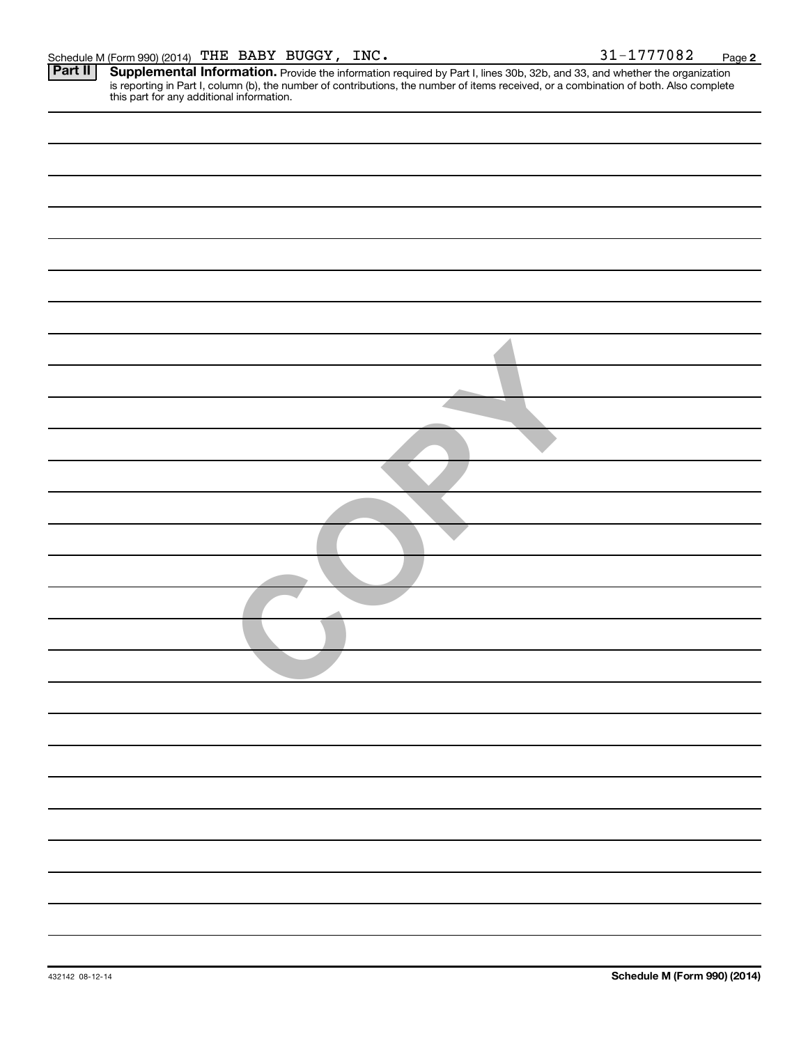Schedule M (Form 990) (2014) THE BABY BUGGY, INC. 31-1777082 Page 2

**Part II** **Supplemental Information.** Provide the information required by Part I, lines 30b, 32b, and 33, and whether the organization is reporting in Part I, column (b), the number of contributions, the number of items received, or a combination of both. Also complete this part for any additional information.

COPY

432142 08-12-14 **Schedule M (Form 990) (2014)**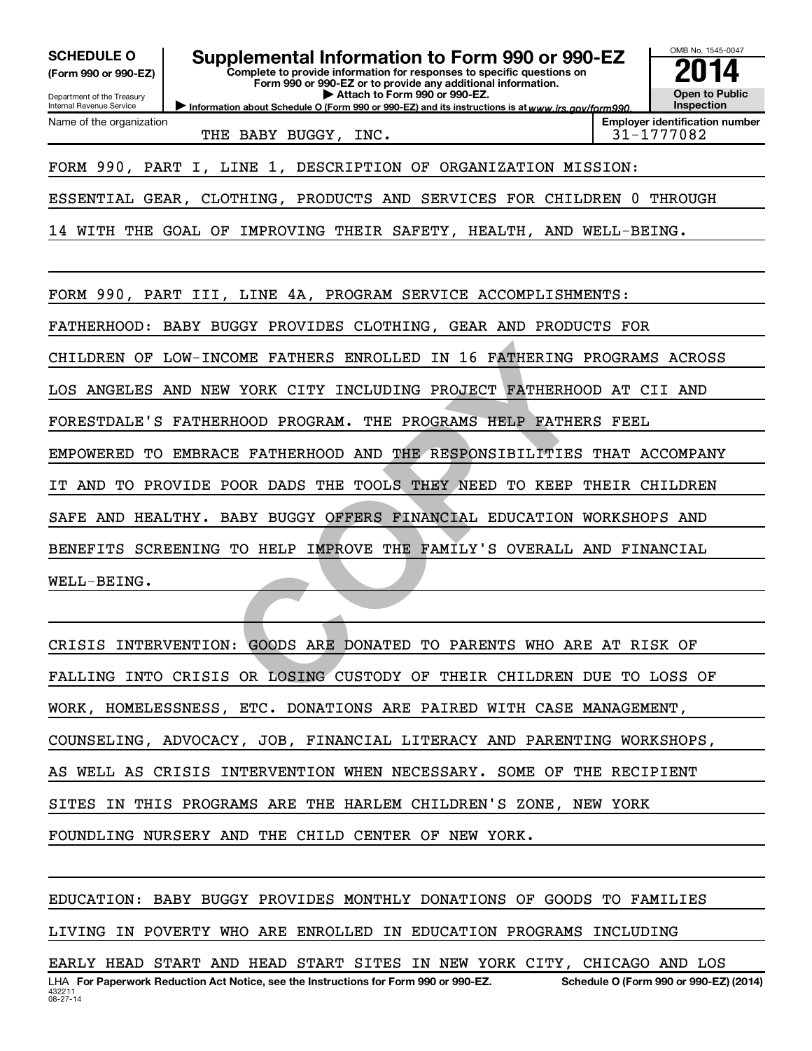**SCHEDULE O** (Form 990 or 990-EZ)

Department of the Treasury
Internal Revenue Service

# Supplemental Information to Form 990 or 990-EZ

**Complete to provide information for responses to specific questions on Form 990 or 990-EZ or to provide any additional information.**
**▶ Attach to Form 990 or 990-EZ.**
**▶ Information about Schedule O (Form 990 or 990-EZ) and its instructions is at www.irs.gov/form990.**

OMB No. 1545-0047

**2014**

**Open to Public Inspection**

Name of the organization: THE BABY BUGGY, INC.

**Employer identification number**: 31-1777082

FORM 990, PART I, LINE 1, DESCRIPTION OF ORGANIZATION MISSION:

ESSENTIAL GEAR, CLOTHING, PRODUCTS AND SERVICES FOR CHILDREN 0 THROUGH 14 WITH THE GOAL OF IMPROVING THEIR SAFETY, HEALTH, AND WELL-BEING.

FORM 990, PART III, LINE 4A, PROGRAM SERVICE ACCOMPLISHMENTS:

FATHERHOOD: BABY BUGGY PROVIDES CLOTHING, GEAR AND PRODUCTS FOR CHILDREN OF LOW-INCOME FATHERS ENROLLED IN 16 FATHERING PROGRAMS ACROSS LOS ANGELES AND NEW YORK CITY INCLUDING PROJECT FATHERHOOD AT CII AND FORESTDALE'S FATHERHOOD PROGRAM. THE PROGRAMS HELP FATHERS FEEL EMPOWERED TO EMBRACE FATHERHOOD AND THE RESPONSIBILITIES THAT ACCOMPANY IT AND TO PROVIDE POOR DADS THE TOOLS THEY NEED TO KEEP THEIR CHILDREN SAFE AND HEALTHY. BABY BUGGY OFFERS FINANCIAL EDUCATION WORKSHOPS AND BENEFITS SCREENING TO HELP IMPROVE THE FAMILY'S OVERALL AND FINANCIAL WELL-BEING.

CRISIS INTERVENTION: GOODS ARE DONATED TO PARENTS WHO ARE AT RISK OF FALLING INTO CRISIS OR LOSING CUSTODY OF THEIR CHILDREN DUE TO LOSS OF WORK, HOMELESSNESS, ETC. DONATIONS ARE PAIRED WITH CASE MANAGEMENT, COUNSELING, ADVOCACY, JOB, FINANCIAL LITERACY AND PARENTING WORKSHOPS, AS WELL AS CRISIS INTERVENTION WHEN NECESSARY. SOME OF THE RECIPIENT SITES IN THIS PROGRAMS ARE THE HARLEM CHILDREN'S ZONE, NEW YORK FOUNDLING NURSERY AND THE CHILD CENTER OF NEW YORK.

EDUCATION: BABY BUGGY PROVIDES MONTHLY DONATIONS OF GOODS TO FAMILIES LIVING IN POVERTY WHO ARE ENROLLED IN EDUCATION PROGRAMS INCLUDING EARLY HEAD START AND HEAD START SITES IN NEW YORK CITY, CHICAGO AND LOS

LHA **For Paperwork Reduction Act Notice, see the Instructions for Form 990 or 990-EZ.** **Schedule O (Form 990 or 990-EZ) (2014)**
432211
08-27-14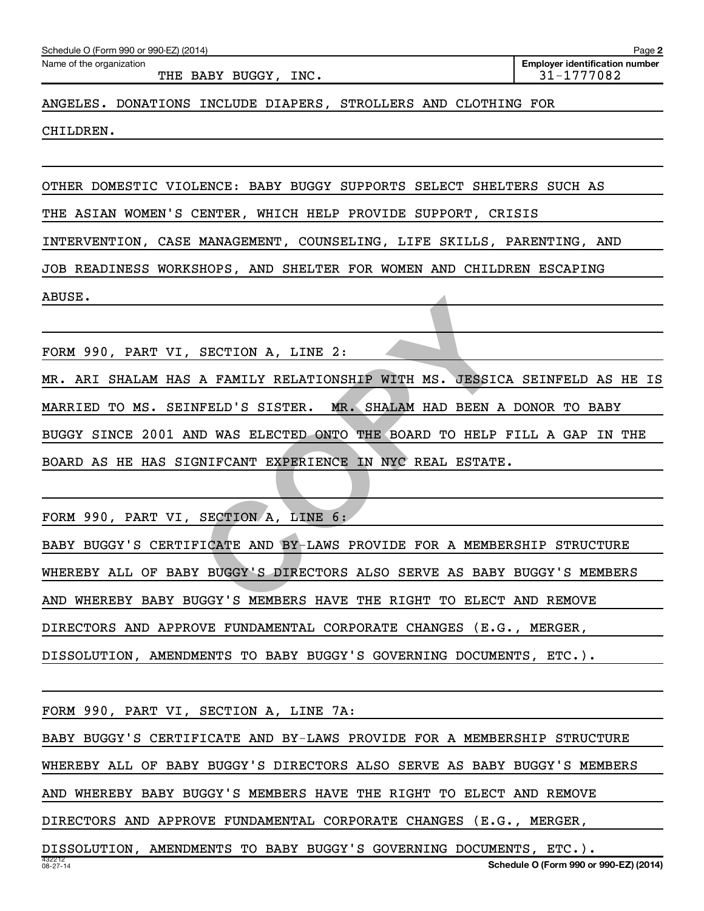Name of the organization: THE BABY BUGGY, INC.

Employer identification number: 31-1777082

ANGELES. DONATIONS INCLUDE DIAPERS, STROLLERS AND CLOTHING FOR CHILDREN.

OTHER DOMESTIC VIOLENCE: BABY BUGGY SUPPORTS SELECT SHELTERS SUCH AS THE ASIAN WOMEN'S CENTER, WHICH HELP PROVIDE SUPPORT, CRISIS INTERVENTION, CASE MANAGEMENT, COUNSELING, LIFE SKILLS, PARENTING, AND JOB READINESS WORKSHOPS, AND SHELTER FOR WOMEN AND CHILDREN ESCAPING ABUSE.

FORM 990, PART VI, SECTION A, LINE 2:

MR. ARI SHALAM HAS A FAMILY RELATIONSHIP WITH MS. JESSICA SEINFELD AS HE IS MARRIED TO MS. SEINFELD'S SISTER. MR. SHALAM HAD BEEN A DONOR TO BABY BUGGY SINCE 2001 AND WAS ELECTED ONTO THE BOARD TO HELP FILL A GAP IN THE BOARD AS HE HAS SIGNIFCANT EXPERIENCE IN NYC REAL ESTATE.

FORM 990, PART VI, SECTION A, LINE 6:

BABY BUGGY'S CERTIFICATE AND BY-LAWS PROVIDE FOR A MEMBERSHIP STRUCTURE WHEREBY ALL OF BABY BUGGY'S DIRECTORS ALSO SERVE AS BABY BUGGY'S MEMBERS AND WHEREBY BABY BUGGY'S MEMBERS HAVE THE RIGHT TO ELECT AND REMOVE DIRECTORS AND APPROVE FUNDAMENTAL CORPORATE CHANGES (E.G., MERGER, DISSOLUTION, AMENDMENTS TO BABY BUGGY'S GOVERNING DOCUMENTS, ETC.).

FORM 990, PART VI, SECTION A, LINE 7A:

BABY BUGGY'S CERTIFICATE AND BY-LAWS PROVIDE FOR A MEMBERSHIP STRUCTURE WHEREBY ALL OF BABY BUGGY'S DIRECTORS ALSO SERVE AS BABY BUGGY'S MEMBERS AND WHEREBY BABY BUGGY'S MEMBERS HAVE THE RIGHT TO ELECT AND REMOVE DIRECTORS AND APPROVE FUNDAMENTAL CORPORATE CHANGES (E.G., MERGER, DISSOLUTION, AMENDMENTS TO BABY BUGGY'S GOVERNING DOCUMENTS, ETC.).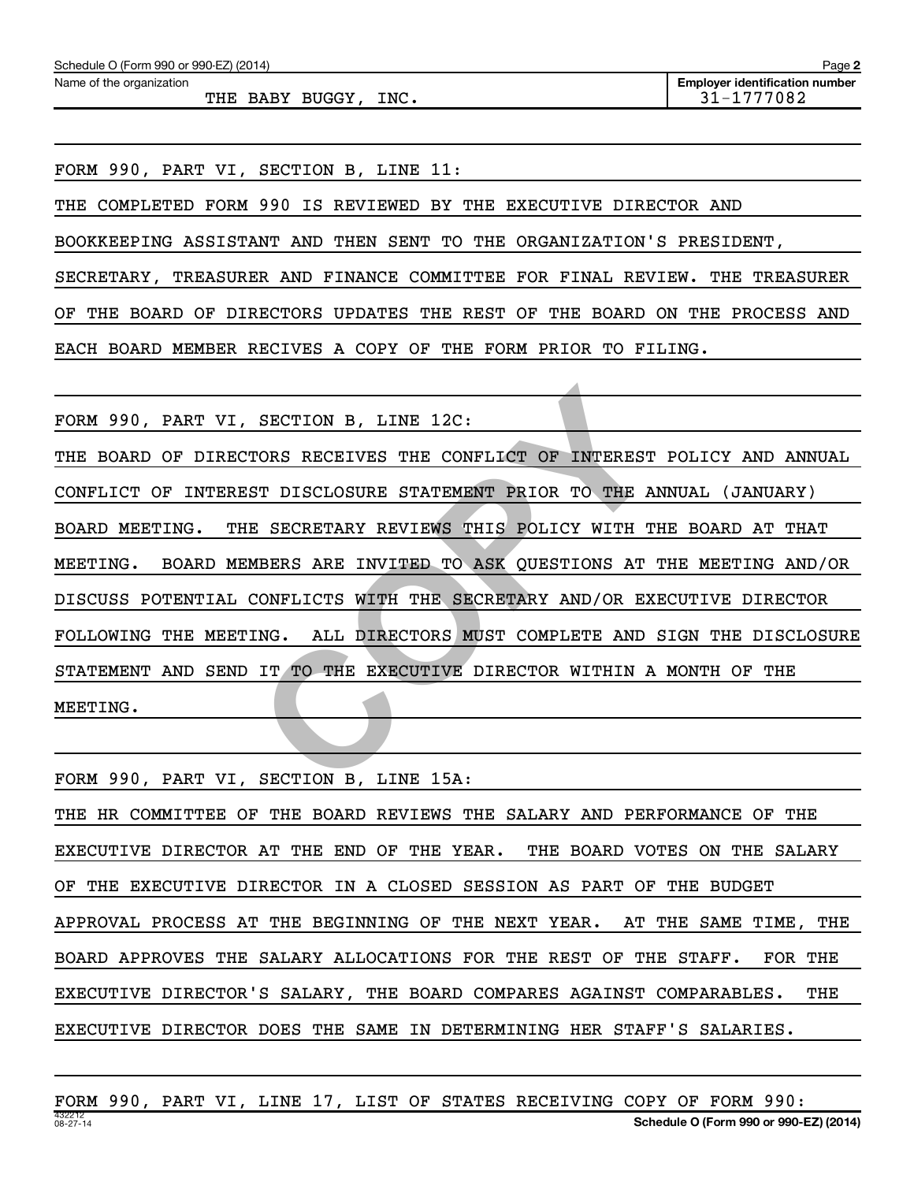Schedule O (Form 990 or 990-EZ) (2014)

Name of the organization: THE BABY BUGGY, INC.

Employer identification number: 31-1777082

FORM 990, PART VI, SECTION B, LINE 11:

THE COMPLETED FORM 990 IS REVIEWED BY THE EXECUTIVE DIRECTOR AND BOOKKEEPING ASSISTANT AND THEN SENT TO THE ORGANIZATION'S PRESIDENT, SECRETARY, TREASURER AND FINANCE COMMITTEE FOR FINAL REVIEW. THE TREASURER OF THE BOARD OF DIRECTORS UPDATES THE REST OF THE BOARD ON THE PROCESS AND EACH BOARD MEMBER RECIVES A COPY OF THE FORM PRIOR TO FILING.

FORM 990, PART VI, SECTION B, LINE 12C:

THE BOARD OF DIRECTORS RECEIVES THE CONFLICT OF INTEREST POLICY AND ANNUAL CONFLICT OF INTEREST DISCLOSURE STATEMENT PRIOR TO THE ANNUAL (JANUARY) BOARD MEETING. THE SECRETARY REVIEWS THIS POLICY WITH THE BOARD AT THAT MEETING. BOARD MEMBERS ARE INVITED TO ASK QUESTIONS AT THE MEETING AND/OR DISCUSS POTENTIAL CONFLICTS WITH THE SECRETARY AND/OR EXECUTIVE DIRECTOR FOLLOWING THE MEETING. ALL DIRECTORS MUST COMPLETE AND SIGN THE DISCLOSURE STATEMENT AND SEND IT TO THE EXECUTIVE DIRECTOR WITHIN A MONTH OF THE MEETING.

FORM 990, PART VI, SECTION B, LINE 15A:

THE HR COMMITTEE OF THE BOARD REVIEWS THE SALARY AND PERFORMANCE OF THE EXECUTIVE DIRECTOR AT THE END OF THE YEAR. THE BOARD VOTES ON THE SALARY OF THE EXECUTIVE DIRECTOR IN A CLOSED SESSION AS PART OF THE BUDGET APPROVAL PROCESS AT THE BEGINNING OF THE NEXT YEAR. AT THE SAME TIME, THE BOARD APPROVES THE SALARY ALLOCATIONS FOR THE REST OF THE STAFF. FOR THE EXECUTIVE DIRECTOR'S SALARY, THE BOARD COMPARES AGAINST COMPARABLES. THE EXECUTIVE DIRECTOR DOES THE SAME IN DETERMINING HER STAFF'S SALARIES.

FORM 990, PART VI, LINE 17, LIST OF STATES RECEIVING COPY OF FORM 990: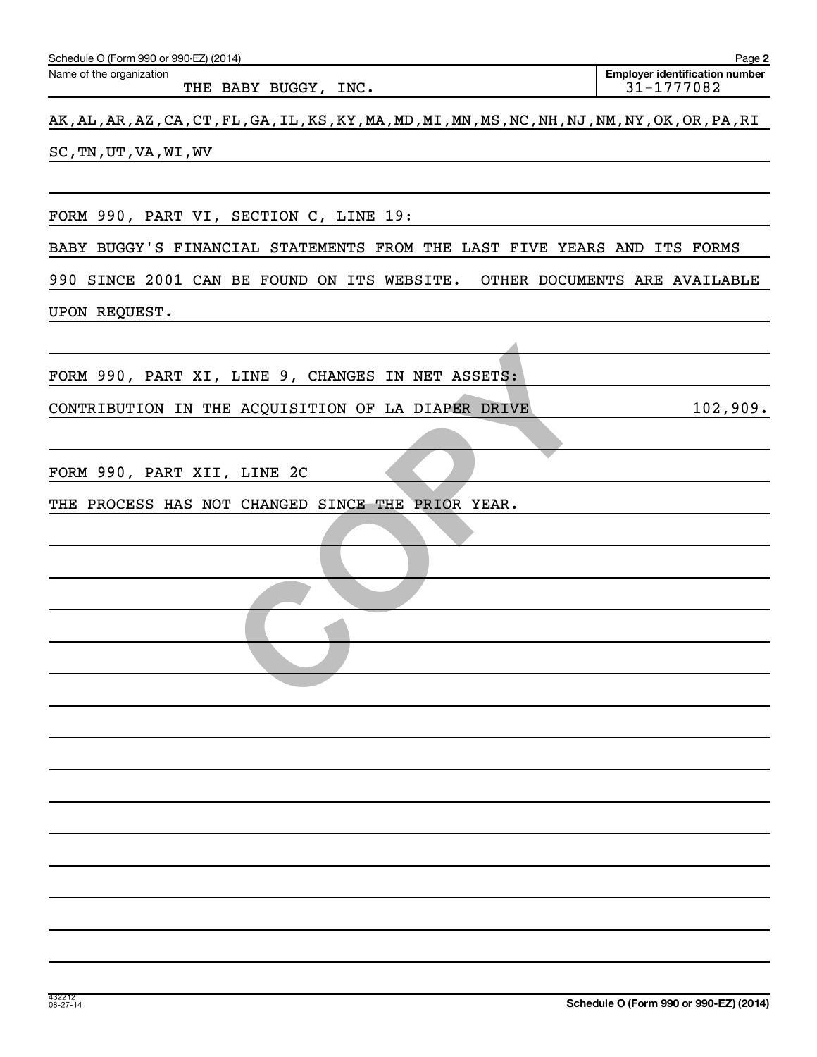Schedule O (Form 990 or 990-EZ) (2014)

Name of the organization: THE BABY BUGGY, INC.

Employer identification number: 31-1777082

AK,AL,AR,AZ,CA,CT,FL,GA,IL,KS,KY,MA,MD,MI,MN,MS,NC,NH,NJ,NM,NY,OK,OR,PA,RI SC,TN,UT,VA,WI,WV

FORM 990, PART VI, SECTION C, LINE 19:

BABY BUGGY'S FINANCIAL STATEMENTS FROM THE LAST FIVE YEARS AND ITS FORMS 990 SINCE 2001 CAN BE FOUND ON ITS WEBSITE. OTHER DOCUMENTS ARE AVAILABLE UPON REQUEST.

FORM 990, PART XI, LINE 9, CHANGES IN NET ASSETS:

CONTRIBUTION IN THE ACQUISITION OF LA DIAPER DRIVE 102,909.

FORM 990, PART XII, LINE 2C

THE PROCESS HAS NOT CHANGED SINCE THE PRIOR YEAR.

432212 08-27-14

Schedule O (Form 990 or 990-EZ) (2014)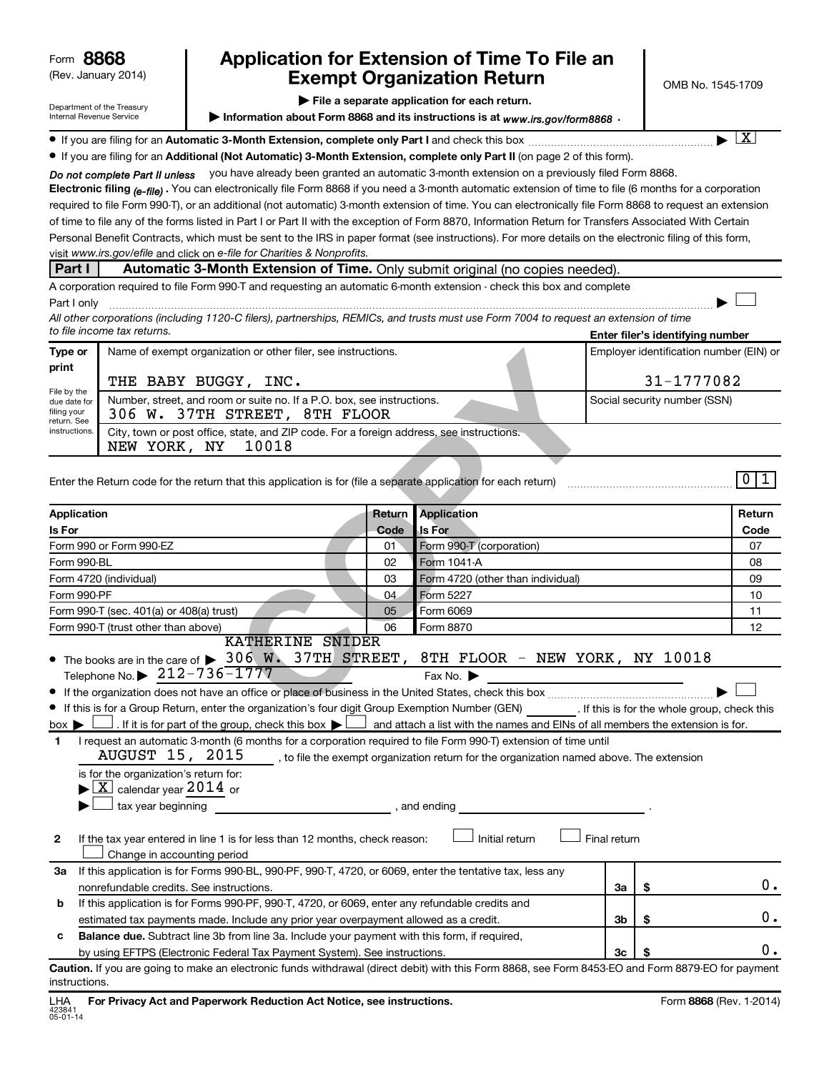Form **8868**
(Rev. January 2014)

Department of the Treasury
Internal Revenue Service

# Application for Extension of Time To File an Exempt Organization Return

OMB No. 1545-1709

▶ **File a separate application for each return.**

▶ **Information about Form 8868 and its instructions is at** *www.irs.gov/form8868* .

- If you are filing for an **Automatic 3-Month Extension, complete only Part I** and check this box ▶ [X]
- If you are filing for an **Additional (Not Automatic) 3-Month Extension, complete only Part II** (on page 2 of this form).

*Do not complete Part II unless* you have already been granted an automatic 3-month extension on a previously filed Form 8868.

**Electronic filing** *(e-file)*. You can electronically file Form 8868 if you need a 3-month automatic extension of time to file (6 months for a corporation required to file Form 990-T), or an additional (not automatic) 3-month extension of time. You can electronically file Form 8868 to request an extension of time to file any of the forms listed in Part I or Part II with the exception of Form 8870, Information Return for Transfers Associated With Certain Personal Benefit Contracts, which must be sent to the IRS in paper format (see instructions). For more details on the electronic filing of this form, visit *www.irs.gov/efile* and click on *e-file for Charities & Nonprofits.*

**Part I** **Automatic 3-Month Extension of Time.** Only submit original (no copies needed).

A corporation required to file Form 990-T and requesting an automatic 6-month extension - check this box and complete Part I only ▶ [ ]

*All other corporations (including 1120-C filers), partnerships, REMICs, and trusts must use Form 7004 to request an extension of time to file income tax returns.*

**Enter filer's identifying number**

| Type or print | Name of exempt organization or other filer, see instructions. | Employer identification number (EIN) or |
|---|---|---|
| | THE BABY BUGGY, INC. | 31-1777082 |
| File by the due date for filing your return. See instructions. | Number, street, and room or suite no. If a P.O. box, see instructions. 306 W. 37TH STREET, 8TH FLOOR | Social security number (SSN) |
| | City, town or post office, state, and ZIP code. For a foreign address, see instructions. NEW YORK, NY 10018 | |

Enter the Return code for the return that this application is for (file a separate application for each return) **0 1**

| Application Is For | Return Code | Application Is For | Return Code |
|---|---|---|---|
| Form 990 or Form 990-EZ | 01 | Form 990-T (corporation) | 07 |
| Form 990-BL | 02 | Form 1041-A | 08 |
| Form 4720 (individual) | 03 | Form 4720 (other than individual) | 09 |
| Form 990-PF | 04 | Form 5227 | 10 |
| Form 990-T (sec. 401(a) or 408(a) trust) | 05 | Form 6069 | 11 |
| Form 990-T (trust other than above) | 06 | Form 8870 | 12 |

- The books are in the care of ▶ KATHERINE SNIDER 306 W. 37TH STREET, 8TH FLOOR - NEW YORK, NY 10018
  Telephone No. ▶ 212-736-1777 Fax No. ▶
- If the organization does not have an office or place of business in the United States, check this box ▶ [ ]
- If this is for a Group Return, enter the organization's four digit Group Exemption Number (GEN) ______ . If this is for the whole group, check this box ▶ [ ] . If it is for part of the group, check this box ▶ [ ] and attach a list with the names and EINs of all members the extension is for.

**1** I request an automatic 3-month (6 months for a corporation required to file Form 990-T) extension of time until AUGUST 15, 2015 , to file the exempt organization return for the organization named above. The extension is for the organization's return for:
▶ [X] calendar year 2014 or
▶ [ ] tax year beginning ____________ , and ending ____________ .

**2** If the tax year entered in line 1 is for less than 12 months, check reason: [ ] Initial return [ ] Final return [ ] Change in accounting period

| | | | |
|---|---|---|---|
| **3a** | If this application is for Forms 990-BL, 990-PF, 990-T, 4720, or 6069, enter the tentative tax, less any nonrefundable credits. See instructions. | 3a | $ 0. |
| **b** | If this application is for Forms 990-PF, 990-T, 4720, or 6069, enter any refundable credits and estimated tax payments made. Include any prior year overpayment allowed as a credit. | 3b | $ 0. |
| **c** | **Balance due.** Subtract line 3b from line 3a. Include your payment with this form, if required, by using EFTPS (Electronic Federal Tax Payment System). See instructions. | 3c | $ 0. |

**Caution.** If you are going to make an electronic funds withdrawal (direct debit) with this Form 8868, see Form 8453-EO and Form 8879-EO for payment instructions.

LHA **For Privacy Act and Paperwork Reduction Act Notice, see instructions.** Form **8868** (Rev. 1-2014)

423841
05-01-14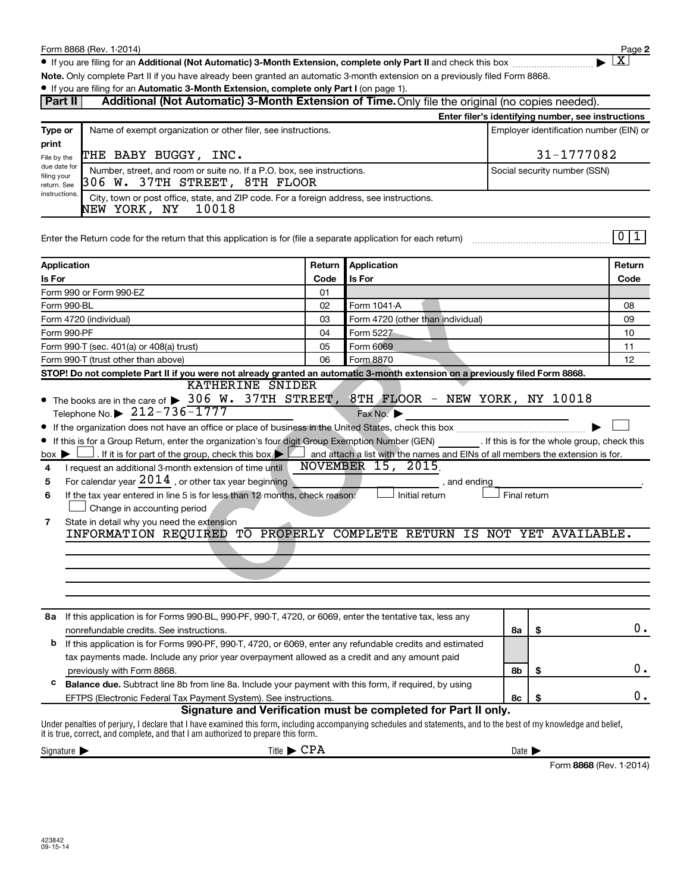Form 8868 (Rev. 1-2014)

- If you are filing for an **Additional (Not Automatic) 3-Month Extension, complete only Part II** and check this box ▶ X

**Note.** Only complete Part II if you have already been granted an automatic 3-month extension on a previously filed Form 8868.

- If you are filing for an **Automatic 3-Month Extension, complete only Part I** (on page 1).

## Part II — Additional (Not Automatic) 3-Month Extension of Time. Only file the original (no copies needed).

**Enter filer's identifying number, see instructions**

| Type or print | Name of exempt organization or other filer, see instructions. | Employer identification number (EIN) or |
|---|---|---|
| File by the due date for filing your return. See instructions. | THE BABY BUGGY, INC. | 31-1777082 |
| | Number, street, and room or suite no. If a P.O. box, see instructions. 306 W. 37TH STREET, 8TH FLOOR | Social security number (SSN) |
| | City, town or post office, state, and ZIP code. For a foreign address, see instructions. NEW YORK, NY 10018 | |

Enter the Return code for the return that this application is for (file a separate application for each return) 0 1

| Application Is For | Return Code | Application Is For | Return Code |
|---|---|---|---|
| Form 990 or Form 990-EZ | 01 | | |
| Form 990-BL | 02 | Form 1041-A | 08 |
| Form 4720 (individual) | 03 | Form 4720 (other than individual) | 09 |
| Form 990-PF | 04 | Form 5227 | 10 |
| Form 990-T (sec. 401(a) or 408(a) trust) | 05 | Form 6069 | 11 |
| Form 990-T (trust other than above) | 06 | Form 8870 | 12 |

**STOP! Do not complete Part II if you were not already granted an automatic 3-month extension on a previously filed Form 8868.**

- The books are in the care of ▶ KATHERINE SNIDER 306 W. 37TH STREET, 8TH FLOOR - NEW YORK, NY 10018
  Telephone No. ▶ 212-736-1777 Fax No. ▶
- If the organization does not have an office or place of business in the United States, check this box ▶ ☐
- If this is for a Group Return, enter the organization's four digit Group Exemption Number (GEN) ______ . If this is for the whole group, check this box ▶ ☐ . If it is for part of the group, check this box ▶ ☐ and attach a list with the names and EINs of all members the extension is for.

4. I request an additional 3-month extension of time until NOVEMBER 15, 2015.
5. For calendar year 2014 , or other tax year beginning ______ , and ending ______ .
6. If the tax year entered in line 5 is for less than 12 months, check reason: ☐ Initial return ☐ Final return ☐ Change in accounting period
7. State in detail why you need the extension
   INFORMATION REQUIRED TO PROPERLY COMPLETE RETURN IS NOT YET AVAILABLE.

| | | | |
|---|---|---|---|
| **8a** | If this application is for Forms 990-BL, 990-PF, 990-T, 4720, or 6069, enter the tentative tax, less any nonrefundable credits. See instructions. | 8a | $ 0. |
| **b** | If this application is for Forms 990-PF, 990-T, 4720, or 6069, enter any refundable credits and estimated tax payments made. Include any prior year overpayment allowed as a credit and any amount paid previously with Form 8868. | 8b | $ 0. |
| **c** | **Balance due.** Subtract line 8b from line 8a. Include your payment with this form, if required, by using EFTPS (Electronic Federal Tax Payment System). See instructions. | 8c | $ 0. |

**Signature and Verification must be completed for Part II only.**

Under penalties of perjury, I declare that I have examined this form, including accompanying schedules and statements, and to the best of my knowledge and belief, it is true, correct, and complete, and that I am authorized to prepare this form.

Signature ▶ Title ▶ CPA Date ▶

Form **8868** (Rev. 1-2014)

423842 09-15-14